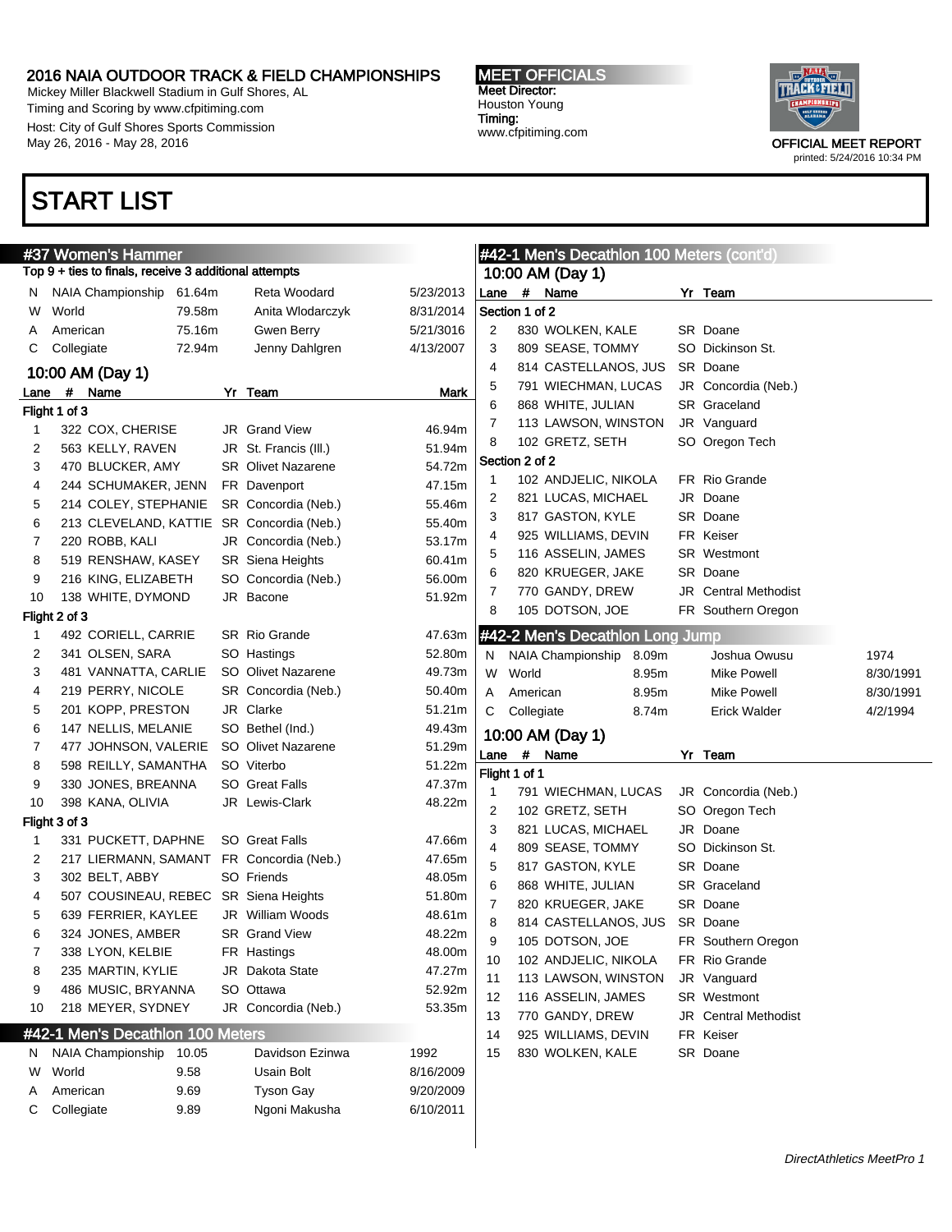# 2016 NAIA OUTDOOR TRACK & FIELD CHAMPIONSHIPS

Mickey Miller Blackwell Stadium in Gulf Shores, AL
Timing and Scoring by www.cfpitiming.com
Host: City of Gulf Shores Sports Commission
May 26, 2016 - May 28, 2016

**MEET OFFICIALS**
Meet Director:
Houston Young
Timing:
www.cfpitiming.com

OFFICIAL MEET REPORT
printed: 5/24/2016 10:34 PM

# START LIST

## #37 Women's Hammer

Top 9 + ties to finals, receive 3 additional attempts

| | | | | |
|---|---|---|---|---|
| N | NAIA Championship | 61.64m | Reta Woodard | 5/23/2013 |
| W | World | 79.58m | Anita Wlodarczyk | 8/31/2014 |
| A | American | 75.16m | Gwen Berry | 5/21/3016 |
| C | Collegiate | 72.94m | Jenny Dahlgren | 4/13/2007 |

### 10:00 AM (Day 1)

| Lane | # | Name | Yr | Team | Mark |
|---|---|---|---|---|---|
| **Flight 1 of 3** | | | | | |
| 1 | 322 | COX, CHERISE | JR | Grand View | 46.94m |
| 2 | 563 | KELLY, RAVEN | JR | St. Francis (Ill.) | 51.94m |
| 3 | 470 | BLUCKER, AMY | SR | Olivet Nazarene | 54.72m |
| 4 | 244 | SCHUMAKER, JENN | FR | Davenport | 47.15m |
| 5 | 214 | COLEY, STEPHANIE | SR | Concordia (Neb.) | 55.46m |
| 6 | 213 | CLEVELAND, KATTIE | SR | Concordia (Neb.) | 55.40m |
| 7 | 220 | ROBB, KALI | JR | Concordia (Neb.) | 53.17m |
| 8 | 519 | RENSHAW, KASEY | SR | Siena Heights | 60.41m |
| 9 | 216 | KING, ELIZABETH | SO | Concordia (Neb.) | 56.00m |
| 10 | 138 | WHITE, DYMOND | JR | Bacone | 51.92m |
| **Flight 2 of 3** | | | | | |
| 1 | 492 | CORIELL, CARRIE | SR | Rio Grande | 47.63m |
| 2 | 341 | OLSEN, SARA | SO | Hastings | 52.80m |
| 3 | 481 | VANNATTA, CARLIE | SO | Olivet Nazarene | 49.73m |
| 4 | 219 | PERRY, NICOLE | SR | Concordia (Neb.) | 50.40m |
| 5 | 201 | KOPP, PRESTON | JR | Clarke | 51.21m |
| 6 | 147 | NELLIS, MELANIE | SO | Bethel (Ind.) | 49.43m |
| 7 | 477 | JOHNSON, VALERIE | SO | Olivet Nazarene | 51.29m |
| 8 | 598 | REILLY, SAMANTHA | SO | Viterbo | 51.22m |
| 9 | 330 | JONES, BREANNA | SO | Great Falls | 47.37m |
| 10 | 398 | KANA, OLIVIA | JR | Lewis-Clark | 48.22m |
| **Flight 3 of 3** | | | | | |
| 1 | 331 | PUCKETT, DAPHNE | SO | Great Falls | 47.66m |
| 2 | 217 | LIERMANN, SAMANT | FR | Concordia (Neb.) | 47.65m |
| 3 | 302 | BELT, ABBY | SO | Friends | 48.05m |
| 4 | 507 | COUSINEAU, REBEC | SR | Siena Heights | 51.80m |
| 5 | 639 | FERRIER, KAYLEE | JR | William Woods | 48.61m |
| 6 | 324 | JONES, AMBER | SR | Grand View | 48.22m |
| 7 | 338 | LYON, KELBIE | FR | Hastings | 48.00m |
| 8 | 235 | MARTIN, KYLIE | JR | Dakota State | 47.27m |
| 9 | 486 | MUSIC, BRYANNA | SO | Ottawa | 52.92m |
| 10 | 218 | MEYER, SYDNEY | JR | Concordia (Neb.) | 53.35m |

## #42-1 Men's Decathlon 100 Meters

| | | | | |
|---|---|---|---|---|
| N | NAIA Championship | 10.05 | Davidson Ezinwa | 1992 |
| W | World | 9.58 | Usain Bolt | 8/16/2009 |
| A | American | 9.69 | Tyson Gay | 9/20/2009 |
| C | Collegiate | 9.89 | Ngoni Makusha | 6/10/2011 |

## #42-1 Men's Decathlon 100 Meters (cont'd)

### 10:00 AM (Day 1)

| Lane | # | Name | Yr | Team |
|---|---|---|---|---|
| **Section 1 of 2** | | | | |
| 2 | 830 | WOLKEN, KALE | SR | Doane |
| 3 | 809 | SEASE, TOMMY | SO | Dickinson St. |
| 4 | 814 | CASTELLANOS, JUS | SR | Doane |
| 5 | 791 | WIECHMAN, LUCAS | JR | Concordia (Neb.) |
| 6 | 868 | WHITE, JULIAN | SR | Graceland |
| 7 | 113 | LAWSON, WINSTON | JR | Vanguard |
| 8 | 102 | GRETZ, SETH | SO | Oregon Tech |
| **Section 2 of 2** | | | | |
| 1 | 102 | ANDJELIC, NIKOLA | FR | Rio Grande |
| 2 | 821 | LUCAS, MICHAEL | JR | Doane |
| 3 | 817 | GASTON, KYLE | SR | Doane |
| 4 | 925 | WILLIAMS, DEVIN | FR | Keiser |
| 5 | 116 | ASSELIN, JAMES | SR | Westmont |
| 6 | 820 | KRUEGER, JAKE | SR | Doane |
| 7 | 770 | GANDY, DREW | JR | Central Methodist |
| 8 | 105 | DOTSON, JOE | FR | Southern Oregon |

## #42-2 Men's Decathlon Long Jump

| | | | | |
|---|---|---|---|---|
| N | NAIA Championship | 8.09m | Joshua Owusu | 1974 |
| W | World | 8.95m | Mike Powell | 8/30/1991 |
| A | American | 8.95m | Mike Powell | 8/30/1991 |
| C | Collegiate | 8.74m | Erick Walder | 4/2/1994 |

### 10:00 AM (Day 1)

| Lane | # | Name | Yr | Team |
|---|---|---|---|---|
| **Flight 1 of 1** | | | | |
| 1 | 791 | WIECHMAN, LUCAS | JR | Concordia (Neb.) |
| 2 | 102 | GRETZ, SETH | SO | Oregon Tech |
| 3 | 821 | LUCAS, MICHAEL | JR | Doane |
| 4 | 809 | SEASE, TOMMY | SO | Dickinson St. |
| 5 | 817 | GASTON, KYLE | SR | Doane |
| 6 | 868 | WHITE, JULIAN | SR | Graceland |
| 7 | 820 | KRUEGER, JAKE | SR | Doane |
| 8 | 814 | CASTELLANOS, JUS | SR | Doane |
| 9 | 105 | DOTSON, JOE | FR | Southern Oregon |
| 10 | 102 | ANDJELIC, NIKOLA | FR | Rio Grande |
| 11 | 113 | LAWSON, WINSTON | JR | Vanguard |
| 12 | 116 | ASSELIN, JAMES | SR | Westmont |
| 13 | 770 | GANDY, DREW | JR | Central Methodist |
| 14 | 925 | WILLIAMS, DEVIN | FR | Keiser |
| 15 | 830 | WOLKEN, KALE | SR | Doane |

*DirectAthletics MeetPro 1*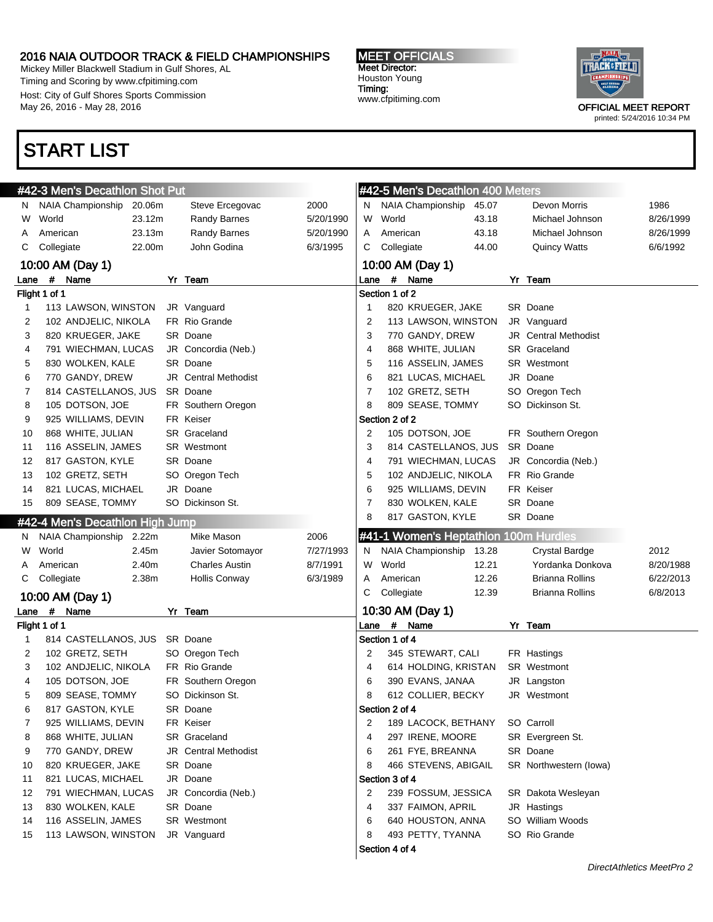# START LIST

## #42-3 Men's Decathlon Shot Put

| | | | | |
|---|---|---|---|---|
| N | NAIA Championship | 20.06m | Steve Ercegovac | 2000 |
| W | World | 23.12m | Randy Barnes | 5/20/1990 |
| A | American | 23.13m | Randy Barnes | 5/20/1990 |
| C | Collegiate | 22.00m | John Godina | 6/3/1995 |

### 10:00 AM (Day 1)

**Flight 1 of 1**

| Lane | # | Name | Yr | Team |
|---|---|---|---|---|
| 1 | 113 | LAWSON, WINSTON | JR | Vanguard |
| 2 | 102 | ANDJELIC, NIKOLA | FR | Rio Grande |
| 3 | 820 | KRUEGER, JAKE | SR | Doane |
| 4 | 791 | WIECHMAN, LUCAS | JR | Concordia (Neb.) |
| 5 | 830 | WOLKEN, KALE | SR | Doane |
| 6 | 770 | GANDY, DREW | JR | Central Methodist |
| 7 | 814 | CASTELLANOS, JUS | SR | Doane |
| 8 | 105 | DOTSON, JOE | FR | Southern Oregon |
| 9 | 925 | WILLIAMS, DEVIN | FR | Keiser |
| 10 | 868 | WHITE, JULIAN | SR | Graceland |
| 11 | 116 | ASSELIN, JAMES | SR | Westmont |
| 12 | 817 | GASTON, KYLE | SR | Doane |
| 13 | 102 | GRETZ, SETH | SO | Oregon Tech |
| 14 | 821 | LUCAS, MICHAEL | JR | Doane |
| 15 | 809 | SEASE, TOMMY | SO | Dickinson St. |

## #42-4 Men's Decathlon High Jump

| | | | | |
|---|---|---|---|---|
| N | NAIA Championship | 2.22m | Mike Mason | 2006 |
| W | World | 2.45m | Javier Sotomayor | 7/27/1993 |
| A | American | 2.40m | Charles Austin | 8/7/1991 |
| C | Collegiate | 2.38m | Hollis Conway | 6/3/1989 |

### 10:00 AM (Day 1)

**Flight 1 of 1**

| Lane | # | Name | Yr | Team |
|---|---|---|---|---|
| 1 | 814 | CASTELLANOS, JUS | SR | Doane |
| 2 | 102 | GRETZ, SETH | SO | Oregon Tech |
| 3 | 102 | ANDJELIC, NIKOLA | FR | Rio Grande |
| 4 | 105 | DOTSON, JOE | FR | Southern Oregon |
| 5 | 809 | SEASE, TOMMY | SO | Dickinson St. |
| 6 | 817 | GASTON, KYLE | SR | Doane |
| 7 | 925 | WILLIAMS, DEVIN | FR | Keiser |
| 8 | 868 | WHITE, JULIAN | SR | Graceland |
| 9 | 770 | GANDY, DREW | JR | Central Methodist |
| 10 | 820 | KRUEGER, JAKE | SR | Doane |
| 11 | 821 | LUCAS, MICHAEL | JR | Doane |
| 12 | 791 | WIECHMAN, LUCAS | JR | Concordia (Neb.) |
| 13 | 830 | WOLKEN, KALE | SR | Doane |
| 14 | 116 | ASSELIN, JAMES | SR | Westmont |
| 15 | 113 | LAWSON, WINSTON | JR | Vanguard |

## #42-5 Men's Decathlon 400 Meters

| | | | | |
|---|---|---|---|---|
| N | NAIA Championship | 45.07 | Devon Morris | 1986 |
| W | World | 43.18 | Michael Johnson | 8/26/1999 |
| A | American | 43.18 | Michael Johnson | 8/26/1999 |
| C | Collegiate | 44.00 | Quincy Watts | 6/6/1992 |

### 10:00 AM (Day 1)

| Lane | # | Name | Yr | Team |
|---|---|---|---|---|
| **Section 1 of 2** | | | | |
| 1 | 820 | KRUEGER, JAKE | SR | Doane |
| 2 | 113 | LAWSON, WINSTON | JR | Vanguard |
| 3 | 770 | GANDY, DREW | JR | Central Methodist |
| 4 | 868 | WHITE, JULIAN | SR | Graceland |
| 5 | 116 | ASSELIN, JAMES | SR | Westmont |
| 6 | 821 | LUCAS, MICHAEL | JR | Doane |
| 7 | 102 | GRETZ, SETH | SO | Oregon Tech |
| 8 | 809 | SEASE, TOMMY | SO | Dickinson St. |
| **Section 2 of 2** | | | | |
| 2 | 105 | DOTSON, JOE | FR | Southern Oregon |
| 3 | 814 | CASTELLANOS, JUS | SR | Doane |
| 4 | 791 | WIECHMAN, LUCAS | JR | Concordia (Neb.) |
| 5 | 102 | ANDJELIC, NIKOLA | FR | Rio Grande |
| 6 | 925 | WILLIAMS, DEVIN | FR | Keiser |
| 7 | 830 | WOLKEN, KALE | SR | Doane |
| 8 | 817 | GASTON, KYLE | SR | Doane |

## #41-1 Women's Heptathlon 100m Hurdles

| | | | | |
|---|---|---|---|---|
| N | NAIA Championship | 13.28 | Crystal Bardge | 2012 |
| W | World | 12.21 | Yordanka Donkova | 8/20/1988 |
| A | American | 12.26 | Brianna Rollins | 6/22/2013 |
| C | Collegiate | 12.39 | Brianna Rollins | 6/8/2013 |

### 10:30 AM (Day 1)

| Lane | # | Name | Yr | Team |
|---|---|---|---|---|
| **Section 1 of 4** | | | | |
| 2 | 345 | STEWART, CALI | FR | Hastings |
| 4 | 614 | HOLDING, KRISTAN | SR | Westmont |
| 6 | 390 | EVANS, JANAA | JR | Langston |
| 8 | 612 | COLLIER, BECKY | JR | Westmont |
| **Section 2 of 4** | | | | |
| 2 | 189 | LACOCK, BETHANY | SO | Carroll |
| 4 | 297 | IRENE, MOORE | SR | Evergreen St. |
| 6 | 261 | FYE, BREANNA | SR | Doane |
| 8 | 466 | STEVENS, ABIGAIL | SR | Northwestern (Iowa) |
| **Section 3 of 4** | | | | |
| 2 | 239 | FOSSUM, JESSICA | SR | Dakota Wesleyan |
| 4 | 337 | FAIMON, APRIL | JR | Hastings |
| 6 | 640 | HOUSTON, ANNA | SO | William Woods |
| 8 | 493 | PETTY, TYANNA | SO | Rio Grande |
| **Section 4 of 4** | | | | |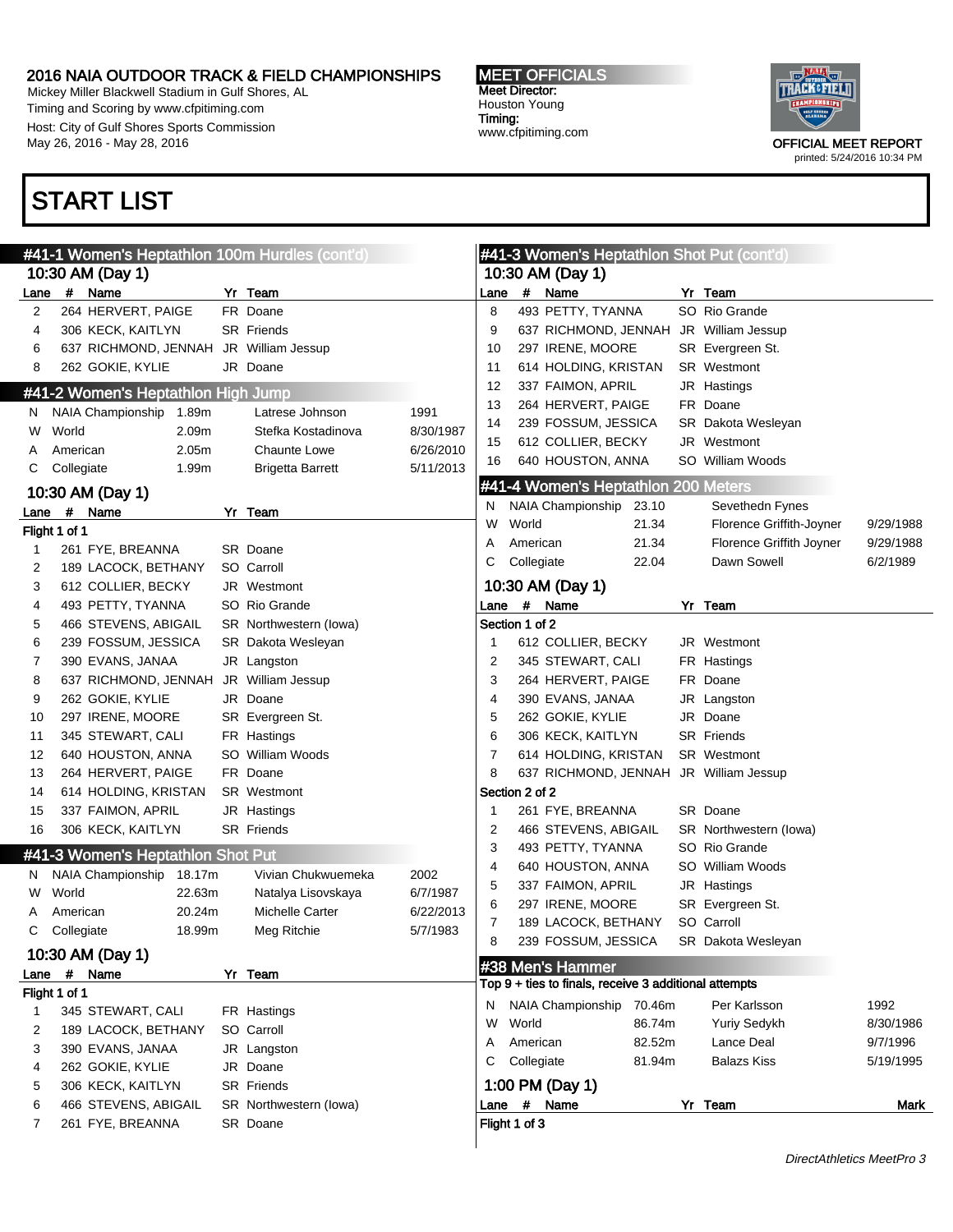# START LIST

## #41-1 Women's Heptathlon 100m Hurdles (cont'd)

### 10:30 AM (Day 1)

| Lane | # | Name | Yr | Team |
|---|---|---|---|---|
| 2 | 264 | HERVERT, PAIGE | FR | Doane |
| 4 | 306 | KECK, KAITLYN | SR | Friends |
| 6 | 637 | RICHMOND, JENNAH | JR | William Jessup |
| 8 | 262 | GOKIE, KYLIE | JR | Doane |

## #41-2 Women's Heptathlon High Jump

| | | | | |
|---|---|---|---|---|
| N | NAIA Championship | 1.89m | Latrese Johnson | 1991 |
| W | World | 2.09m | Stefka Kostadinova | 8/30/1987 |
| A | American | 2.05m | Chaunte Lowe | 6/26/2010 |
| C | Collegiate | 1.99m | Brigetta Barrett | 5/11/2013 |

### 10:30 AM (Day 1)

Flight 1 of 1

| Lane | # | Name | Yr | Team |
|---|---|---|---|---|
| 1 | 261 | FYE, BREANNA | SR | Doane |
| 2 | 189 | LACOCK, BETHANY | SO | Carroll |
| 3 | 612 | COLLIER, BECKY | JR | Westmont |
| 4 | 493 | PETTY, TYANNA | SO | Rio Grande |
| 5 | 466 | STEVENS, ABIGAIL | SR | Northwestern (Iowa) |
| 6 | 239 | FOSSUM, JESSICA | SR | Dakota Wesleyan |
| 7 | 390 | EVANS, JANAA | JR | Langston |
| 8 | 637 | RICHMOND, JENNAH | JR | William Jessup |
| 9 | 262 | GOKIE, KYLIE | JR | Doane |
| 10 | 297 | IRENE, MOORE | SR | Evergreen St. |
| 11 | 345 | STEWART, CALI | FR | Hastings |
| 12 | 640 | HOUSTON, ANNA | SO | William Woods |
| 13 | 264 | HERVERT, PAIGE | FR | Doane |
| 14 | 614 | HOLDING, KRISTAN | SR | Westmont |
| 15 | 337 | FAIMON, APRIL | JR | Hastings |
| 16 | 306 | KECK, KAITLYN | SR | Friends |

## #41-3 Women's Heptathlon Shot Put

| | | | | |
|---|---|---|---|---|
| N | NAIA Championship | 18.17m | Vivian Chukwuemeka | 2002 |
| W | World | 22.63m | Natalya Lisovskaya | 6/7/1987 |
| A | American | 20.24m | Michelle Carter | 6/22/2013 |
| C | Collegiate | 18.99m | Meg Ritchie | 5/7/1983 |

### 10:30 AM (Day 1)

Flight 1 of 1

| Lane | # | Name | Yr | Team |
|---|---|---|---|---|
| 1 | 345 | STEWART, CALI | FR | Hastings |
| 2 | 189 | LACOCK, BETHANY | SO | Carroll |
| 3 | 390 | EVANS, JANAA | JR | Langston |
| 4 | 262 | GOKIE, KYLIE | JR | Doane |
| 5 | 306 | KECK, KAITLYN | SR | Friends |
| 6 | 466 | STEVENS, ABIGAIL | SR | Northwestern (Iowa) |
| 7 | 261 | FYE, BREANNA | SR | Doane |

## #41-3 Women's Heptathlon Shot Put (cont'd)

### 10:30 AM (Day 1)

| Lane | # | Name | Yr | Team |
|---|---|---|---|---|
| 8 | 493 | PETTY, TYANNA | SO | Rio Grande |
| 9 | 637 | RICHMOND, JENNAH | JR | William Jessup |
| 10 | 297 | IRENE, MOORE | SR | Evergreen St. |
| 11 | 614 | HOLDING, KRISTAN | SR | Westmont |
| 12 | 337 | FAIMON, APRIL | JR | Hastings |
| 13 | 264 | HERVERT, PAIGE | FR | Doane |
| 14 | 239 | FOSSUM, JESSICA | SR | Dakota Wesleyan |
| 15 | 612 | COLLIER, BECKY | JR | Westmont |
| 16 | 640 | HOUSTON, ANNA | SO | William Woods |

## #41-4 Women's Heptathlon 200 Meters

| | | | | |
|---|---|---|---|---|
| N | NAIA Championship | 23.10 | Sevethedn Fynes | |
| W | World | 21.34 | Florence Griffith-Joyner | 9/29/1988 |
| A | American | 21.34 | Florence Griffith Joyner | 9/29/1988 |
| C | Collegiate | 22.04 | Dawn Sowell | 6/2/1989 |

### 10:30 AM (Day 1)

Section 1 of 2

| Lane | # | Name | Yr | Team |
|---|---|---|---|---|
| 1 | 612 | COLLIER, BECKY | JR | Westmont |
| 2 | 345 | STEWART, CALI | FR | Hastings |
| 3 | 264 | HERVERT, PAIGE | FR | Doane |
| 4 | 390 | EVANS, JANAA | JR | Langston |
| 5 | 262 | GOKIE, KYLIE | JR | Doane |
| 6 | 306 | KECK, KAITLYN | SR | Friends |
| 7 | 614 | HOLDING, KRISTAN | SR | Westmont |
| 8 | 637 | RICHMOND, JENNAH | JR | William Jessup |

Section 2 of 2

| Lane | # | Name | Yr | Team |
|---|---|---|---|---|
| 1 | 261 | FYE, BREANNA | SR | Doane |
| 2 | 466 | STEVENS, ABIGAIL | SR | Northwestern (Iowa) |
| 3 | 493 | PETTY, TYANNA | SO | Rio Grande |
| 4 | 640 | HOUSTON, ANNA | SO | William Woods |
| 5 | 337 | FAIMON, APRIL | JR | Hastings |
| 6 | 297 | IRENE, MOORE | SR | Evergreen St. |
| 7 | 189 | LACOCK, BETHANY | SO | Carroll |
| 8 | 239 | FOSSUM, JESSICA | SR | Dakota Wesleyan |

## #38 Men's Hammer

Top 9 + ties to finals, receive 3 additional attempts

| | | | | |
|---|---|---|---|---|
| N | NAIA Championship | 70.46m | Per Karlsson | 1992 |
| W | World | 86.74m | Yuriy Sedykh | 8/30/1986 |
| A | American | 82.52m | Lance Deal | 9/7/1996 |
| C | Collegiate | 81.94m | Balazs Kiss | 5/19/1995 |

### 1:00 PM (Day 1)

| Lane | # | Name | Yr | Team | Mark |
|---|---|---|---|---|---|

Flight 1 of 3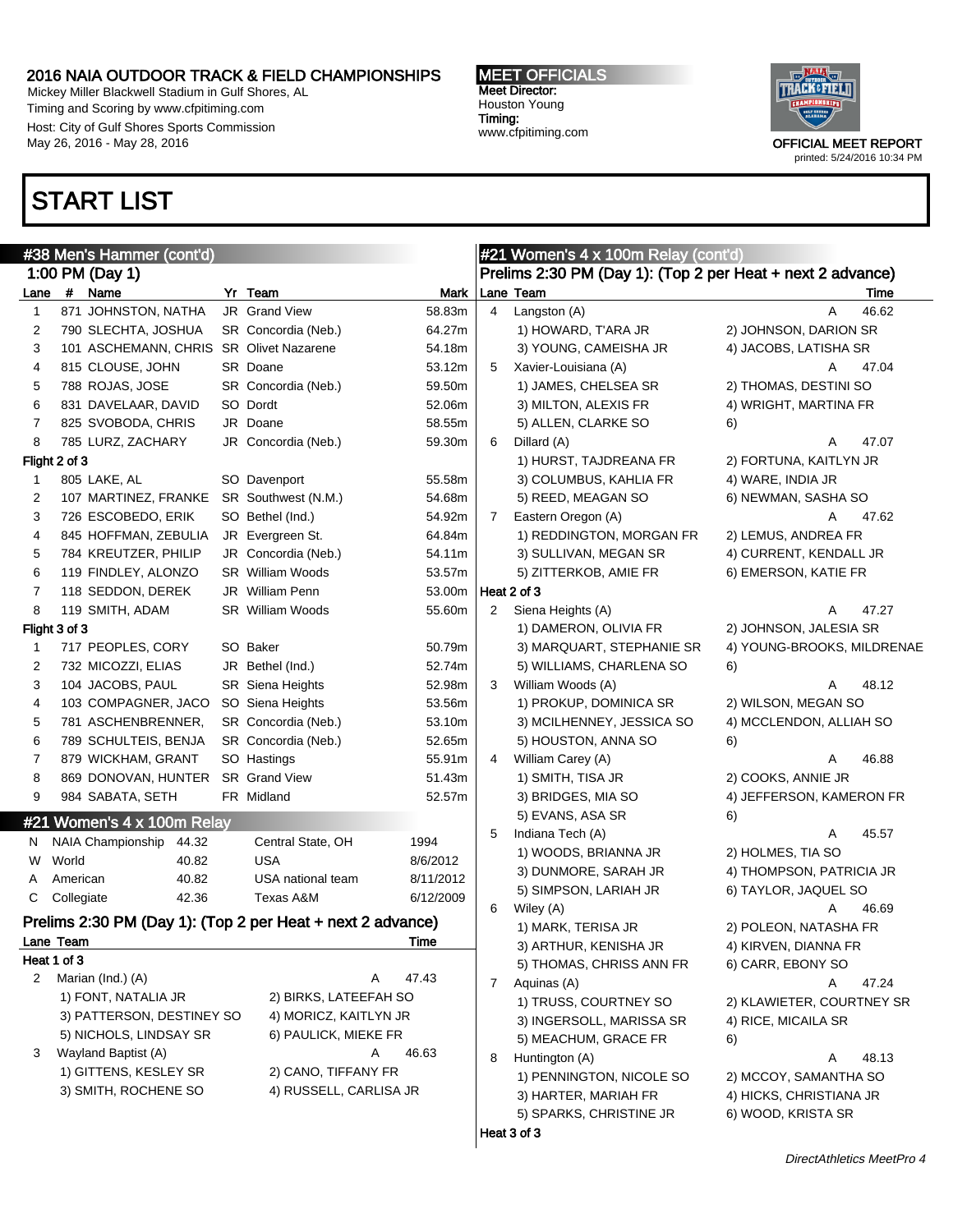## START LIST

### #38 Men's Hammer (cont'd)

1:00 PM (Day 1)

| Lane | # | Name | Yr | Team | Mark |
|---|---|---|---|---|---|
| 1 | 871 | JOHNSTON, NATHA | JR | Grand View | 58.83m |
| 2 | 790 | SLECHTA, JOSHUA | SR | Concordia (Neb.) | 64.27m |
| 3 | 101 | ASCHEMANN, CHRIS | SR | Olivet Nazarene | 54.18m |
| 4 | 815 | CLOUSE, JOHN | SR | Doane | 53.12m |
| 5 | 788 | ROJAS, JOSE | SR | Concordia (Neb.) | 59.50m |
| 6 | 831 | DAVELAAR, DAVID | SO | Dordt | 52.06m |
| 7 | 825 | SVOBODA, CHRIS | JR | Doane | 58.55m |
| 8 | 785 | LURZ, ZACHARY | JR | Concordia (Neb.) | 59.30m |
| **Flight 2 of 3** | | | | | |
| 1 | 805 | LAKE, AL | SO | Davenport | 55.58m |
| 2 | 107 | MARTINEZ, FRANKE | SR | Southwest (N.M.) | 54.68m |
| 3 | 726 | ESCOBEDO, ERIK | SO | Bethel (Ind.) | 54.92m |
| 4 | 845 | HOFFMAN, ZEBULIA | JR | Evergreen St. | 64.84m |
| 5 | 784 | KREUTZER, PHILIP | JR | Concordia (Neb.) | 54.11m |
| 6 | 119 | FINDLEY, ALONZO | SR | William Woods | 53.57m |
| 7 | 118 | SEDDON, DEREK | JR | William Penn | 53.00m |
| 8 | 119 | SMITH, ADAM | SR | William Woods | 55.60m |
| **Flight 3 of 3** | | | | | |
| 1 | 717 | PEOPLES, CORY | SO | Baker | 50.79m |
| 2 | 732 | MICOZZI, ELIAS | JR | Bethel (Ind.) | 52.74m |
| 3 | 104 | JACOBS, PAUL | SR | Siena Heights | 52.98m |
| 4 | 103 | COMPAGNER, JACO | SO | Siena Heights | 53.56m |
| 5 | 781 | ASCHENBRENNER, | SR | Concordia (Neb.) | 53.10m |
| 6 | 789 | SCHULTEIS, BENJA | SR | Concordia (Neb.) | 52.65m |
| 7 | 879 | WICKHAM, GRANT | SO | Hastings | 55.91m |
| 8 | 869 | DONOVAN, HUNTER | SR | Grand View | 51.43m |
| 9 | 984 | SABATA, SETH | FR | Midland | 52.57m |

### #21 Women's 4 x 100m Relay

| | | | | |
|---|---|---|---|---|
| N | NAIA Championship | 44.32 | Central State, OH | 1994 |
| W | World | 40.82 | USA | 8/6/2012 |
| A | American | 40.82 | USA national team | 8/11/2012 |
| C | Collegiate | 42.36 | Texas A&M | 6/12/2009 |

Prelims 2:30 PM (Day 1): (Top 2 per Heat + next 2 advance)

| Lane | Team | | | Time |
|---|---|---|---|---|
| **Heat 1 of 3** | | | | |
| 2 | Marian (Ind.) (A) | | A | 47.43 |
| | 1) FONT, NATALIA JR | 2) BIRKS, LATEEFAH SO | | |
| | 3) PATTERSON, DESTINEY SO | 4) MORICZ, KAITLYN JR | | |
| | 5) NICHOLS, LINDSAY SR | 6) PAULICK, MIEKE FR | | |
| 3 | Wayland Baptist (A) | | A | 46.63 |
| | 1) GITTENS, KESLEY SR | 2) CANO, TIFFANY FR | | |
| | 3) SMITH, ROCHENE SO | 4) RUSSELL, CARLISA JR | | |
| 4 | Langston (A) | | A | 46.62 |
| | 1) HOWARD, T'ARA JR | 2) JOHNSON, DARION SR | | |
| | 3) YOUNG, CAMEISHA JR | 4) JACOBS, LATISHA SR | | |
| 5 | Xavier-Louisiana (A) | | A | 47.04 |
| | 1) JAMES, CHELSEA SR | 2) THOMAS, DESTINI SO | | |
| | 3) MILTON, ALEXIS FR | 4) WRIGHT, MARTINA FR | | |
| | 5) ALLEN, CLARKE SO | 6) | | |
| 6 | Dillard (A) | | A | 47.07 |
| | 1) HURST, TAJDREANA FR | 2) FORTUNA, KAITLYN JR | | |
| | 3) COLUMBUS, KAHLIA FR | 4) WARE, INDIA JR | | |
| | 5) REED, MEAGAN SO | 6) NEWMAN, SASHA SO | | |
| 7 | Eastern Oregon (A) | | A | 47.62 |
| | 1) REDDINGTON, MORGAN FR | 2) LEMUS, ANDREA FR | | |
| | 3) SULLIVAN, MEGAN SR | 4) CURRENT, KENDALL JR | | |
| | 5) ZITTERKOB, AMIE FR | 6) EMERSON, KATIE FR | | |
| **Heat 2 of 3** | | | | |
| 2 | Siena Heights (A) | | A | 47.27 |
| | 1) DAMERON, OLIVIA FR | 2) JOHNSON, JALESIA SR | | |
| | 3) MARQUART, STEPHANIE SR | 4) YOUNG-BROOKS, MILDRENAE | | |
| | 5) WILLIAMS, CHARLENA SO | 6) | | |
| 3 | William Woods (A) | | A | 48.12 |
| | 1) PROKUP, DOMINICA SR | 2) WILSON, MEGAN SO | | |
| | 3) MCILHENNEY, JESSICA SO | 4) MCCLENDON, ALLIAH SO | | |
| | 5) HOUSTON, ANNA SO | 6) | | |
| 4 | William Carey (A) | | A | 46.88 |
| | 1) SMITH, TISA JR | 2) COOKS, ANNIE JR | | |
| | 3) BRIDGES, MIA SO | 4) JEFFERSON, KAMERON FR | | |
| | 5) EVANS, ASA SR | 6) | | |
| 5 | Indiana Tech (A) | | A | 45.57 |
| | 1) WOODS, BRIANNA JR | 2) HOLMES, TIA SO | | |
| | 3) DUNMORE, SARAH JR | 4) THOMPSON, PATRICIA JR | | |
| | 5) SIMPSON, LARIAH JR | 6) TAYLOR, JAQUEL SO | | |
| 6 | Wiley (A) | | A | 46.69 |
| | 1) MARK, TERISA JR | 2) POLEON, NATASHA FR | | |
| | 3) ARTHUR, KENISHA JR | 4) KIRVEN, DIANNA FR | | |
| | 5) THOMAS, CHRISS ANN FR | 6) CARR, EBONY SO | | |
| 7 | Aquinas (A) | | A | 47.24 |
| | 1) TRUSS, COURTNEY SO | 2) KLAWIETER, COURTNEY SR | | |
| | 3) INGERSOLL, MARISSA SR | 4) RICE, MICAILA SR | | |
| | 5) MEACHUM, GRACE FR | 6) | | |
| 8 | Huntington (A) | | A | 48.13 |
| | 1) PENNINGTON, NICOLE SO | 2) MCCOY, SAMANTHA SO | | |
| | 3) HARTER, MARIAH FR | 4) HICKS, CHRISTIANA JR | | |
| | 5) SPARKS, CHRISTINE JR | 6) WOOD, KRISTA SR | | |
| **Heat 3 of 3** | | | | |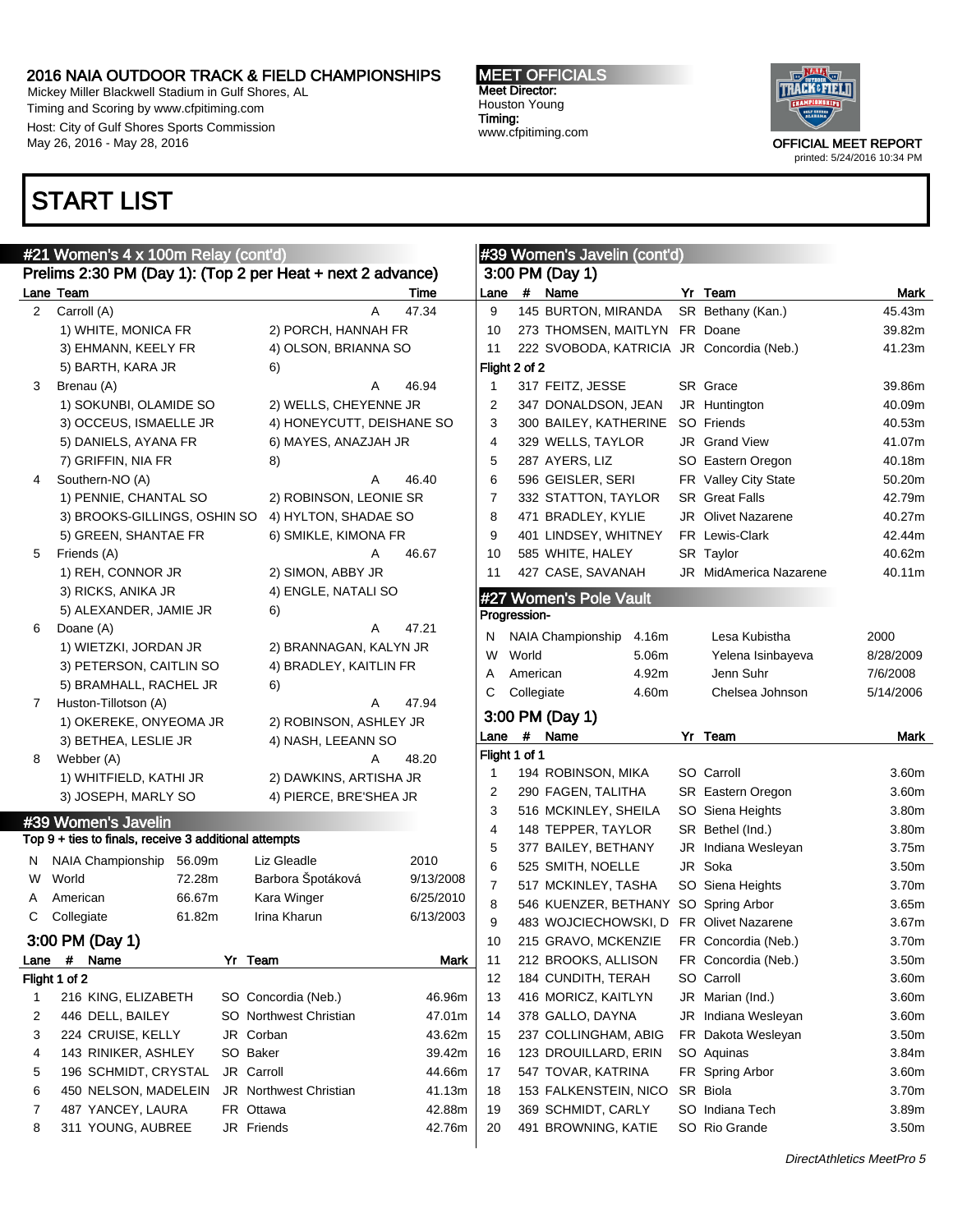# START LIST

## #21 Women's 4 x 100m Relay (cont'd)

### Prelims 2:30 PM (Day 1): (Top 2 per Heat + next 2 advance)

| Lane | Team | | Time |
|---|---|---|---|
| 2 | Carroll (A) | A | 47.34 |
| | 1) WHITE, MONICA FR | 2) PORCH, HANNAH FR | |
| | 3) EHMANN, KEELY FR | 4) OLSON, BRIANNA SO | |
| | 5) BARTH, KARA JR | 6) | |
| 3 | Brenau (A) | A | 46.94 |
| | 1) SOKUNBI, OLAMIDE SO | 2) WELLS, CHEYENNE JR | |
| | 3) OCCEUS, ISMAELLE JR | 4) HONEYCUTT, DEISHANE SO | |
| | 5) DANIELS, AYANA FR | 6) MAYES, ANAZJAH JR | |
| | 7) GRIFFIN, NIA FR | 8) | |
| 4 | Southern-NO (A) | A | 46.40 |
| | 1) PENNIE, CHANTAL SO | 2) ROBINSON, LEONIE SR | |
| | 3) BROOKS-GILLINGS, OSHIN SO | 4) HYLTON, SHADAE SO | |
| | 5) GREEN, SHANTAE FR | 6) SMIKLE, KIMONA FR | |
| 5 | Friends (A) | A | 46.67 |
| | 1) REH, CONNOR JR | 2) SIMON, ABBY JR | |
| | 3) RICKS, ANIKA JR | 4) ENGLE, NATALI SO | |
| | 5) ALEXANDER, JAMIE JR | 6) | |
| 6 | Doane (A) | A | 47.21 |
| | 1) WIETZKI, JORDAN JR | 2) BRANNAGAN, KALYN JR | |
| | 3) PETERSON, CAITLIN SO | 4) BRADLEY, KAITLIN FR | |
| | 5) BRAMHALL, RACHEL JR | 6) | |
| 7 | Huston-Tillotson (A) | A | 47.94 |
| | 1) OKEREKE, ONYEOMA JR | 2) ROBINSON, ASHLEY JR | |
| | 3) BETHEA, LESLIE JR | 4) NASH, LEEANN SO | |
| 8 | Webber (A) | A | 48.20 |
| | 1) WHITFIELD, KATHI JR | 2) DAWKINS, ARTISHA JR | |
| | 3) JOSEPH, MARLY SO | 4) PIERCE, BRE'SHEA JR | |

## #39 Women's Javelin

Top 9 + ties to finals, receive 3 additional attempts

| | | Mark | Name | Date |
|---|---|---|---|---|
| N | NAIA Championship | 56.09m | Liz Gleadle | 2010 |
| W | World | 72.28m | Barbora Špotáková | 9/13/2008 |
| A | American | 66.67m | Kara Winger | 6/25/2010 |
| C | Collegiate | 61.82m | Irina Kharun | 6/13/2003 |

### 3:00 PM (Day 1)

| Lane | # | Name | Yr | Team | Mark |
|---|---|---|---|---|---|
| **Flight 1 of 2** | | | | | |
| 1 | 216 | KING, ELIZABETH | SO | Concordia (Neb.) | 46.96m |
| 2 | 446 | DELL, BAILEY | SO | Northwest Christian | 47.01m |
| 3 | 224 | CRUISE, KELLY | JR | Corban | 43.62m |
| 4 | 143 | RINIKER, ASHLEY | SO | Baker | 39.42m |
| 5 | 196 | SCHMIDT, CRYSTAL | JR | Carroll | 44.66m |
| 6 | 450 | NELSON, MADELEIN | JR | Northwest Christian | 41.13m |
| 7 | 487 | YANCEY, LAURA | FR | Ottawa | 42.88m |
| 8 | 311 | YOUNG, AUBREE | JR | Friends | 42.76m |

## #39 Women's Javelin (cont'd)

### 3:00 PM (Day 1)

| Lane | # | Name | Yr | Team | Mark |
|---|---|---|---|---|---|
| 9 | 145 | BURTON, MIRANDA | SR | Bethany (Kan.) | 45.43m |
| 10 | 273 | THOMSEN, MAITLYN | FR | Doane | 39.82m |
| 11 | 222 | SVOBODA, KATRICIA | JR | Concordia (Neb.) | 41.23m |
| **Flight 2 of 2** | | | | | |
| 1 | 317 | FEITZ, JESSE | SR | Grace | 39.86m |
| 2 | 347 | DONALDSON, JEAN | JR | Huntington | 40.09m |
| 3 | 300 | BAILEY, KATHERINE | SO | Friends | 40.53m |
| 4 | 329 | WELLS, TAYLOR | JR | Grand View | 41.07m |
| 5 | 287 | AYERS, LIZ | SO | Eastern Oregon | 40.18m |
| 6 | 596 | GEISLER, SERI | FR | Valley City State | 50.20m |
| 7 | 332 | STATTON, TAYLOR | SR | Great Falls | 42.79m |
| 8 | 471 | BRADLEY, KYLIE | JR | Olivet Nazarene | 40.27m |
| 9 | 401 | LINDSEY, WHITNEY | FR | Lewis-Clark | 42.44m |
| 10 | 585 | WHITE, HALEY | SR | Taylor | 40.62m |
| 11 | 427 | CASE, SAVANAH | JR | MidAmerica Nazarene | 40.11m |

## #27 Women's Pole Vault

Progression-

| | | Mark | Name | Date |
|---|---|---|---|---|
| N | NAIA Championship | 4.16m | Lesa Kubistha | 2000 |
| W | World | 5.06m | Yelena Isinbayeva | 8/28/2009 |
| A | American | 4.92m | Jenn Suhr | 7/6/2008 |
| C | Collegiate | 4.60m | Chelsea Johnson | 5/14/2006 |

### 3:00 PM (Day 1)

| Lane | # | Name | Yr | Team | Mark |
|---|---|---|---|---|---|
| **Flight 1 of 1** | | | | | |
| 1 | 194 | ROBINSON, MIKA | SO | Carroll | 3.60m |
| 2 | 290 | FAGEN, TALITHA | SR | Eastern Oregon | 3.60m |
| 3 | 516 | MCKINLEY, SHEILA | SO | Siena Heights | 3.80m |
| 4 | 148 | TEPPER, TAYLOR | SR | Bethel (Ind.) | 3.80m |
| 5 | 377 | BAILEY, BETHANY | JR | Indiana Wesleyan | 3.75m |
| 6 | 525 | SMITH, NOELLE | JR | Soka | 3.50m |
| 7 | 517 | MCKINLEY, TASHA | SO | Siena Heights | 3.70m |
| 8 | 546 | KUENZER, BETHANY | SO | Spring Arbor | 3.65m |
| 9 | 483 | WOJCIECHOWSKI, D | FR | Olivet Nazarene | 3.67m |
| 10 | 215 | GRAVO, MCKENZIE | FR | Concordia (Neb.) | 3.70m |
| 11 | 212 | BROOKS, ALLISON | FR | Concordia (Neb.) | 3.50m |
| 12 | 184 | CUNDITH, TERAH | SO | Carroll | 3.60m |
| 13 | 416 | MORICZ, KAITLYN | JR | Marian (Ind.) | 3.60m |
| 14 | 378 | GALLO, DAYNA | JR | Indiana Wesleyan | 3.60m |
| 15 | 237 | COLLINGHAM, ABIG | FR | Dakota Wesleyan | 3.50m |
| 16 | 123 | DROUILLARD, ERIN | SO | Aquinas | 3.84m |
| 17 | 547 | TOVAR, KATRINA | FR | Spring Arbor | 3.60m |
| 18 | 153 | FALKENSTEIN, NICO | SR | Biola | 3.70m |
| 19 | 369 | SCHMIDT, CARLY | SO | Indiana Tech | 3.89m |
| 20 | 491 | BROWNING, KATIE | SO | Rio Grande | 3.50m |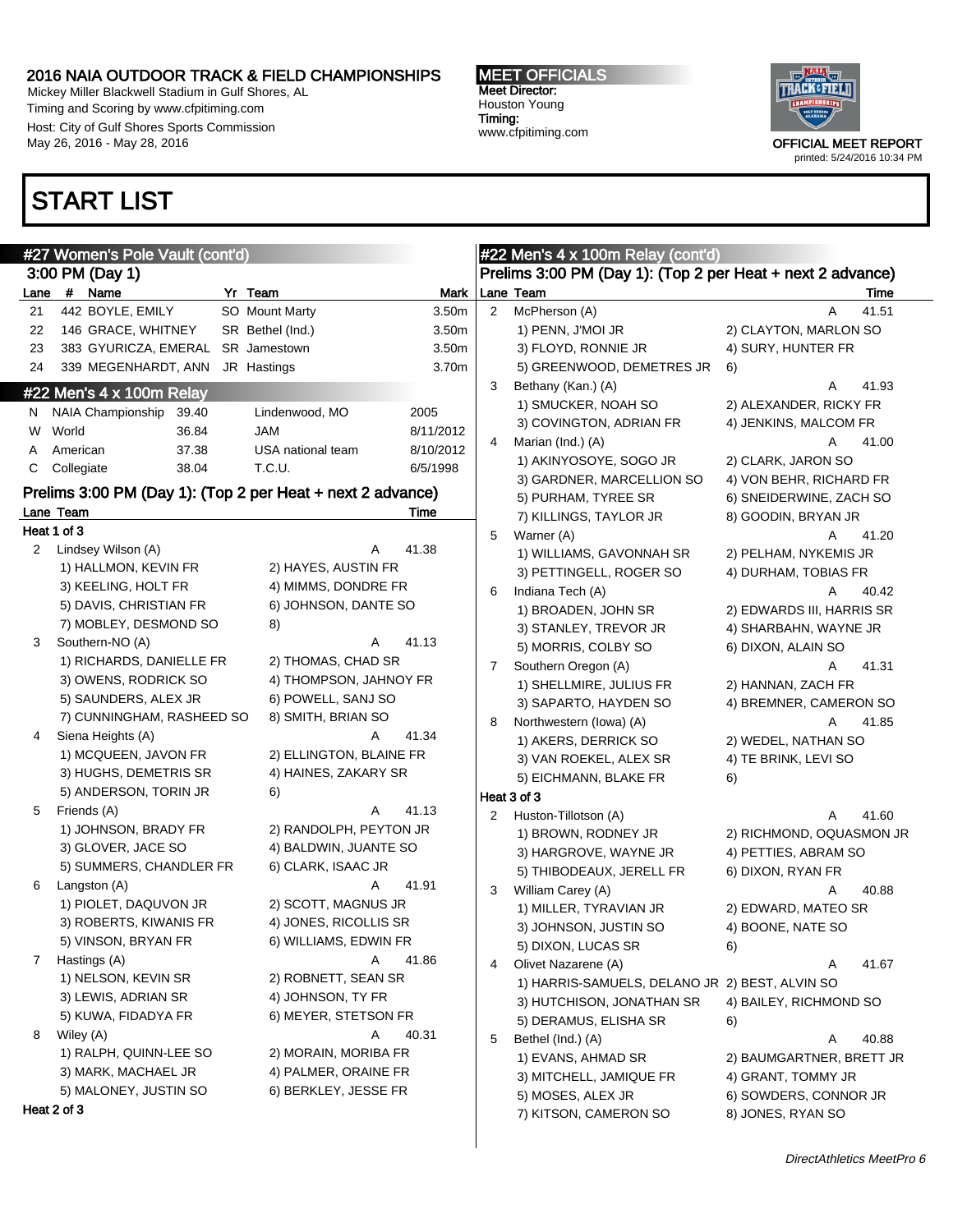# START LIST

## #27 Women's Pole Vault (cont'd)

### 3:00 PM (Day 1)

| Lane | # | Name | Yr | Team | Mark |
|---|---|---|---|---|---|
| 21 | 442 | BOYLE, EMILY | SO | Mount Marty | 3.50m |
| 22 | 146 | GRACE, WHITNEY | SR | Bethel (Ind.) | 3.50m |
| 23 | 383 | GYURICZA, EMERAL | SR | Jamestown | 3.50m |
| 24 | 339 | MEGENHARDT, ANN | JR | Hastings | 3.70m |

## #22 Men's 4 x 100m Relay

| | Record | Mark | Holder | Date |
|---|---|---|---|---|
| N | NAIA Championship | 39.40 | Lindenwood, MO | 2005 |
| W | World | 36.84 | JAM | 8/11/2012 |
| A | American | 37.38 | USA national team | 8/10/2012 |
| C | Collegiate | 38.04 | T.C.U. | 6/5/1998 |

### Prelims 3:00 PM (Day 1): (Top 2 per Heat + next 2 advance)

**Heat 1 of 3**

| Lane | Team | | Time |
|---|---|---|---|
| 2 | Lindsey Wilson (A) | A | 41.38 |
| | 1) HALLMON, KEVIN FR | 2) HAYES, AUSTIN FR | |
| | 3) KEELING, HOLT FR | 4) MIMMS, DONDRE FR | |
| | 5) DAVIS, CHRISTIAN FR | 6) JOHNSON, DANTE SO | |
| | 7) MOBLEY, DESMOND SO | 8) | |
| 3 | Southern-NO (A) | A | 41.13 |
| | 1) RICHARDS, DANIELLE FR | 2) THOMAS, CHAD SR | |
| | 3) OWENS, RODRICK SO | 4) THOMPSON, JAHNOY FR | |
| | 5) SAUNDERS, ALEX JR | 6) POWELL, SANJ SO | |
| | 7) CUNNINGHAM, RASHEED SO | 8) SMITH, BRIAN SO | |
| 4 | Siena Heights (A) | A | 41.34 |
| | 1) MCQUEEN, JAVON FR | 2) ELLINGTON, BLAINE FR | |
| | 3) HUGHS, DEMETRIS SR | 4) HAINES, ZAKARY SR | |
| | 5) ANDERSON, TORIN JR | 6) | |
| 5 | Friends (A) | A | 41.13 |
| | 1) JOHNSON, BRADY FR | 2) RANDOLPH, PEYTON JR | |
| | 3) GLOVER, JACE SO | 4) BALDWIN, JUANTE SO | |
| | 5) SUMMERS, CHANDLER FR | 6) CLARK, ISAAC JR | |
| 6 | Langston (A) | A | 41.91 |
| | 1) PIOLET, DAQUVON JR | 2) SCOTT, MAGNUS JR | |
| | 3) ROBERTS, KIWANIS FR | 4) JONES, RICOLLIS SR | |
| | 5) VINSON, BRYAN FR | 6) WILLIAMS, EDWIN FR | |
| 7 | Hastings (A) | A | 41.86 |
| | 1) NELSON, KEVIN SR | 2) ROBNETT, SEAN SR | |
| | 3) LEWIS, ADRIAN SR | 4) JOHNSON, TY FR | |
| | 5) KUWA, FIDADYA FR | 6) MEYER, STETSON FR | |
| 8 | Wiley (A) | A | 40.31 |
| | 1) RALPH, QUINN-LEE SO | 2) MORAIN, MORIBA FR | |
| | 3) MARK, MACHAEL JR | 4) PALMER, ORAINE FR | |
| | 5) MALONEY, JUSTIN SO | 6) BERKLEY, JESSE FR | |

**Heat 2 of 3**

| Lane | Team | | Time |
|---|---|---|---|
| 2 | McPherson (A) | A | 41.51 |
| | 1) PENN, J'MOI JR | 2) CLAYTON, MARLON SO | |
| | 3) FLOYD, RONNIE JR | 4) SURY, HUNTER FR | |
| | 5) GREENWOOD, DEMETRES JR | 6) | |
| 3 | Bethany (Kan.) (A) | A | 41.93 |
| | 1) SMUCKER, NOAH SO | 2) ALEXANDER, RICKY FR | |
| | 3) COVINGTON, ADRIAN FR | 4) JENKINS, MALCOM FR | |
| 4 | Marian (Ind.) (A) | A | 41.00 |
| | 1) AKINYOSOYE, SOGO JR | 2) CLARK, JARON SO | |
| | 3) GARDNER, MARCELLION SO | 4) VON BEHR, RICHARD FR | |
| | 5) PURHAM, TYREE SR | 6) SNEIDERWINE, ZACH SO | |
| | 7) KILLINGS, TAYLOR JR | 8) GOODIN, BRYAN JR | |
| 5 | Warner (A) | A | 41.20 |
| | 1) WILLIAMS, GAVONNAH SR | 2) PELHAM, NYKEMIS JR | |
| | 3) PETTINGELL, ROGER SO | 4) DURHAM, TOBIAS FR | |
| 6 | Indiana Tech (A) | A | 40.42 |
| | 1) BROADEN, JOHN SR | 2) EDWARDS III, HARRIS SR | |
| | 3) STANLEY, TREVOR JR | 4) SHARBAHN, WAYNE JR | |
| | 5) MORRIS, COLBY SO | 6) DIXON, ALAIN SO | |
| 7 | Southern Oregon (A) | A | 41.31 |
| | 1) SHELLMIRE, JULIUS FR | 2) HANNAN, ZACH FR | |
| | 3) SAPARTO, HAYDEN SO | 4) BREMNER, CAMERON SO | |
| 8 | Northwestern (Iowa) (A) | A | 41.85 |
| | 1) AKERS, DERRICK SO | 2) WEDEL, NATHAN SO | |
| | 3) VAN ROEKEL, ALEX SR | 4) TE BRINK, LEVI SO | |
| | 5) EICHMANN, BLAKE FR | 6) | |

**Heat 3 of 3**

| Lane | Team | | Time |
|---|---|---|---|
| 2 | Huston-Tillotson (A) | A | 41.60 |
| | 1) BROWN, RODNEY JR | 2) RICHMOND, OQUASMON JR | |
| | 3) HARGROVE, WAYNE JR | 4) PETTIES, ABRAM SO | |
| | 5) THIBODEAUX, JERELL FR | 6) DIXON, RYAN FR | |
| 3 | William Carey (A) | A | 40.88 |
| | 1) MILLER, TYRAVIAN JR | 2) EDWARD, MATEO SR | |
| | 3) JOHNSON, JUSTIN SO | 4) BOONE, NATE SO | |
| | 5) DIXON, LUCAS SR | 6) | |
| 4 | Olivet Nazarene (A) | A | 41.67 |
| | 1) HARRIS-SAMUELS, DELANO JR | 2) BEST, ALVIN SO | |
| | 3) HUTCHISON, JONATHAN SR | 4) BAILEY, RICHMOND SO | |
| | 5) DERAMUS, ELISHA SR | 6) | |
| 5 | Bethel (Ind.) (A) | A | 40.88 |
| | 1) EVANS, AHMAD SR | 2) BAUMGARTNER, BRETT JR | |
| | 3) MITCHELL, JAMIQUE FR | 4) GRANT, TOMMY JR | |
| | 5) MOSES, ALEX JR | 6) SOWDERS, CONNOR JR | |
| | 7) KITSON, CAMERON SO | 8) JONES, RYAN SO | |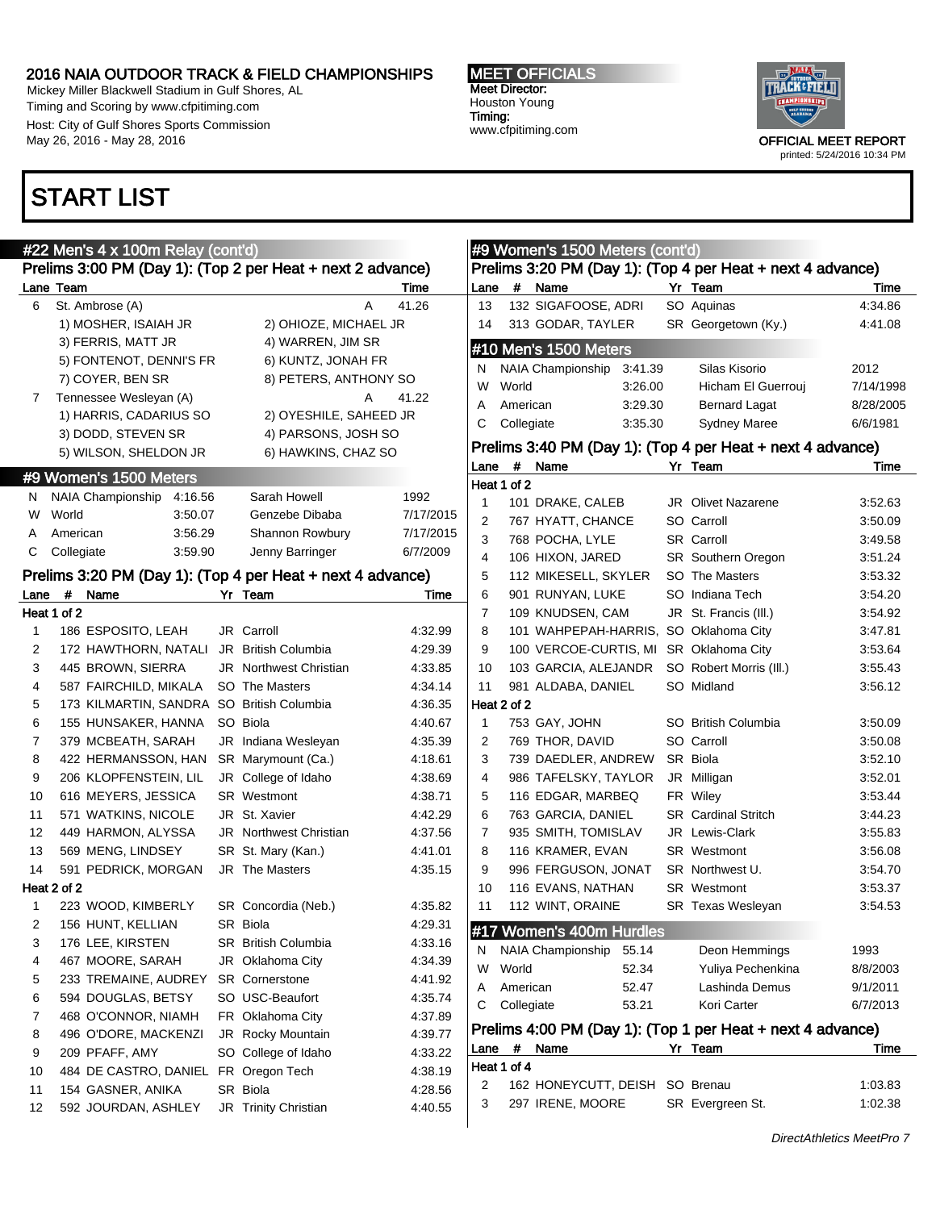# START LIST

## #22 Men's 4 x 100m Relay (cont'd)

### Prelims 3:00 PM (Day 1): (Top 2 per Heat + next 2 advance)

| Lane | Team | | Time |
|---|---|---|---|
| 6 | St. Ambrose (A) | A | 41.26 |
| | 1) MOSHER, ISAIAH JR | 2) OHIOZE, MICHAEL JR | |
| | 3) FERRIS, MATT JR | 4) WARREN, JIM SR | |
| | 5) FONTENOT, DENNI'S FR | 6) KUNTZ, JONAH FR | |
| | 7) COYER, BEN SR | 8) PETERS, ANTHONY SO | |
| 7 | Tennessee Wesleyan (A) | A | 41.22 |
| | 1) HARRIS, CADARIUS SO | 2) OYESHILE, SAHEED JR | |
| | 3) DODD, STEVEN SR | 4) PARSONS, JOSH SO | |
| | 5) WILSON, SHELDON JR | 6) HAWKINS, CHAZ SO | |

## #9 Women's 1500 Meters

| | | Time | Name | Date |
|---|---|---|---|---|
| N | NAIA Championship | 4:16.56 | Sarah Howell | 1992 |
| W | World | 3:50.07 | Genzebe Dibaba | 7/17/2015 |
| A | American | 3:56.29 | Shannon Rowbury | 7/17/2015 |
| C | Collegiate | 3:59.90 | Jenny Barringer | 6/7/2009 |

### Prelims 3:20 PM (Day 1): (Top 4 per Heat + next 4 advance)

| Lane | # | Name | Yr | Team | Time |
|---|---|---|---|---|---|
| **Heat 1 of 2** | | | | | |
| 1 | 186 | ESPOSITO, LEAH | JR | Carroll | 4:32.99 |
| 2 | 172 | HAWTHORN, NATALI | JR | British Columbia | 4:29.39 |
| 3 | 445 | BROWN, SIERRA | JR | Northwest Christian | 4:33.85 |
| 4 | 587 | FAIRCHILD, MIKALA | SO | The Masters | 4:34.14 |
| 5 | 173 | KILMARTIN, SANDRA | SO | British Columbia | 4:36.35 |
| 6 | 155 | HUNSAKER, HANNA | SO | Biola | 4:40.67 |
| 7 | 379 | MCBEATH, SARAH | JR | Indiana Wesleyan | 4:35.39 |
| 8 | 422 | HERMANSSON, HAN | SR | Marymount (Ca.) | 4:18.61 |
| 9 | 206 | KLOPFENSTEIN, LIL | JR | College of Idaho | 4:38.69 |
| 10 | 616 | MEYERS, JESSICA | SR | Westmont | 4:38.71 |
| 11 | 571 | WATKINS, NICOLE | JR | St. Xavier | 4:42.29 |
| 12 | 449 | HARMON, ALYSSA | JR | Northwest Christian | 4:37.56 |
| 13 | 569 | MENG, LINDSEY | SR | St. Mary (Kan.) | 4:41.01 |
| 14 | 591 | PEDRICK, MORGAN | JR | The Masters | 4:35.15 |
| **Heat 2 of 2** | | | | | |
| 1 | 223 | WOOD, KIMBERLY | SR | Concordia (Neb.) | 4:35.82 |
| 2 | 156 | HUNT, KELLIAN | SR | Biola | 4:29.31 |
| 3 | 176 | LEE, KIRSTEN | SR | British Columbia | 4:33.16 |
| 4 | 467 | MOORE, SARAH | JR | Oklahoma City | 4:34.39 |
| 5 | 233 | TREMAINE, AUDREY | SR | Cornerstone | 4:41.92 |
| 6 | 594 | DOUGLAS, BETSY | SO | USC-Beaufort | 4:35.74 |
| 7 | 468 | O'CONNOR, NIAMH | FR | Oklahoma City | 4:37.89 |
| 8 | 496 | O'DORE, MACKENZI | JR | Rocky Mountain | 4:39.77 |
| 9 | 209 | PFAFF, AMY | SO | College of Idaho | 4:33.22 |
| 10 | 484 | DE CASTRO, DANIEL | FR | Oregon Tech | 4:38.19 |
| 11 | 154 | GASNER, ANIKA | SR | Biola | 4:28.56 |
| 12 | 592 | JOURDAN, ASHLEY | JR | Trinity Christian | 4:40.55 |
| 13 | 132 | SIGAFOOSE, ADRI | SO | Aquinas | 4:34.86 |
| 14 | 313 | GODAR, TAYLER | SR | Georgetown (Ky.) | 4:41.08 |

## #10 Men's 1500 Meters

| | | Time | Name | Date |
|---|---|---|---|---|
| N | NAIA Championship | 3:41.39 | Silas Kisorio | 2012 |
| W | World | 3:26.00 | Hicham El Guerrouj | 7/14/1998 |
| A | American | 3:29.30 | Bernard Lagat | 8/28/2005 |
| C | Collegiate | 3:35.30 | Sydney Maree | 6/6/1981 |

### Prelims 3:40 PM (Day 1): (Top 4 per Heat + next 4 advance)

| Lane | # | Name | Yr | Team | Time |
|---|---|---|---|---|---|
| **Heat 1 of 2** | | | | | |
| 1 | 101 | DRAKE, CALEB | JR | Olivet Nazarene | 3:52.63 |
| 2 | 767 | HYATT, CHANCE | SO | Carroll | 3:50.09 |
| 3 | 768 | POCHA, LYLE | SR | Carroll | 3:49.58 |
| 4 | 106 | HIXON, JARED | SR | Southern Oregon | 3:51.24 |
| 5 | 112 | MIKESELL, SKYLER | SO | The Masters | 3:53.32 |
| 6 | 901 | RUNYAN, LUKE | SO | Indiana Tech | 3:54.20 |
| 7 | 109 | KNUDSEN, CAM | JR | St. Francis (Ill.) | 3:54.92 |
| 8 | 101 | WAHPEPAH-HARRIS, | SO | Oklahoma City | 3:47.81 |
| 9 | 100 | VERCOE-CURTIS, MI | SR | Oklahoma City | 3:53.64 |
| 10 | 103 | GARCIA, ALEJANDR | SO | Robert Morris (Ill.) | 3:55.43 |
| 11 | 981 | ALDABA, DANIEL | SO | Midland | 3:56.12 |
| **Heat 2 of 2** | | | | | |
| 1 | 753 | GAY, JOHN | SO | British Columbia | 3:50.09 |
| 2 | 769 | THOR, DAVID | SO | Carroll | 3:50.08 |
| 3 | 739 | DAEDLER, ANDREW | SR | Biola | 3:52.10 |
| 4 | 986 | TAFELSKY, TAYLOR | JR | Milligan | 3:52.01 |
| 5 | 116 | EDGAR, MARBEQ | FR | Wiley | 3:53.44 |
| 6 | 763 | GARCIA, DANIEL | SR | Cardinal Stritch | 3:44.23 |
| 7 | 935 | SMITH, TOMISLAV | JR | Lewis-Clark | 3:55.83 |
| 8 | 116 | KRAMER, EVAN | SR | Westmont | 3:56.08 |
| 9 | 996 | FERGUSON, JONAT | SR | Northwest U. | 3:54.70 |
| 10 | 116 | EVANS, NATHAN | SR | Westmont | 3:53.37 |
| 11 | 112 | WINT, ORAINE | SR | Texas Wesleyan | 3:54.53 |

## #17 Women's 400m Hurdles

| | | Time | Name | Date |
|---|---|---|---|---|
| N | NAIA Championship | 55.14 | Deon Hemmings | 1993 |
| W | World | 52.34 | Yuliya Pechenkina | 8/8/2003 |
| A | American | 52.47 | Lashinda Demus | 9/1/2011 |
| C | Collegiate | 53.21 | Kori Carter | 6/7/2013 |

### Prelims 4:00 PM (Day 1): (Top 1 per Heat + next 4 advance)

| Lane | # | Name | Yr | Team | Time |
|---|---|---|---|---|---|
| **Heat 1 of 4** | | | | | |
| 2 | 162 | HONEYCUTT, DEISH | SO | Brenau | 1:03.83 |
| 3 | 297 | IRENE, MOORE | SR | Evergreen St. | 1:02.38 |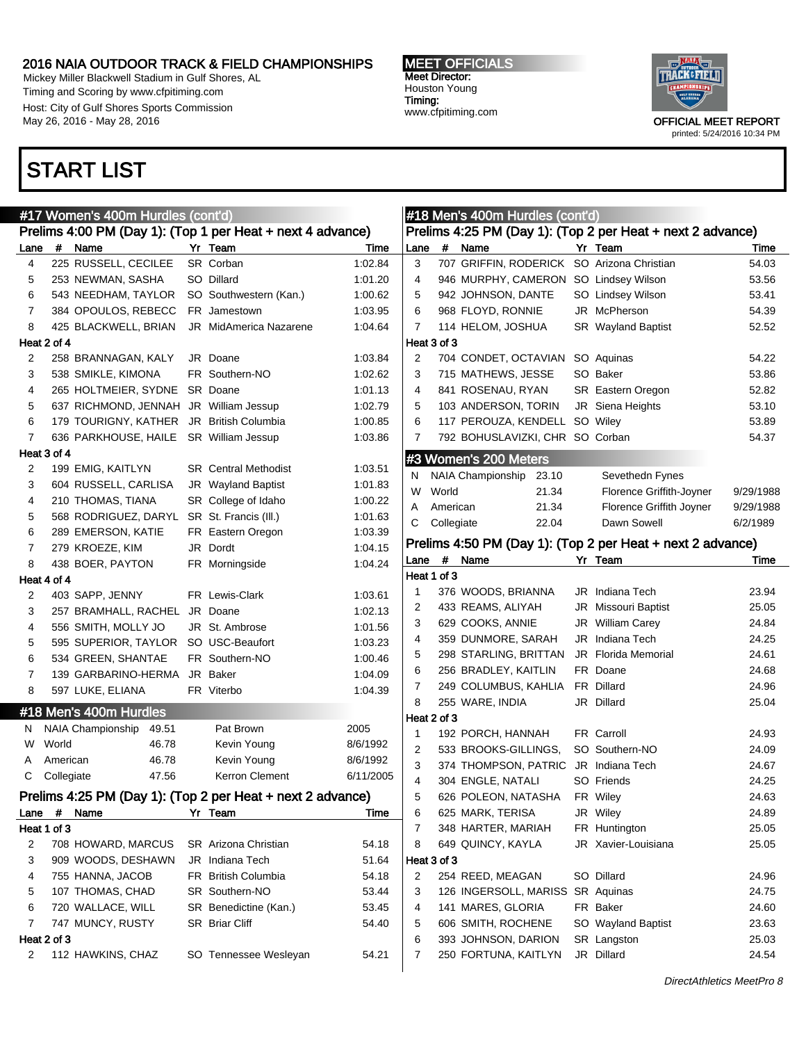## START LIST

### #17 Women's 400m Hurdles (cont'd)

**Prelims 4:00 PM (Day 1): (Top 1 per Heat + next 4 advance)**

| Lane | # | Name | Yr | Team | Time |
|---|---|---|---|---|---|
| 4 | 225 | RUSSELL, CECILEE | SR | Corban | 1:02.84 |
| 5 | 253 | NEWMAN, SASHA | SO | Dillard | 1:01.20 |
| 6 | 543 | NEEDHAM, TAYLOR | SO | Southwestern (Kan.) | 1:00.62 |
| 7 | 384 | OPOULOS, REBECC | FR | Jamestown | 1:03.95 |
| 8 | 425 | BLACKWELL, BRIAN | JR | MidAmerica Nazarene | 1:04.64 |
| **Heat 2 of 4** | | | | | |
| 2 | 258 | BRANNAGAN, KALY | JR | Doane | 1:03.84 |
| 3 | 538 | SMIKLE, KIMONA | FR | Southern-NO | 1:02.62 |
| 4 | 265 | HOLTMEIER, SYDNE | SR | Doane | 1:01.13 |
| 5 | 637 | RICHMOND, JENNAH | JR | William Jessup | 1:02.79 |
| 6 | 179 | TOURIGNY, KATHER | JR | British Columbia | 1:00.85 |
| 7 | 636 | PARKHOUSE, HAILE | SR | William Jessup | 1:03.86 |
| **Heat 3 of 4** | | | | | |
| 2 | 199 | EMIG, KAITLYN | SR | Central Methodist | 1:03.51 |
| 3 | 604 | RUSSELL, CARLISA | JR | Wayland Baptist | 1:01.83 |
| 4 | 210 | THOMAS, TIANA | SR | College of Idaho | 1:00.22 |
| 5 | 568 | RODRIGUEZ, DARYL | SR | St. Francis (Ill.) | 1:01.63 |
| 6 | 289 | EMERSON, KATIE | FR | Eastern Oregon | 1:03.39 |
| 7 | 279 | KROEZE, KIM | JR | Dordt | 1:04.15 |
| 8 | 438 | BOER, PAYTON | FR | Morningside | 1:04.24 |
| **Heat 4 of 4** | | | | | |
| 2 | 403 | SAPP, JENNY | FR | Lewis-Clark | 1:03.61 |
| 3 | 257 | BRAMHALL, RACHEL | JR | Doane | 1:02.13 |
| 4 | 556 | SMITH, MOLLY JO | JR | St. Ambrose | 1:01.56 |
| 5 | 595 | SUPERIOR, TAYLOR | SO | USC-Beaufort | 1:03.23 |
| 6 | 534 | GREEN, SHANTAE | FR | Southern-NO | 1:00.46 |
| 7 | 139 | GARBARINO-HERMA | JR | Baker | 1:04.09 |
| 8 | 597 | LUKE, ELIANA | FR | Viterbo | 1:04.39 |

### #18 Men's 400m Hurdles

| | Record | Mark | Holder | Date |
|---|---|---|---|---|
| N | NAIA Championship | 49.51 | Pat Brown | 2005 |
| W | World | 46.78 | Kevin Young | 8/6/1992 |
| A | American | 46.78 | Kevin Young | 8/6/1992 |
| C | Collegiate | 47.56 | Kerron Clement | 6/11/2005 |

**Prelims 4:25 PM (Day 1): (Top 2 per Heat + next 2 advance)**

| Lane | # | Name | Yr | Team | Time |
|---|---|---|---|---|---|
| **Heat 1 of 3** | | | | | |
| 2 | 708 | HOWARD, MARCUS | SR | Arizona Christian | 54.18 |
| 3 | 909 | WOODS, DESHAWN | JR | Indiana Tech | 51.64 |
| 4 | 755 | HANNA, JACOB | FR | British Columbia | 54.18 |
| 5 | 107 | THOMAS, CHAD | SR | Southern-NO | 53.44 |
| 6 | 720 | WALLACE, WILL | SR | Benedictine (Kan.) | 53.45 |
| 7 | 747 | MUNCY, RUSTY | SR | Briar Cliff | 54.40 |
| **Heat 2 of 3** | | | | | |
| 2 | 112 | HAWKINS, CHAZ | SO | Tennessee Wesleyan | 54.21 |
| 3 | 707 | GRIFFIN, RODERICK | SO | Arizona Christian | 54.03 |
| 4 | 946 | MURPHY, CAMERON | SO | Lindsey Wilson | 53.56 |
| 5 | 942 | JOHNSON, DANTE | SO | Lindsey Wilson | 53.41 |
| 6 | 968 | FLOYD, RONNIE | JR | McPherson | 54.39 |
| 7 | 114 | HELOM, JOSHUA | SR | Wayland Baptist | 52.52 |
| **Heat 3 of 3** | | | | | |
| 2 | 704 | CONDET, OCTAVIAN | SO | Aquinas | 54.22 |
| 3 | 715 | MATHEWS, JESSE | SO | Baker | 53.86 |
| 4 | 841 | ROSENAU, RYAN | SR | Eastern Oregon | 52.82 |
| 5 | 103 | ANDERSON, TORIN | JR | Siena Heights | 53.10 |
| 6 | 117 | PEROUZA, KENDELL | SO | Wiley | 53.89 |
| 7 | 792 | BOHUSLAVIZKI, CHR | SO | Corban | 54.37 |

### #3 Women's 200 Meters

| | Record | Mark | Holder | Date |
|---|---|---|---|---|
| N | NAIA Championship | 23.10 | Sevethedn Fynes | |
| W | World | 21.34 | Florence Griffith-Joyner | 9/29/1988 |
| A | American | 21.34 | Florence Griffith Joyner | 9/29/1988 |
| C | Collegiate | 22.04 | Dawn Sowell | 6/2/1989 |

**Prelims 4:50 PM (Day 1): (Top 2 per Heat + next 2 advance)**

| Lane | # | Name | Yr | Team | Time |
|---|---|---|---|---|---|
| **Heat 1 of 3** | | | | | |
| 1 | 376 | WOODS, BRIANNA | JR | Indiana Tech | 23.94 |
| 2 | 433 | REAMS, ALIYAH | JR | Missouri Baptist | 25.05 |
| 3 | 629 | COOKS, ANNIE | JR | William Carey | 24.84 |
| 4 | 359 | DUNMORE, SARAH | JR | Indiana Tech | 24.25 |
| 5 | 298 | STARLING, BRITTAN | JR | Florida Memorial | 24.61 |
| 6 | 256 | BRADLEY, KAITLIN | FR | Doane | 24.68 |
| 7 | 249 | COLUMBUS, KAHLIA | FR | Dillard | 24.96 |
| 8 | 255 | WARE, INDIA | JR | Dillard | 25.04 |
| **Heat 2 of 3** | | | | | |
| 1 | 192 | PORCH, HANNAH | FR | Carroll | 24.93 |
| 2 | 533 | BROOKS-GILLINGS, | SO | Southern-NO | 24.09 |
| 3 | 374 | THOMPSON, PATRIC | JR | Indiana Tech | 24.67 |
| 4 | 304 | ENGLE, NATALI | SO | Friends | 24.25 |
| 5 | 626 | POLEON, NATASHA | FR | Wiley | 24.63 |
| 6 | 625 | MARK, TERISA | JR | Wiley | 24.89 |
| 7 | 348 | HARTER, MARIAH | FR | Huntington | 25.05 |
| 8 | 649 | QUINCY, KAYLA | JR | Xavier-Louisiana | 25.05 |
| **Heat 3 of 3** | | | | | |
| 2 | 254 | REED, MEAGAN | SO | Dillard | 24.96 |
| 3 | 126 | INGERSOLL, MARISS | SR | Aquinas | 24.75 |
| 4 | 141 | MARES, GLORIA | FR | Baker | 24.60 |
| 5 | 606 | SMITH, ROCHENE | SO | Wayland Baptist | 23.63 |
| 6 | 393 | JOHNSON, DARION | SR | Langston | 25.03 |
| 7 | 250 | FORTUNA, KAITLYN | JR | Dillard | 24.54 |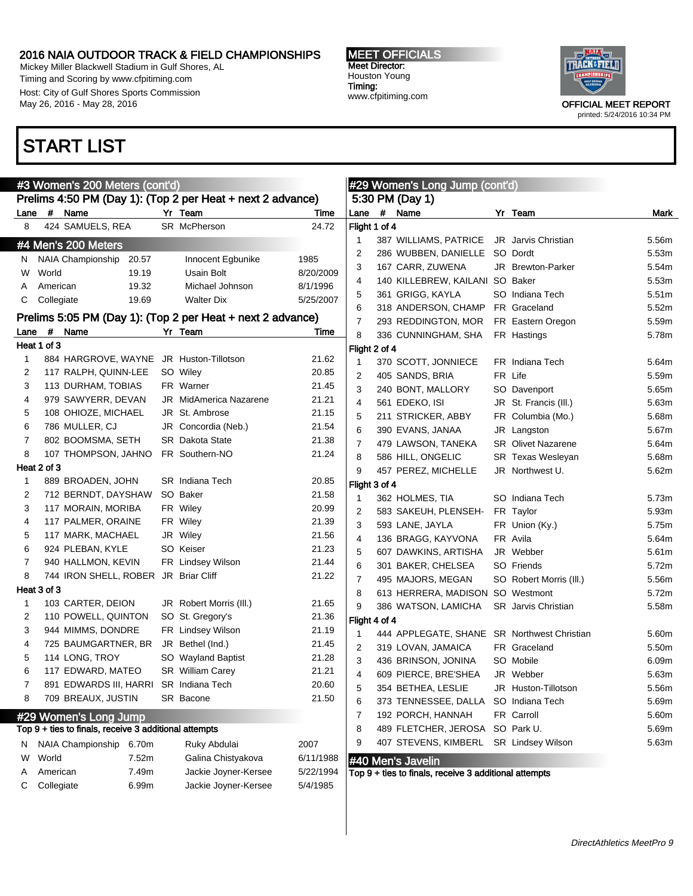## START LIST

### #3 Women's 200 Meters (cont'd)

Prelims 4:50 PM (Day 1): (Top 2 per Heat + next 2 advance)

| Lane | # | Name | Yr | Team | Time |
|---|---|---|---|---|---|
| 8 | 424 | SAMUELS, REA | SR | McPherson | 24.72 |

### #4 Men's 200 Meters

| | | | | |
|---|---|---|---|---|
| N | NAIA Championship | 20.57 | Innocent Egbunike | 1985 |
| W | World | 19.19 | Usain Bolt | 8/20/2009 |
| A | American | 19.32 | Michael Johnson | 8/1/1996 |
| C | Collegiate | 19.69 | Walter Dix | 5/25/2007 |

Prelims 5:05 PM (Day 1): (Top 2 per Heat + next 2 advance)

| Lane | # | Name | Yr | Team | Time |
|---|---|---|---|---|---|
| **Heat 1 of 3** | | | | | |
| 1 | 884 | HARGROVE, WAYNE | JR | Huston-Tillotson | 21.62 |
| 2 | 117 | RALPH, QUINN-LEE | SO | Wiley | 20.85 |
| 3 | 113 | DURHAM, TOBIAS | FR | Warner | 21.45 |
| 4 | 979 | SAWYERR, DEVAN | JR | MidAmerica Nazarene | 21.21 |
| 5 | 108 | OHIOZE, MICHAEL | JR | St. Ambrose | 21.15 |
| 6 | 786 | MULLER, CJ | JR | Concordia (Neb.) | 21.54 |
| 7 | 802 | BOOMSMA, SETH | SR | Dakota State | 21.38 |
| 8 | 107 | THOMPSON, JAHNO | FR | Southern-NO | 21.24 |
| **Heat 2 of 3** | | | | | |
| 1 | 889 | BROADEN, JOHN | SR | Indiana Tech | 20.85 |
| 2 | 712 | BERNDT, DAYSHAW | SO | Baker | 21.58 |
| 3 | 117 | MORAIN, MORIBA | FR | Wiley | 20.99 |
| 4 | 117 | PALMER, ORAINE | FR | Wiley | 21.39 |
| 5 | 117 | MARK, MACHAEL | JR | Wiley | 21.56 |
| 6 | 924 | PLEBAN, KYLE | SO | Keiser | 21.23 |
| 7 | 940 | HALLMON, KEVIN | FR | Lindsey Wilson | 21.44 |
| 8 | 744 | IRON SHELL, ROBER | JR | Briar Cliff | 21.22 |
| **Heat 3 of 3** | | | | | |
| 1 | 103 | CARTER, DEION | JR | Robert Morris (Ill.) | 21.65 |
| 2 | 110 | POWELL, QUINTON | SO | St. Gregory's | 21.36 |
| 3 | 944 | MIMMS, DONDRE | FR | Lindsey Wilson | 21.19 |
| 4 | 725 | BAUMGARTNER, BR | JR | Bethel (Ind.) | 21.45 |
| 5 | 114 | LONG, TROY | SO | Wayland Baptist | 21.28 |
| 6 | 117 | EDWARD, MATEO | SR | William Carey | 21.21 |
| 7 | 891 | EDWARDS III, HARRI | SR | Indiana Tech | 20.60 |
| 8 | 709 | BREAUX, JUSTIN | SR | Bacone | 21.50 |

### #29 Women's Long Jump

Top 9 + ties to finals, receive 3 additional attempts

| | | | | |
|---|---|---|---|---|
| N | NAIA Championship | 6.70m | Ruky Abdulai | 2007 |
| W | World | 7.52m | Galina Chistyakova | 6/11/1988 |
| A | American | 7.49m | Jackie Joyner-Kersee | 5/22/1994 |
| C | Collegiate | 6.99m | Jackie Joyner-Kersee | 5/4/1985 |

### #29 Women's Long Jump (cont'd)

5:30 PM (Day 1)

| Lane | # | Name | Yr | Team | Mark |
|---|---|---|---|---|---|
| **Flight 1 of 4** | | | | | |
| 1 | 387 | WILLIAMS, PATRICE | JR | Jarvis Christian | 5.56m |
| 2 | 286 | WUBBEN, DANIELLE | SO | Dordt | 5.53m |
| 3 | 167 | CARR, ZUWENA | JR | Brewton-Parker | 5.54m |
| 4 | 140 | KILLEBREW, KAILANI | SO | Baker | 5.53m |
| 5 | 361 | GRIGG, KAYLA | SO | Indiana Tech | 5.51m |
| 6 | 318 | ANDERSON, CHAMP | FR | Graceland | 5.52m |
| 7 | 293 | REDDINGTON, MOR | FR | Eastern Oregon | 5.59m |
| 8 | 336 | CUNNINGHAM, SHA | FR | Hastings | 5.78m |
| **Flight 2 of 4** | | | | | |
| 1 | 370 | SCOTT, JONNIECE | FR | Indiana Tech | 5.64m |
| 2 | 405 | SANDS, BRIA | FR | Life | 5.59m |
| 3 | 240 | BONT, MALLORY | SO | Davenport | 5.65m |
| 4 | 561 | EDEKO, ISI | JR | St. Francis (Ill.) | 5.63m |
| 5 | 211 | STRICKER, ABBY | FR | Columbia (Mo.) | 5.68m |
| 6 | 390 | EVANS, JANAA | JR | Langston | 5.67m |
| 7 | 479 | LAWSON, TANEKA | SR | Olivet Nazarene | 5.64m |
| 8 | 586 | HILL, ONGELIC | SR | Texas Wesleyan | 5.68m |
| 9 | 457 | PEREZ, MICHELLE | JR | Northwest U. | 5.62m |
| **Flight 3 of 4** | | | | | |
| 1 | 362 | HOLMES, TIA | SO | Indiana Tech | 5.73m |
| 2 | 583 | SAKEUH, PLENSEH- | FR | Taylor | 5.93m |
| 3 | 593 | LANE, JAYLA | FR | Union (Ky.) | 5.75m |
| 4 | 136 | BRAGG, KAYVONA | FR | Avila | 5.64m |
| 5 | 607 | DAWKINS, ARTISHA | JR | Webber | 5.61m |
| 6 | 301 | BAKER, CHELSEA | SO | Friends | 5.72m |
| 7 | 495 | MAJORS, MEGAN | SO | Robert Morris (Ill.) | 5.56m |
| 8 | 613 | HERRERA, MADISON | SO | Westmont | 5.72m |
| 9 | 386 | WATSON, LAMICHA | SR | Jarvis Christian | 5.58m |
| **Flight 4 of 4** | | | | | |
| 1 | 444 | APPLEGATE, SHANE | SR | Northwest Christian | 5.60m |
| 2 | 319 | LOVAN, JAMAICA | FR | Graceland | 5.50m |
| 3 | 436 | BRINSON, JONINA | SO | Mobile | 6.09m |
| 4 | 609 | PIERCE, BRE'SHEA | JR | Webber | 5.63m |
| 5 | 354 | BETHEA, LESLIE | JR | Huston-Tillotson | 5.56m |
| 6 | 373 | TENNESSEE, DALLA | SO | Indiana Tech | 5.69m |
| 7 | 192 | PORCH, HANNAH | FR | Carroll | 5.60m |
| 8 | 489 | FLETCHER, JEROSA | SO | Park U. | 5.69m |
| 9 | 407 | STEVENS, KIMBERL | SR | Lindsey Wilson | 5.63m |

### #40 Men's Javelin

Top 9 + ties to finals, receive 3 additional attempts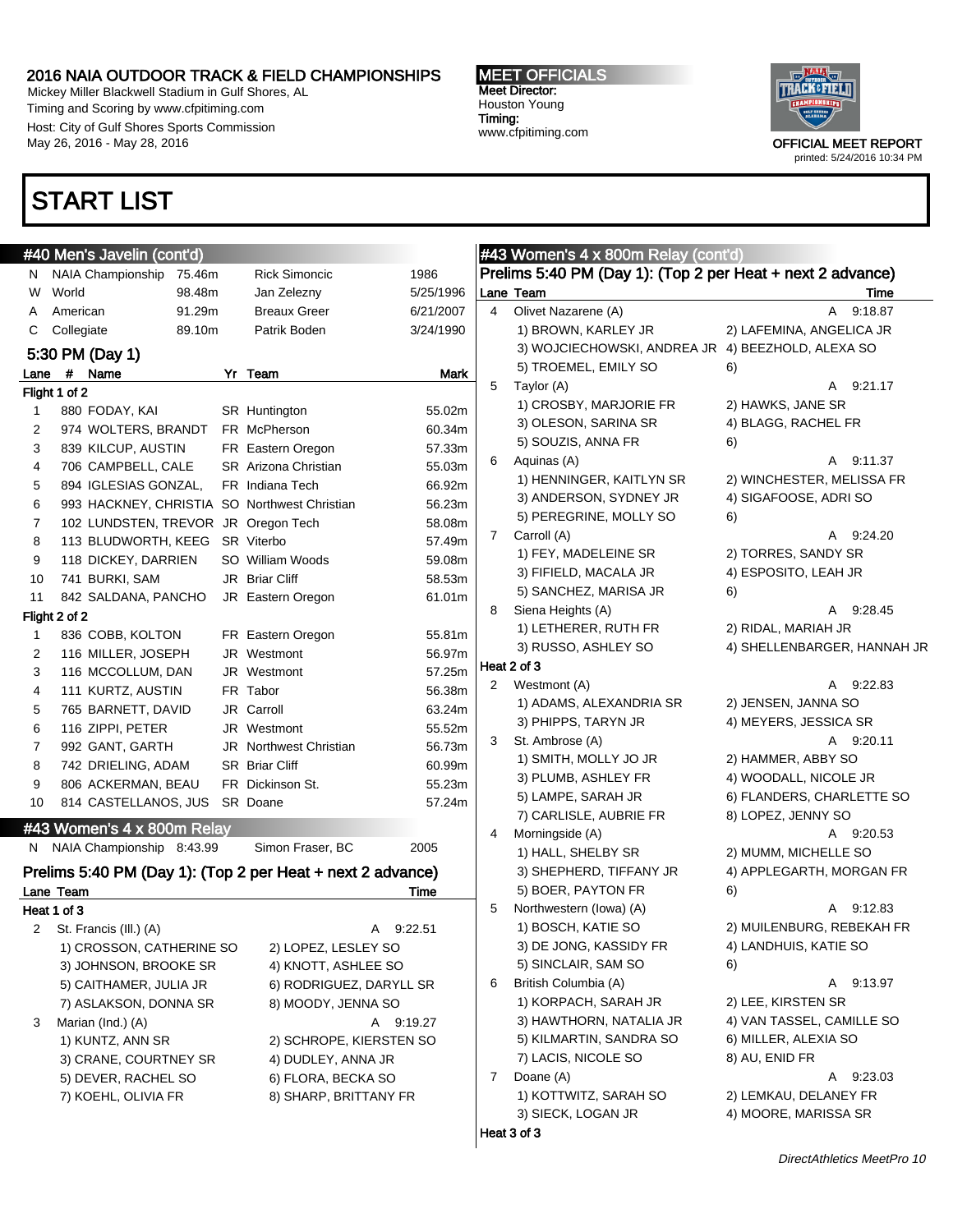# 2016 NAIA OUTDOOR TRACK & FIELD CHAMPIONSHIPS

Mickey Miller Blackwell Stadium in Gulf Shores, AL
Timing and Scoring by www.cfpitiming.com
Host: City of Gulf Shores Sports Commission
May 26, 2016 - May 28, 2016

**MEET OFFICIALS**
Meet Director: Houston Young
Timing: www.cfpitiming.com

OFFICIAL MEET REPORT
printed: 5/24/2016 10:34 PM

# START LIST

## #40 Men's Javelin (cont'd)

| | | | | |
|---|---|---|---|---|
| N | NAIA Championship | 75.46m | Rick Simoncic | 1986 |
| W | World | 98.48m | Jan Zelezny | 5/25/1996 |
| A | American | 91.29m | Breaux Greer | 6/21/2007 |
| C | Collegiate | 89.10m | Patrik Boden | 3/24/1990 |

### 5:30 PM (Day 1)

| Lane | # | Name | Yr | Team | Mark |
|---|---|---|---|---|---|
| **Flight 1 of 2** | | | | | |
| 1 | 880 | FODAY, KAI | SR | Huntington | 55.02m |
| 2 | 974 | WOLTERS, BRANDT | FR | McPherson | 60.34m |
| 3 | 839 | KILCUP, AUSTIN | FR | Eastern Oregon | 57.33m |
| 4 | 706 | CAMPBELL, CALE | SR | Arizona Christian | 55.03m |
| 5 | 894 | IGLESIAS GONZAL, | FR | Indiana Tech | 66.92m |
| 6 | 993 | HACKNEY, CHRISTIA | SO | Northwest Christian | 56.23m |
| 7 | 102 | LUNDSTEN, TREVOR | JR | Oregon Tech | 58.08m |
| 8 | 113 | BLUDWORTH, KEEG | SR | Viterbo | 57.49m |
| 9 | 118 | DICKEY, DARRIEN | SO | William Woods | 59.08m |
| 10 | 741 | BURKI, SAM | JR | Briar Cliff | 58.53m |
| 11 | 842 | SALDANA, PANCHO | JR | Eastern Oregon | 61.01m |
| **Flight 2 of 2** | | | | | |
| 1 | 836 | COBB, KOLTON | FR | Eastern Oregon | 55.81m |
| 2 | 116 | MILLER, JOSEPH | JR | Westmont | 56.97m |
| 3 | 116 | MCCOLLUM, DAN | JR | Westmont | 57.25m |
| 4 | 111 | KURTZ, AUSTIN | FR | Tabor | 56.38m |
| 5 | 765 | BARNETT, DAVID | JR | Carroll | 63.24m |
| 6 | 116 | ZIPPI, PETER | JR | Westmont | 55.52m |
| 7 | 992 | GANT, GARTH | JR | Northwest Christian | 56.73m |
| 8 | 742 | DRIELING, ADAM | SR | Briar Cliff | 60.99m |
| 9 | 806 | ACKERMAN, BEAU | FR | Dickinson St. | 55.23m |
| 10 | 814 | CASTELLANOS, JUS | SR | Doane | 57.24m |

## #43 Women's 4 x 800m Relay

N NAIA Championship 8:43.99 Simon Fraser, BC 2005

### Prelims 5:40 PM (Day 1): (Top 2 per Heat + next 2 advance)

| Lane | Team | | Time |
|---|---|---|---|
| **Heat 1 of 3** | | | |
| 2 | St. Francis (Ill.) (A) | A | 9:22.51 |
| | 1) CROSSON, CATHERINE SO | 2) LOPEZ, LESLEY SO | |
| | 3) JOHNSON, BROOKE SR | 4) KNOTT, ASHLEE SO | |
| | 5) CAITHAMER, JULIA JR | 6) RODRIGUEZ, DARYLL SR | |
| | 7) ASLAKSON, DONNA SR | 8) MOODY, JENNA SO | |
| 3 | Marian (Ind.) (A) | A | 9:19.27 |
| | 1) KUNTZ, ANN SR | 2) SCHROPE, KIERSTEN SO | |
| | 3) CRANE, COURTNEY SR | 4) DUDLEY, ANNA JR | |
| | 5) DEVER, RACHEL SO | 6) FLORA, BECKA SO | |
| | 7) KOEHL, OLIVIA FR | 8) SHARP, BRITTANY FR | |

## #43 Women's 4 x 800m Relay (cont'd)

### Prelims 5:40 PM (Day 1): (Top 2 per Heat + next 2 advance)

| Lane | Team | | Time |
|---|---|---|---|
| 4 | Olivet Nazarene (A) | A | 9:18.87 |
| | 1) BROWN, KARLEY JR | 2) LAFEMINA, ANGELICA JR | |
| | 3) WOJCIECHOWSKI, ANDREA JR | 4) BEEZHOLD, ALEXA SO | |
| | 5) TROEMEL, EMILY SO | 6) | |
| 5 | Taylor (A) | A | 9:21.17 |
| | 1) CROSBY, MARJORIE FR | 2) HAWKS, JANE SR | |
| | 3) OLESON, SARINA SR | 4) BLAGG, RACHEL FR | |
| | 5) SOUZIS, ANNA FR | 6) | |
| 6 | Aquinas (A) | A | 9:11.37 |
| | 1) HENNINGER, KAITLYN SR | 2) WINCHESTER, MELISSA FR | |
| | 3) ANDERSON, SYDNEY JR | 4) SIGAFOOSE, ADRI SO | |
| | 5) PEREGRINE, MOLLY SO | 6) | |
| 7 | Carroll (A) | A | 9:24.20 |
| | 1) FEY, MADELEINE SR | 2) TORRES, SANDY SR | |
| | 3) FIFIELD, MACALA JR | 4) ESPOSITO, LEAH JR | |
| | 5) SANCHEZ, MARISA JR | 6) | |
| 8 | Siena Heights (A) | A | 9:28.45 |
| | 1) LETHERER, RUTH FR | 2) RIDAL, MARIAH JR | |
| | 3) RUSSO, ASHLEY SO | 4) SHELLENBARGER, HANNAH JR | |
| **Heat 2 of 3** | | | |
| 2 | Westmont (A) | A | 9:22.83 |
| | 1) ADAMS, ALEXANDRIA SR | 2) JENSEN, JANNA SO | |
| | 3) PHIPPS, TARYN JR | 4) MEYERS, JESSICA SR | |
| 3 | St. Ambrose (A) | A | 9:20.11 |
| | 1) SMITH, MOLLY JO JR | 2) HAMMER, ABBY SO | |
| | 3) PLUMB, ASHLEY FR | 4) WOODALL, NICOLE JR | |
| | 5) LAMPE, SARAH JR | 6) FLANDERS, CHARLETTE SO | |
| | 7) CARLISLE, AUBRIE FR | 8) LOPEZ, JENNY SO | |
| 4 | Morningside (A) | A | 9:20.53 |
| | 1) HALL, SHELBY SR | 2) MUMM, MICHELLE SO | |
| | 3) SHEPHERD, TIFFANY JR | 4) APPLEGARTH, MORGAN FR | |
| | 5) BOER, PAYTON FR | 6) | |
| 5 | Northwestern (Iowa) (A) | A | 9:12.83 |
| | 1) BOSCH, KATIE SO | 2) MUILENBURG, REBEKAH FR | |
| | 3) DE JONG, KASSIDY FR | 4) LANDHUIS, KATIE SO | |
| | 5) SINCLAIR, SAM SO | 6) | |
| 6 | British Columbia (A) | A | 9:13.97 |
| | 1) KORPACH, SARAH JR | 2) LEE, KIRSTEN SR | |
| | 3) HAWTHORN, NATALIA JR | 4) VAN TASSEL, CAMILLE SO | |
| | 5) KILMARTIN, SANDRA SO | 6) MILLER, ALEXIA SO | |
| | 7) LACIS, NICOLE SO | 8) AU, ENID FR | |
| 7 | Doane (A) | A | 9:23.03 |
| | 1) KOTTWITZ, SARAH SO | 2) LEMKAU, DELANEY FR | |
| | 3) SIECK, LOGAN JR | 4) MOORE, MARISSA SR | |
| **Heat 3 of 3** | | | |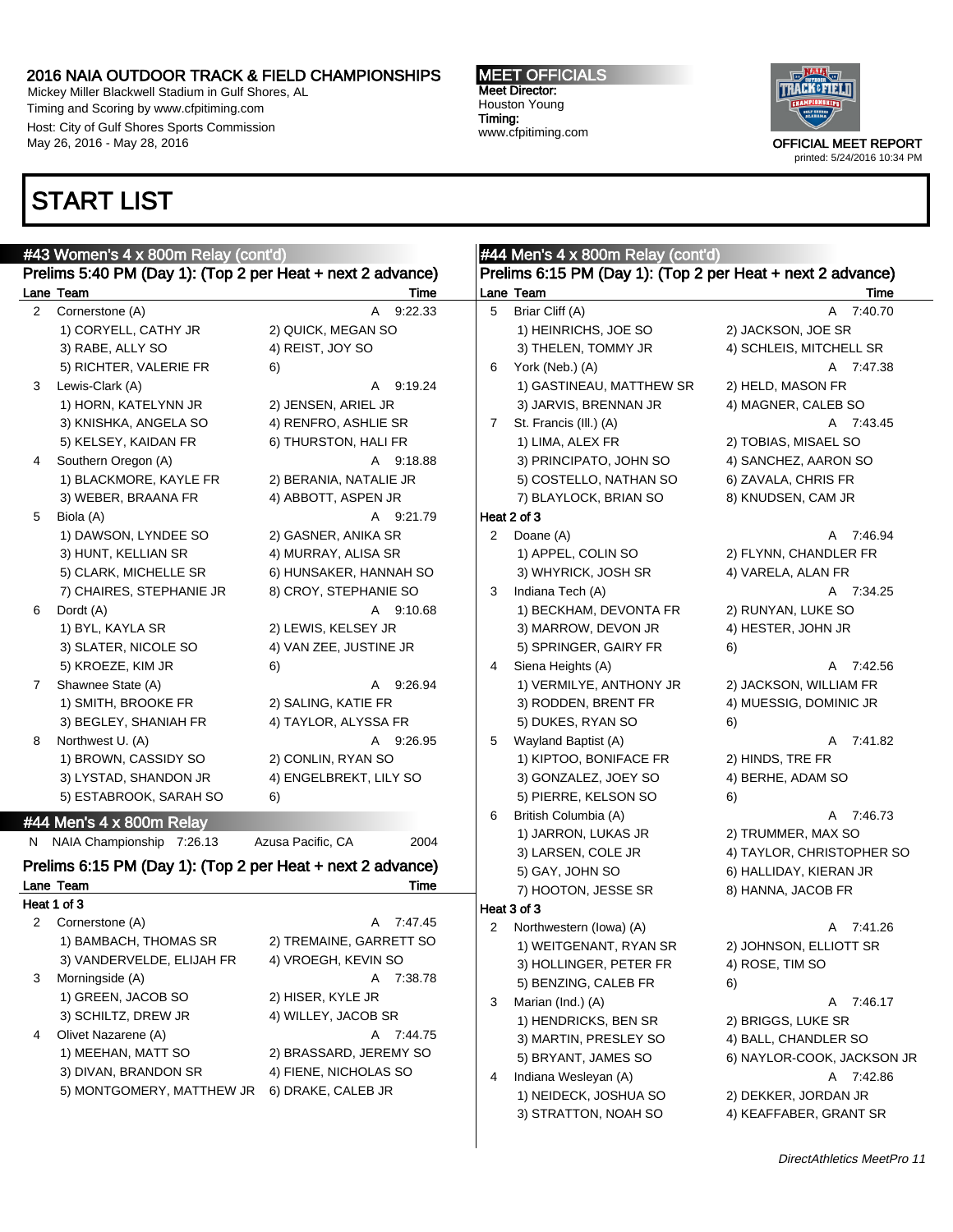# START LIST

## #43 Women's 4 x 800m Relay (cont'd)

### Prelims 5:40 PM (Day 1): (Top 2 per Heat + next 2 advance)

| Lane | Team | | Time |
|---|---|---|---|
| 2 | Cornerstone (A) | | A 9:22.33 |
| | 1) CORYELL, CATHY JR | 2) QUICK, MEGAN SO | |
| | 3) RABE, ALLY SO | 4) REIST, JOY SO | |
| | 5) RICHTER, VALERIE FR | 6) | |
| 3 | Lewis-Clark (A) | | A 9:19.24 |
| | 1) HORN, KATELYNN JR | 2) JENSEN, ARIEL JR | |
| | 3) KNISHKA, ANGELA SO | 4) RENFRO, ASHLIE SR | |
| | 5) KELSEY, KAIDAN FR | 6) THURSTON, HALI FR | |
| 4 | Southern Oregon (A) | | A 9:18.88 |
| | 1) BLACKMORE, KAYLE FR | 2) BERANIA, NATALIE JR | |
| | 3) WEBER, BRAANA FR | 4) ABBOTT, ASPEN JR | |
| 5 | Biola (A) | | A 9:21.79 |
| | 1) DAWSON, LYNDEE SO | 2) GASNER, ANIKA SR | |
| | 3) HUNT, KELLIAN SR | 4) MURRAY, ALISA SR | |
| | 5) CLARK, MICHELLE SR | 6) HUNSAKER, HANNAH SO | |
| | 7) CHAIRES, STEPHANIE JR | 8) CROY, STEPHANIE SO | |
| 6 | Dordt (A) | | A 9:10.68 |
| | 1) BYL, KAYLA SR | 2) LEWIS, KELSEY JR | |
| | 3) SLATER, NICOLE SO | 4) VAN ZEE, JUSTINE JR | |
| | 5) KROEZE, KIM JR | 6) | |
| 7 | Shawnee State (A) | | A 9:26.94 |
| | 1) SMITH, BROOKE FR | 2) SALING, KATIE FR | |
| | 3) BEGLEY, SHANIAH FR | 4) TAYLOR, ALYSSA FR | |
| 8 | Northwest U. (A) | | A 9:26.95 |
| | 1) BROWN, CASSIDY SO | 2) CONLIN, RYAN SO | |
| | 3) LYSTAD, SHANDON JR | 4) ENGELBREKT, LILY SO | |
| | 5) ESTABROOK, SARAH SO | 6) | |

## #44 Men's 4 x 800m Relay

N NAIA Championship 7:26.13 Azusa Pacific, CA 2004

### Prelims 6:15 PM (Day 1): (Top 2 per Heat + next 2 advance)

**Heat 1 of 3**

| Lane | Team | | Time |
|---|---|---|---|
| 2 | Cornerstone (A) | | A 7:47.45 |
| | 1) BAMBACH, THOMAS SR | 2) TREMAINE, GARRETT SO | |
| | 3) VANDERVELDE, ELIJAH FR | 4) VROEGH, KEVIN SO | |
| 3 | Morningside (A) | | A 7:38.78 |
| | 1) GREEN, JACOB SO | 2) HISER, KYLE JR | |
| | 3) SCHILTZ, DREW JR | 4) WILLEY, JACOB SR | |
| 4 | Olivet Nazarene (A) | | A 7:44.75 |
| | 1) MEEHAN, MATT SO | 2) BRASSARD, JEREMY SO | |
| | 3) DIVAN, BRANDON SR | 4) FIENE, NICHOLAS SO | |
| | 5) MONTGOMERY, MATTHEW JR | 6) DRAKE, CALEB JR | |
| 5 | Briar Cliff (A) | | A 7:40.70 |
| | 1) HEINRICHS, JOE SO | 2) JACKSON, JOE SR | |
| | 3) THELEN, TOMMY JR | 4) SCHLEIS, MITCHELL SR | |
| 6 | York (Neb.) (A) | | A 7:47.38 |
| | 1) GASTINEAU, MATTHEW SR | 2) HELD, MASON FR | |
| | 3) JARVIS, BRENNAN JR | 4) MAGNER, CALEB SO | |
| 7 | St. Francis (Ill.) (A) | | A 7:43.45 |
| | 1) LIMA, ALEX FR | 2) TOBIAS, MISAEL SO | |
| | 3) PRINCIPATO, JOHN SO | 4) SANCHEZ, AARON SO | |
| | 5) COSTELLO, NATHAN SO | 6) ZAVALA, CHRIS FR | |
| | 7) BLAYLOCK, BRIAN SO | 8) KNUDSEN, CAM JR | |

**Heat 2 of 3**

| Lane | Team | | Time |
|---|---|---|---|
| 2 | Doane (A) | | A 7:46.94 |
| | 1) APPEL, COLIN SO | 2) FLYNN, CHANDLER FR | |
| | 3) WHYRICK, JOSH SR | 4) VARELA, ALAN FR | |
| 3 | Indiana Tech (A) | | A 7:34.25 |
| | 1) BECKHAM, DEVONTA FR | 2) RUNYAN, LUKE SO | |
| | 3) MARROW, DEVON JR | 4) HESTER, JOHN JR | |
| | 5) SPRINGER, GAIRY FR | 6) | |
| 4 | Siena Heights (A) | | A 7:42.56 |
| | 1) VERMILYE, ANTHONY JR | 2) JACKSON, WILLIAM FR | |
| | 3) RODDEN, BRENT FR | 4) MUESSIG, DOMINIC JR | |
| | 5) DUKES, RYAN SO | 6) | |
| 5 | Wayland Baptist (A) | | A 7:41.82 |
| | 1) KIPTOO, BONIFACE FR | 2) HINDS, TRE FR | |
| | 3) GONZALEZ, JOEY SO | 4) BERHE, ADAM SO | |
| | 5) PIERRE, KELSON SO | 6) | |
| 6 | British Columbia (A) | | A 7:46.73 |
| | 1) JARRON, LUKAS JR | 2) TRUMMER, MAX SO | |
| | 3) LARSEN, COLE JR | 4) TAYLOR, CHRISTOPHER SO | |
| | 5) GAY, JOHN SO | 6) HALLIDAY, KIERAN JR | |
| | 7) HOOTON, JESSE SR | 8) HANNA, JACOB FR | |

**Heat 3 of 3**

| Lane | Team | | Time |
|---|---|---|---|
| 2 | Northwestern (Iowa) (A) | | A 7:41.26 |
| | 1) WEITGENANT, RYAN SR | 2) JOHNSON, ELLIOTT SR | |
| | 3) HOLLINGER, PETER FR | 4) ROSE, TIM SO | |
| | 5) BENZING, CALEB FR | 6) | |
| 3 | Marian (Ind.) (A) | | A 7:46.17 |
| | 1) HENDRICKS, BEN SR | 2) BRIGGS, LUKE SR | |
| | 3) MARTIN, PRESLEY SO | 4) BALL, CHANDLER SO | |
| | 5) BRYANT, JAMES SO | 6) NAYLOR-COOK, JACKSON JR | |
| 4 | Indiana Wesleyan (A) | | A 7:42.86 |
| | 1) NEIDECK, JOSHUA SO | 2) DEKKER, JORDAN JR | |
| | 3) STRATTON, NOAH SO | 4) KEAFFABER, GRANT SR | |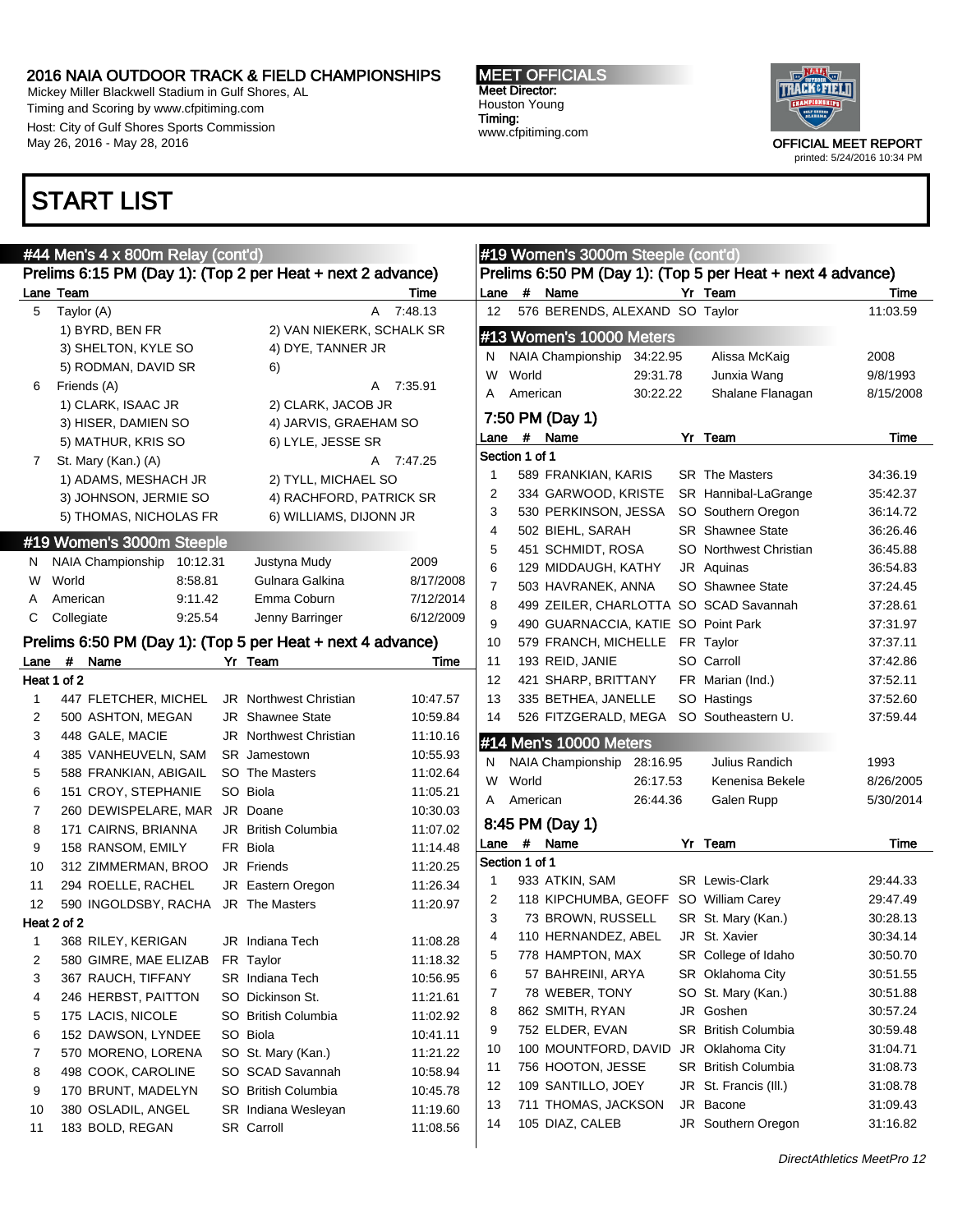# 2016 NAIA OUTDOOR TRACK & FIELD CHAMPIONSHIPS

Mickey Miller Blackwell Stadium in Gulf Shores, AL
Timing and Scoring by www.cfpitiming.com
Host: City of Gulf Shores Sports Commission
May 26, 2016 - May 28, 2016

**MEET OFFICIALS**
Meet Director:
Houston Young
Timing:
www.cfpitiming.com

OFFICIAL MEET REPORT
printed: 5/24/2016 10:34 PM

# START LIST

## #44 Men's 4 x 800m Relay (cont'd)

### Prelims 6:15 PM (Day 1): (Top 2 per Heat + next 2 advance)

| Lane | Team | | Time |
|---|---|---|---|
| 5 | Taylor (A) | A | 7:48.13 |
| | 1) BYRD, BEN FR; 2) VAN NIEKERK, SCHALK SR; 3) SHELTON, KYLE SO; 4) DYE, TANNER JR; 5) RODMAN, DAVID SR; 6) | | |
| 6 | Friends (A) | A | 7:35.91 |
| | 1) CLARK, ISAAC JR; 2) CLARK, JACOB JR; 3) HISER, DAMIEN SO; 4) JARVIS, GRAHAM SO; 5) MATHUR, KRIS SO; 6) LYLE, JESSE SR | | |
| 7 | St. Mary (Kan.) (A) | A | 7:47.25 |
| | 1) ADAMS, MESHACH JR; 2) TYLL, MICHAEL SO; 3) JOHNSON, JERMIE SO; 4) RACHFORD, PATRICK SR; 5) THOMAS, NICHOLAS FR; 6) WILLIAMS, DIJONN JR | | |

## #19 Women's 3000m Steeple

| | Record | Mark | Name | Date |
|---|---|---|---|---|
| N | NAIA Championship | 10:12.31 | Justyna Mudy | 2009 |
| W | World | 8:58.81 | Gulnara Galkina | 8/17/2008 |
| A | American | 9:11.42 | Emma Coburn | 7/12/2014 |
| C | Collegiate | 9:25.54 | Jenny Barringer | 6/12/2009 |

### Prelims 6:50 PM (Day 1): (Top 5 per Heat + next 4 advance)

| Lane | # | Name | Yr | Team | Time |
|---|---|---|---|---|---|
| **Heat 1 of 2** | | | | | |
| 1 | 447 | FLETCHER, MICHEL | JR | Northwest Christian | 10:47.57 |
| 2 | 500 | ASHTON, MEGAN | JR | Shawnee State | 10:59.84 |
| 3 | 448 | GALE, MACIE | JR | Northwest Christian | 11:10.16 |
| 4 | 385 | VANHEUVELN, SAM | SR | Jamestown | 10:55.93 |
| 5 | 588 | FRANKIAN, ABIGAIL | SO | The Masters | 11:02.64 |
| 6 | 151 | CROY, STEPHANIE | SO | Biola | 11:05.21 |
| 7 | 260 | DEWISPELARE, MAR | JR | Doane | 10:30.03 |
| 8 | 171 | CAIRNS, BRIANNA | JR | British Columbia | 11:07.02 |
| 9 | 158 | RANSOM, EMILY | FR | Biola | 11:14.48 |
| 10 | 312 | ZIMMERMAN, BROO | JR | Friends | 11:20.25 |
| 11 | 294 | ROELLE, RACHEL | JR | Eastern Oregon | 11:26.34 |
| 12 | 590 | INGOLDSBY, RACHA | JR | The Masters | 11:20.97 |
| **Heat 2 of 2** | | | | | |
| 1 | 368 | RILEY, KERIGAN | JR | Indiana Tech | 11:08.28 |
| 2 | 580 | GIMRE, MAE ELIZAB | FR | Taylor | 11:18.32 |
| 3 | 367 | RAUCH, TIFFANY | SR | Indiana Tech | 10:56.95 |
| 4 | 246 | HERBST, PAITTON | SO | Dickinson St. | 11:21.61 |
| 5 | 175 | LACIS, NICOLE | SO | British Columbia | 11:02.92 |
| 6 | 152 | DAWSON, LYNDEE | SO | Biola | 10:41.11 |
| 7 | 570 | MORENO, LORENA | SO | St. Mary (Kan.) | 11:21.22 |
| 8 | 498 | COOK, CAROLINE | SO | SCAD Savannah | 10:58.94 |
| 9 | 170 | BRUNT, MADELYN | SO | British Columbia | 10:45.78 |
| 10 | 380 | OSLADIL, ANGEL | SR | Indiana Wesleyan | 11:19.60 |
| 11 | 183 | BOLD, REGAN | SR | Carroll | 11:08.56 |
| 12 | 576 | BERENDS, ALEXAND | SO | Taylor | 11:03.59 |

## #13 Women's 10000 Meters

| | Record | Mark | Name | Date |
|---|---|---|---|---|
| N | NAIA Championship | 34:22.95 | Alissa McKaig | 2008 |
| W | World | 29:31.78 | Junxia Wang | 9/8/1993 |
| A | American | 30:22.22 | Shalane Flanagan | 8/15/2008 |

### 7:50 PM (Day 1)

| Lane | # | Name | Yr | Team | Time |
|---|---|---|---|---|---|
| **Section 1 of 1** | | | | | |
| 1 | 589 | FRANKIAN, KARIS | SR | The Masters | 34:36.19 |
| 2 | 334 | GARWOOD, KRISTE | SR | Hannibal-LaGrange | 35:42.37 |
| 3 | 530 | PERKINSON, JESSA | SO | Southern Oregon | 36:14.72 |
| 4 | 502 | BIEHL, SARAH | SR | Shawnee State | 36:26.46 |
| 5 | 451 | SCHMIDT, ROSA | SO | Northwest Christian | 36:45.88 |
| 6 | 129 | MIDDAUGH, KATHY | JR | Aquinas | 36:54.83 |
| 7 | 503 | HAVRANEK, ANNA | SO | Shawnee State | 37:24.45 |
| 8 | 499 | ZEILER, CHARLOTTA | SO | SCAD Savannah | 37:28.61 |
| 9 | 490 | GUARNACCIA, KATIE | SO | Point Park | 37:31.97 |
| 10 | 579 | FRANCH, MICHELLE | FR | Taylor | 37:37.11 |
| 11 | 193 | REID, JANIE | SO | Carroll | 37:42.86 |
| 12 | 421 | SHARP, BRITTANY | FR | Marian (Ind.) | 37:52.11 |
| 13 | 335 | BETHEA, JANELLE | SO | Hastings | 37:52.60 |
| 14 | 526 | FITZGERALD, MEGA | SO | Southeastern U. | 37:59.44 |

## #14 Men's 10000 Meters

| | Record | Mark | Name | Date |
|---|---|---|---|---|
| N | NAIA Championship | 28:16.95 | Julius Randich | 1993 |
| W | World | 26:17.53 | Kenenisa Bekele | 8/26/2005 |
| A | American | 26:44.36 | Galen Rupp | 5/30/2014 |

### 8:45 PM (Day 1)

| Lane | # | Name | Yr | Team | Time |
|---|---|---|---|---|---|
| **Section 1 of 1** | | | | | |
| 1 | 933 | ATKIN, SAM | SR | Lewis-Clark | 29:44.33 |
| 2 | 118 | KIPCHUMBA, GEOFF | SO | William Carey | 29:47.49 |
| 3 | 73 | BROWN, RUSSELL | SR | St. Mary (Kan.) | 30:28.13 |
| 4 | 110 | HERNANDEZ, ABEL | JR | St. Xavier | 30:34.14 |
| 5 | 778 | HAMPTON, MAX | SR | College of Idaho | 30:50.70 |
| 6 | 57 | BAHREINI, ARYA | SR | Oklahoma City | 30:51.55 |
| 7 | 78 | WEBER, TONY | SO | St. Mary (Kan.) | 30:51.88 |
| 8 | 862 | SMITH, RYAN | JR | Goshen | 30:57.24 |
| 9 | 752 | ELDER, EVAN | SR | British Columbia | 30:59.48 |
| 10 | 100 | MOUNTFORD, DAVID | JR | Oklahoma City | 31:04.71 |
| 11 | 756 | HOOTON, JESSE | SR | British Columbia | 31:08.73 |
| 12 | 109 | SANTILLO, JOEY | JR | St. Francis (Ill.) | 31:08.78 |
| 13 | 711 | THOMAS, JACKSON | JR | Bacone | 31:09.43 |
| 14 | 105 | DIAZ, CALEB | JR | Southern Oregon | 31:16.82 |

DirectAthletics MeetPro 12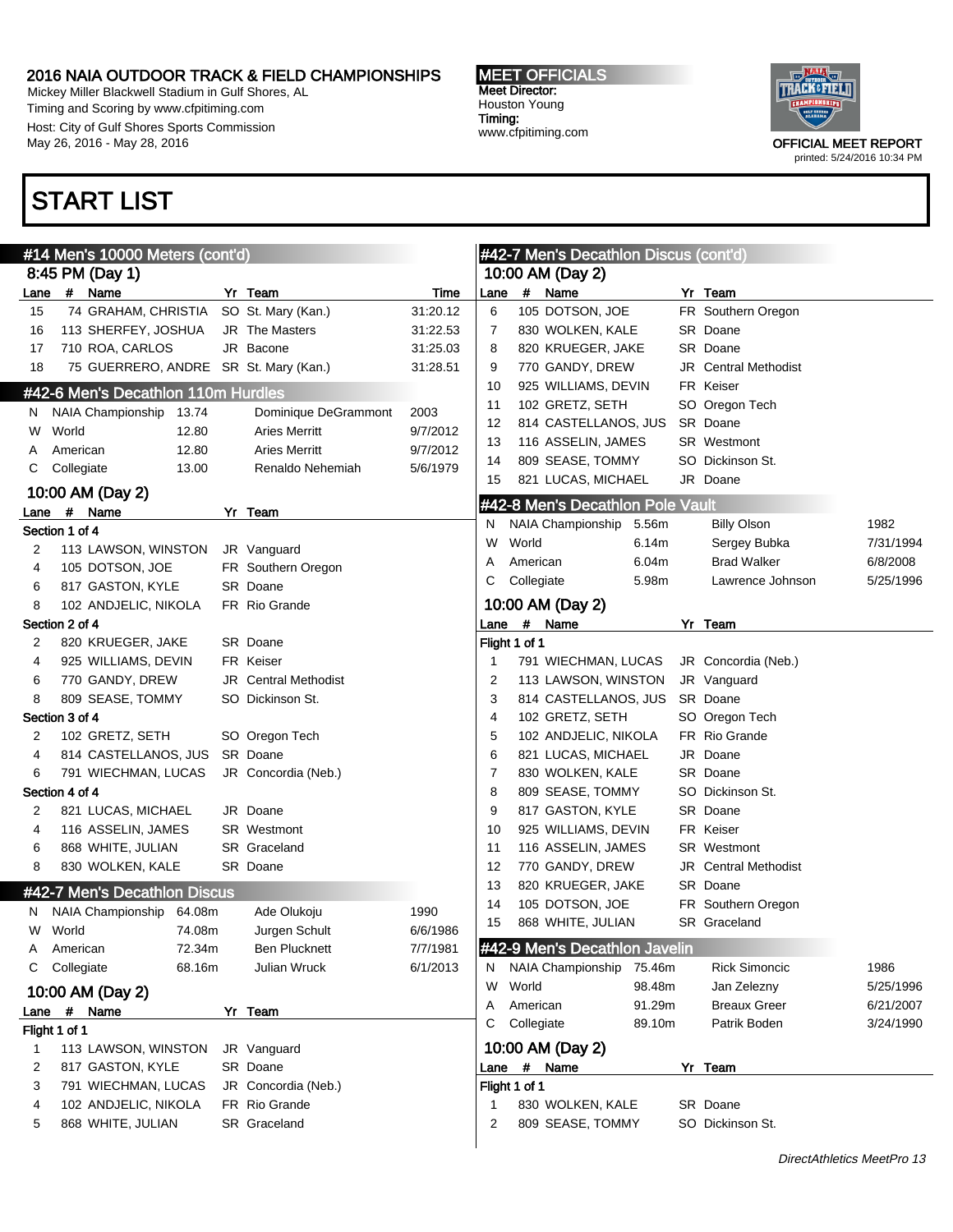# 2016 NAIA OUTDOOR TRACK & FIELD CHAMPIONSHIPS

Mickey Miller Blackwell Stadium in Gulf Shores, AL
Timing and Scoring by www.cfpitiming.com
Host: City of Gulf Shores Sports Commission
May 26, 2016 - May 28, 2016

**MEET OFFICIALS**
Meet Director:
Houston Young
Timing:
www.cfpitiming.com

OFFICIAL MEET REPORT
printed: 5/24/2016 10:34 PM

## START LIST

### #14 Men's 10000 Meters (cont'd)

8:45 PM (Day 1)

| Lane | # | Name | Yr | Team | Time |
|---|---|---|---|---|---|
| 15 | 74 | GRAHAM, CHRISTIA | SO | St. Mary (Kan.) | 31:20.12 |
| 16 | 113 | SHERFEY, JOSHUA | JR | The Masters | 31:22.53 |
| 17 | 710 | ROA, CARLOS | JR | Bacone | 31:25.03 |
| 18 | 75 | GUERRERO, ANDRE | SR | St. Mary (Kan.) | 31:28.51 |

### #42-6 Men's Decathlon 110m Hurdles

| | Record | Mark | Name | Date |
|---|---|---|---|---|
| N | NAIA Championship | 13.74 | Dominique DeGrammont | 2003 |
| W | World | 12.80 | Aries Merritt | 9/7/2012 |
| A | American | 12.80 | Aries Merritt | 9/7/2012 |
| C | Collegiate | 13.00 | Renaldo Nehemiah | 5/6/1979 |

10:00 AM (Day 2)

| Lane | # | Name | Yr | Team |
|---|---|---|---|---|
| **Section 1 of 4** | | | | |
| 2 | 113 | LAWSON, WINSTON | JR | Vanguard |
| 4 | 105 | DOTSON, JOE | FR | Southern Oregon |
| 6 | 817 | GASTON, KYLE | SR | Doane |
| 8 | 102 | ANDJELIC, NIKOLA | FR | Rio Grande |
| **Section 2 of 4** | | | | |
| 2 | 820 | KRUEGER, JAKE | SR | Doane |
| 4 | 925 | WILLIAMS, DEVIN | FR | Keiser |
| 6 | 770 | GANDY, DREW | JR | Central Methodist |
| 8 | 809 | SEASE, TOMMY | SO | Dickinson St. |
| **Section 3 of 4** | | | | |
| 2 | 102 | GRETZ, SETH | SO | Oregon Tech |
| 4 | 814 | CASTELLANOS, JUS | SR | Doane |
| 6 | 791 | WIECHMAN, LUCAS | JR | Concordia (Neb.) |
| **Section 4 of 4** | | | | |
| 2 | 821 | LUCAS, MICHAEL | JR | Doane |
| 4 | 116 | ASSELIN, JAMES | SR | Westmont |
| 6 | 868 | WHITE, JULIAN | SR | Graceland |
| 8 | 830 | WOLKEN, KALE | SR | Doane |

### #42-7 Men's Decathlon Discus

| | Record | Mark | Name | Date |
|---|---|---|---|---|
| N | NAIA Championship | 64.08m | Ade Olukoju | 1990 |
| W | World | 74.08m | Jurgen Schult | 6/6/1986 |
| A | American | 72.34m | Ben Plucknett | 7/7/1981 |
| C | Collegiate | 68.16m | Julian Wruck | 6/1/2013 |

10:00 AM (Day 2)

| Lane | # | Name | Yr | Team |
|---|---|---|---|---|
| **Flight 1 of 1** | | | | |
| 1 | 113 | LAWSON, WINSTON | JR | Vanguard |
| 2 | 817 | GASTON, KYLE | SR | Doane |
| 3 | 791 | WIECHMAN, LUCAS | JR | Concordia (Neb.) |
| 4 | 102 | ANDJELIC, NIKOLA | FR | Rio Grande |
| 5 | 868 | WHITE, JULIAN | SR | Graceland |

### #42-7 Men's Decathlon Discus (cont'd)

10:00 AM (Day 2)

| Lane | # | Name | Yr | Team |
|---|---|---|---|---|
| 6 | 105 | DOTSON, JOE | FR | Southern Oregon |
| 7 | 830 | WOLKEN, KALE | SR | Doane |
| 8 | 820 | KRUEGER, JAKE | SR | Doane |
| 9 | 770 | GANDY, DREW | JR | Central Methodist |
| 10 | 925 | WILLIAMS, DEVIN | FR | Keiser |
| 11 | 102 | GRETZ, SETH | SO | Oregon Tech |
| 12 | 814 | CASTELLANOS, JUS | SR | Doane |
| 13 | 116 | ASSELIN, JAMES | SR | Westmont |
| 14 | 809 | SEASE, TOMMY | SO | Dickinson St. |
| 15 | 821 | LUCAS, MICHAEL | JR | Doane |

### #42-8 Men's Decathlon Pole Vault

| | Record | Mark | Name | Date |
|---|---|---|---|---|
| N | NAIA Championship | 5.56m | Billy Olson | 1982 |
| W | World | 6.14m | Sergey Bubka | 7/31/1994 |
| A | American | 6.04m | Brad Walker | 6/8/2008 |
| C | Collegiate | 5.98m | Lawrence Johnson | 5/25/1996 |

10:00 AM (Day 2)

| Lane | # | Name | Yr | Team |
|---|---|---|---|---|
| **Flight 1 of 1** | | | | |
| 1 | 791 | WIECHMAN, LUCAS | JR | Concordia (Neb.) |
| 2 | 113 | LAWSON, WINSTON | JR | Vanguard |
| 3 | 814 | CASTELLANOS, JUS | SR | Doane |
| 4 | 102 | GRETZ, SETH | SO | Oregon Tech |
| 5 | 102 | ANDJELIC, NIKOLA | FR | Rio Grande |
| 6 | 821 | LUCAS, MICHAEL | JR | Doane |
| 7 | 830 | WOLKEN, KALE | SR | Doane |
| 8 | 809 | SEASE, TOMMY | SO | Dickinson St. |
| 9 | 817 | GASTON, KYLE | SR | Doane |
| 10 | 925 | WILLIAMS, DEVIN | FR | Keiser |
| 11 | 116 | ASSELIN, JAMES | SR | Westmont |
| 12 | 770 | GANDY, DREW | JR | Central Methodist |
| 13 | 820 | KRUEGER, JAKE | SR | Doane |
| 14 | 105 | DOTSON, JOE | FR | Southern Oregon |
| 15 | 868 | WHITE, JULIAN | SR | Graceland |

### #42-9 Men's Decathlon Javelin

| | Record | Mark | Name | Date |
|---|---|---|---|---|
| N | NAIA Championship | 75.46m | Rick Simoncic | 1986 |
| W | World | 98.48m | Jan Zelezny | 5/25/1996 |
| A | American | 91.29m | Breaux Greer | 6/21/2007 |
| C | Collegiate | 89.10m | Patrik Boden | 3/24/1990 |

10:00 AM (Day 2)

| Lane | # | Name | Yr | Team |
|---|---|---|---|---|
| **Flight 1 of 1** | | | | |
| 1 | 830 | WOLKEN, KALE | SR | Doane |
| 2 | 809 | SEASE, TOMMY | SO | Dickinson St. |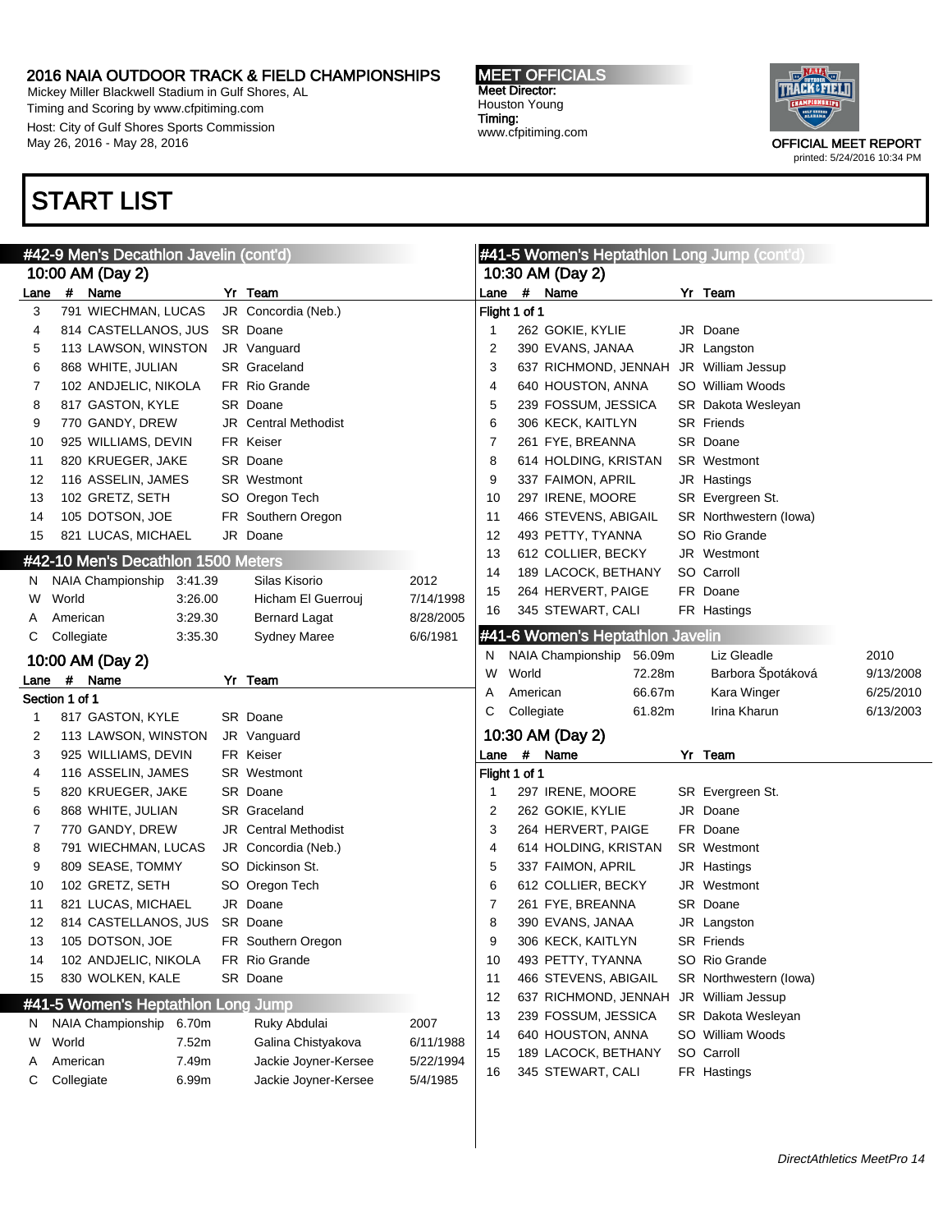# 2016 NAIA OUTDOOR TRACK & FIELD CHAMPIONSHIPS

Mickey Miller Blackwell Stadium in Gulf Shores, AL
Timing and Scoring by www.cfpitiming.com
Host: City of Gulf Shores Sports Commission
May 26, 2016 - May 28, 2016

**MEET OFFICIALS**
Meet Director:
Houston Young
Timing:
www.cfpitiming.com

OFFICIAL MEET REPORT
printed: 5/24/2016 10:34 PM

## START LIST

### #42-9 Men's Decathlon Javelin (cont'd)

10:00 AM (Day 2)

| Lane | # | Name | Yr | Team |
|---|---|---|---|---|
| 3 | 791 | WIECHMAN, LUCAS | JR | Concordia (Neb.) |
| 4 | 814 | CASTELLANOS, JUS | SR | Doane |
| 5 | 113 | LAWSON, WINSTON | JR | Vanguard |
| 6 | 868 | WHITE, JULIAN | SR | Graceland |
| 7 | 102 | ANDJELIC, NIKOLA | FR | Rio Grande |
| 8 | 817 | GASTON, KYLE | SR | Doane |
| 9 | 770 | GANDY, DREW | JR | Central Methodist |
| 10 | 925 | WILLIAMS, DEVIN | FR | Keiser |
| 11 | 820 | KRUEGER, JAKE | SR | Doane |
| 12 | 116 | ASSELIN, JAMES | SR | Westmont |
| 13 | 102 | GRETZ, SETH | SO | Oregon Tech |
| 14 | 105 | DOTSON, JOE | FR | Southern Oregon |
| 15 | 821 | LUCAS, MICHAEL | JR | Doane |

### #42-10 Men's Decathlon 1500 Meters

| | Record | Mark | Holder | Date |
|---|---|---|---|---|
| N | NAIA Championship | 3:41.39 | Silas Kisorio | 2012 |
| W | World | 3:26.00 | Hicham El Guerrouj | 7/14/1998 |
| A | American | 3:29.30 | Bernard Lagat | 8/28/2005 |
| C | Collegiate | 3:35.30 | Sydney Maree | 6/6/1981 |

10:00 AM (Day 2)

Section 1 of 1

| Lane | # | Name | Yr | Team |
|---|---|---|---|---|
| 1 | 817 | GASTON, KYLE | SR | Doane |
| 2 | 113 | LAWSON, WINSTON | JR | Vanguard |
| 3 | 925 | WILLIAMS, DEVIN | FR | Keiser |
| 4 | 116 | ASSELIN, JAMES | SR | Westmont |
| 5 | 820 | KRUEGER, JAKE | SR | Doane |
| 6 | 868 | WHITE, JULIAN | SR | Graceland |
| 7 | 770 | GANDY, DREW | JR | Central Methodist |
| 8 | 791 | WIECHMAN, LUCAS | JR | Concordia (Neb.) |
| 9 | 809 | SEASE, TOMMY | SO | Dickinson St. |
| 10 | 102 | GRETZ, SETH | SO | Oregon Tech |
| 11 | 821 | LUCAS, MICHAEL | JR | Doane |
| 12 | 814 | CASTELLANOS, JUS | SR | Doane |
| 13 | 105 | DOTSON, JOE | FR | Southern Oregon |
| 14 | 102 | ANDJELIC, NIKOLA | FR | Rio Grande |
| 15 | 830 | WOLKEN, KALE | SR | Doane |

### #41-5 Women's Heptathlon Long Jump

| | Record | Mark | Holder | Date |
|---|---|---|---|---|
| N | NAIA Championship | 6.70m | Ruky Abdulai | 2007 |
| W | World | 7.52m | Galina Chistyakova | 6/11/1988 |
| A | American | 7.49m | Jackie Joyner-Kersee | 5/22/1994 |
| C | Collegiate | 6.99m | Jackie Joyner-Kersee | 5/4/1985 |

### #41-5 Women's Heptathlon Long Jump (cont'd)

10:30 AM (Day 2)

Flight 1 of 1

| Lane | # | Name | Yr | Team |
|---|---|---|---|---|
| 1 | 262 | GOKIE, KYLIE | JR | Doane |
| 2 | 390 | EVANS, JANAA | JR | Langston |
| 3 | 637 | RICHMOND, JENNAH | JR | William Jessup |
| 4 | 640 | HOUSTON, ANNA | SO | William Woods |
| 5 | 239 | FOSSUM, JESSICA | SR | Dakota Wesleyan |
| 6 | 306 | KECK, KAITLYN | SR | Friends |
| 7 | 261 | FYE, BREANNA | SR | Doane |
| 8 | 614 | HOLDING, KRISTAN | SR | Westmont |
| 9 | 337 | FAIMON, APRIL | JR | Hastings |
| 10 | 297 | IRENE, MOORE | SR | Evergreen St. |
| 11 | 466 | STEVENS, ABIGAIL | SR | Northwestern (Iowa) |
| 12 | 493 | PETTY, TYANNA | SO | Rio Grande |
| 13 | 612 | COLLIER, BECKY | JR | Westmont |
| 14 | 189 | LACOCK, BETHANY | SO | Carroll |
| 15 | 264 | HERVERT, PAIGE | FR | Doane |
| 16 | 345 | STEWART, CALI | FR | Hastings |

### #41-6 Women's Heptathlon Javelin

| | Record | Mark | Holder | Date |
|---|---|---|---|---|
| N | NAIA Championship | 56.09m | Liz Gleadle | 2010 |
| W | World | 72.28m | Barbora Špotáková | 9/13/2008 |
| A | American | 66.67m | Kara Winger | 6/25/2010 |
| C | Collegiate | 61.82m | Irina Kharun | 6/13/2003 |

10:30 AM (Day 2)

Flight 1 of 1

| Lane | # | Name | Yr | Team |
|---|---|---|---|---|
| 1 | 297 | IRENE, MOORE | SR | Evergreen St. |
| 2 | 262 | GOKIE, KYLIE | JR | Doane |
| 3 | 264 | HERVERT, PAIGE | FR | Doane |
| 4 | 614 | HOLDING, KRISTAN | SR | Westmont |
| 5 | 337 | FAIMON, APRIL | JR | Hastings |
| 6 | 612 | COLLIER, BECKY | JR | Westmont |
| 7 | 261 | FYE, BREANNA | SR | Doane |
| 8 | 390 | EVANS, JANAA | JR | Langston |
| 9 | 306 | KECK, KAITLYN | SR | Friends |
| 10 | 493 | PETTY, TYANNA | SO | Rio Grande |
| 11 | 466 | STEVENS, ABIGAIL | SR | Northwestern (Iowa) |
| 12 | 637 | RICHMOND, JENNAH | JR | William Jessup |
| 13 | 239 | FOSSUM, JESSICA | SR | Dakota Wesleyan |
| 14 | 640 | HOUSTON, ANNA | SO | William Woods |
| 15 | 189 | LACOCK, BETHANY | SO | Carroll |
| 16 | 345 | STEWART, CALI | FR | Hastings |

*DirectAthletics MeetPro 14*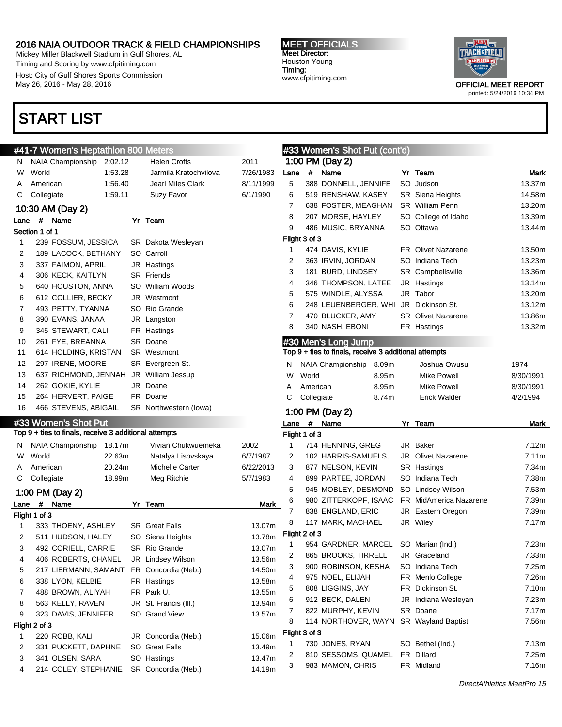# START LIST

## #41-7 Women's Heptathlon 800 Meters

| | | | | |
|---|---|---|---|---|
| N | NAIA Championship | 2:02.12 | Helen Crofts | 2011 |
| W | World | 1:53.28 | Jarmila Kratochvilova | 7/26/1983 |
| A | American | 1:56.40 | Jearl Miles Clark | 8/11/1999 |
| C | Collegiate | 1:59.11 | Suzy Favor | 6/1/1990 |

### 10:30 AM (Day 2)

| Lane | # | Name | Yr | Team |
|---|---|---|---|---|
| **Section 1 of 1** | | | | |
| 1 | 239 | FOSSUM, JESSICA | SR | Dakota Wesleyan |
| 2 | 189 | LACOCK, BETHANY | SO | Carroll |
| 3 | 337 | FAIMON, APRIL | JR | Hastings |
| 4 | 306 | KECK, KAITLYN | SR | Friends |
| 5 | 640 | HOUSTON, ANNA | SO | William Woods |
| 6 | 612 | COLLIER, BECKY | JR | Westmont |
| 7 | 493 | PETTY, TYANNA | SO | Rio Grande |
| 8 | 390 | EVANS, JANAA | JR | Langston |
| 9 | 345 | STEWART, CALI | FR | Hastings |
| 10 | 261 | FYE, BREANNA | SR | Doane |
| 11 | 614 | HOLDING, KRISTAN | SR | Westmont |
| 12 | 297 | IRENE, MOORE | SR | Evergreen St. |
| 13 | 637 | RICHMOND, JENNAH | JR | William Jessup |
| 14 | 262 | GOKIE, KYLIE | JR | Doane |
| 15 | 264 | HERVERT, PAIGE | FR | Doane |
| 16 | 466 | STEVENS, ABIGAIL | SR | Northwestern (Iowa) |

## #33 Women's Shot Put

Top 9 + ties to finals, receive 3 additional attempts

| | | | | |
|---|---|---|---|---|
| N | NAIA Championship | 18.17m | Vivian Chukwuemeka | 2002 |
| W | World | 22.63m | Natalya Lisovskaya | 6/7/1987 |
| A | American | 20.24m | Michelle Carter | 6/22/2013 |
| C | Collegiate | 18.99m | Meg Ritchie | 5/7/1983 |

### 1:00 PM (Day 2)

| Lane | # | Name | Yr | Team | Mark |
|---|---|---|---|---|---|
| **Flight 1 of 3** | | | | | |
| 1 | 333 | THOENY, ASHLEY | SR | Great Falls | 13.07m |
| 2 | 511 | HUDSON, HALEY | SO | Siena Heights | 13.78m |
| 3 | 492 | CORIELL, CARRIE | SR | Rio Grande | 13.07m |
| 4 | 406 | ROBERTS, CHANEL | JR | Lindsey Wilson | 13.56m |
| 5 | 217 | LIERMANN, SAMANT | FR | Concordia (Neb.) | 14.50m |
| 6 | 338 | LYON, KELBIE | FR | Hastings | 13.58m |
| 7 | 488 | BROWN, ALIYAH | FR | Park U. | 13.55m |
| 8 | 563 | KELLY, RAVEN | JR | St. Francis (Ill.) | 13.94m |
| 9 | 323 | DAVIS, JENNIFER | SO | Grand View | 13.57m |
| **Flight 2 of 3** | | | | | |
| 1 | 220 | ROBB, KALI | JR | Concordia (Neb.) | 15.06m |
| 2 | 331 | PUCKETT, DAPHNE | SO | Great Falls | 13.49m |
| 3 | 341 | OLSEN, SARA | SO | Hastings | 13.47m |
| 4 | 214 | COLEY, STEPHANIE | SR | Concordia (Neb.) | 14.19m |

## #33 Women's Shot Put (cont'd)

### 1:00 PM (Day 2)

| Lane | # | Name | Yr | Team | Mark |
|---|---|---|---|---|---|
| 5 | 388 | DONNELL, JENNIFE | SO | Judson | 13.37m |
| 6 | 519 | RENSHAW, KASEY | SR | Siena Heights | 14.58m |
| 7 | 638 | FOSTER, MEAGHAN | SR | William Penn | 13.20m |
| 8 | 207 | MORSE, HAYLEY | SO | College of Idaho | 13.39m |
| 9 | 486 | MUSIC, BRYANNA | SO | Ottawa | 13.44m |
| **Flight 3 of 3** | | | | | |
| 1 | 474 | DAVIS, KYLIE | FR | Olivet Nazarene | 13.50m |
| 2 | 363 | IRVIN, JORDAN | SO | Indiana Tech | 13.23m |
| 3 | 181 | BURD, LINDSEY | SR | Campbellsville | 13.36m |
| 4 | 346 | THOMPSON, LATEE | JR | Hastings | 13.14m |
| 5 | 575 | WINDLE, ALYSSA | JR | Tabor | 13.20m |
| 6 | 248 | LEUENBERGER, WHI | JR | Dickinson St. | 13.12m |
| 7 | 470 | BLUCKER, AMY | SR | Olivet Nazarene | 13.86m |
| 8 | 340 | NASH, EBONI | FR | Hastings | 13.32m |

## #30 Men's Long Jump

Top 9 + ties to finals, receive 3 additional attempts

| | | | | |
|---|---|---|---|---|
| N | NAIA Championship | 8.09m | Joshua Owusu | 1974 |
| W | World | 8.95m | Mike Powell | 8/30/1991 |
| A | American | 8.95m | Mike Powell | 8/30/1991 |
| C | Collegiate | 8.74m | Erick Walder | 4/2/1994 |

### 1:00 PM (Day 2)

| Lane | # | Name | Yr | Team | Mark |
|---|---|---|---|---|---|
| **Flight 1 of 3** | | | | | |
| 1 | 714 | HENNING, GREG | JR | Baker | 7.12m |
| 2 | 102 | HARRIS-SAMUELS, | JR | Olivet Nazarene | 7.11m |
| 3 | 877 | NELSON, KEVIN | SR | Hastings | 7.34m |
| 4 | 899 | PARTEE, JORDAN | SO | Indiana Tech | 7.38m |
| 5 | 945 | MOBLEY, DESMOND | SO | Lindsey Wilson | 7.53m |
| 6 | 980 | ZITTERKOPF, ISAAC | FR | MidAmerica Nazarene | 7.39m |
| 7 | 838 | ENGLAND, ERIC | JR | Eastern Oregon | 7.39m |
| 8 | 117 | MARK, MACHAEL | JR | Wiley | 7.17m |
| **Flight 2 of 3** | | | | | |
| 1 | 954 | GARDNER, MARCEL | SO | Marian (Ind.) | 7.23m |
| 2 | 865 | BROOKS, TIRRELL | JR | Graceland | 7.33m |
| 3 | 900 | ROBINSON, KESHA | SO | Indiana Tech | 7.25m |
| 4 | 975 | NOEL, ELIJAH | FR | Menlo College | 7.26m |
| 5 | 808 | LIGGINS, JAY | FR | Dickinson St. | 7.10m |
| 6 | 912 | BECK, DALEN | JR | Indiana Wesleyan | 7.23m |
| 7 | 822 | MURPHY, KEVIN | SR | Doane | 7.17m |
| 8 | 114 | NORTHOVER, WAYN | SR | Wayland Baptist | 7.56m |
| **Flight 3 of 3** | | | | | |
| 1 | 730 | JONES, RYAN | SO | Bethel (Ind.) | 7.13m |
| 2 | 810 | SESSOMS, QUAMEL | FR | Dillard | 7.25m |
| 3 | 983 | MAMON, CHRIS | FR | Midland | 7.16m |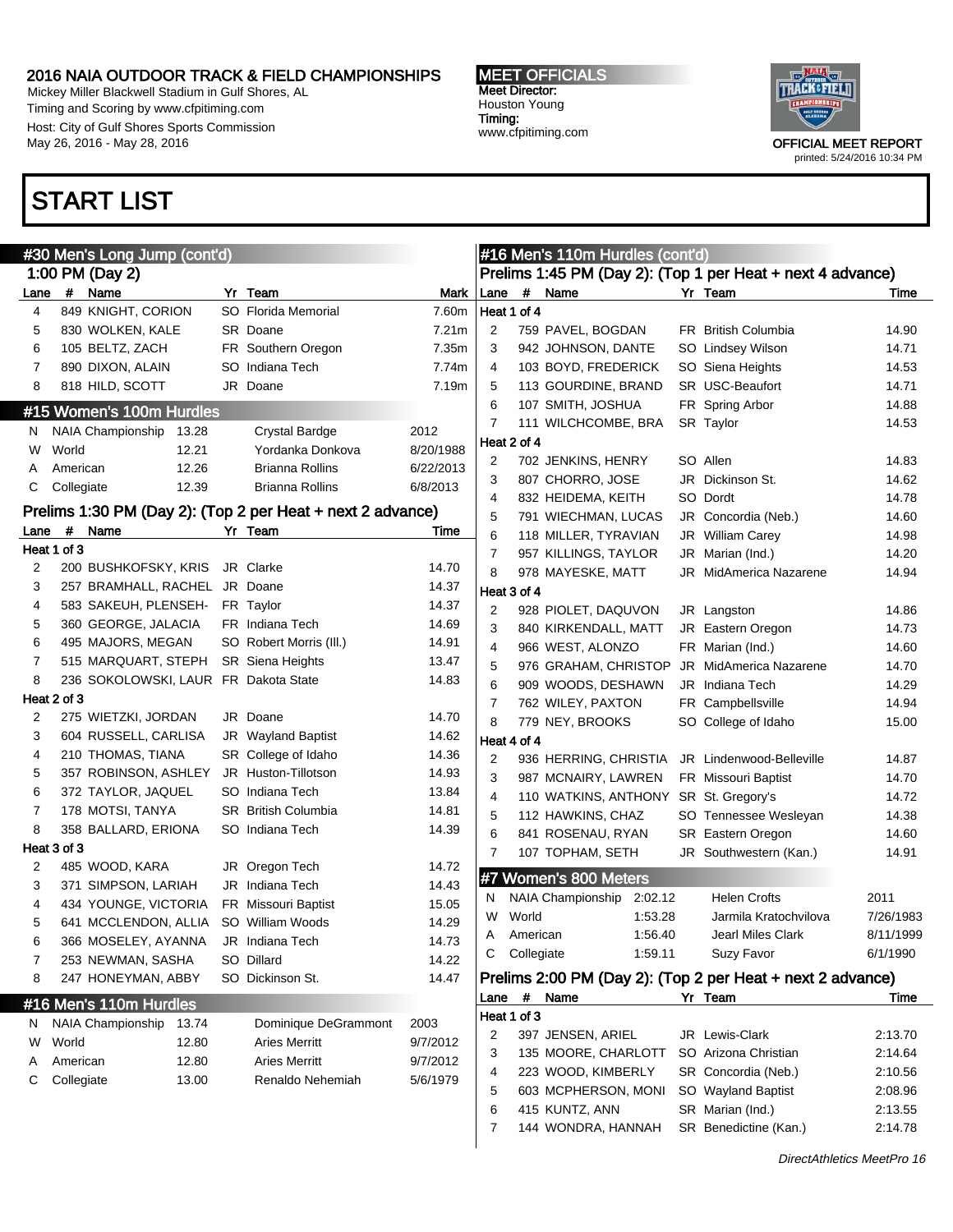# 2016 NAIA OUTDOOR TRACK & FIELD CHAMPIONSHIPS

Mickey Miller Blackwell Stadium in Gulf Shores, AL
Timing and Scoring by www.cfpitiming.com
Host: City of Gulf Shores Sports Commission
May 26, 2016 - May 28, 2016

**MEET OFFICIALS**
Meet Director:
Houston Young
Timing:
www.cfpitiming.com

OFFICIAL MEET REPORT
printed: 5/24/2016 10:34 PM

## START LIST

### #30 Men's Long Jump (cont'd)

1:00 PM (Day 2)

| Lane | # | Name | Yr | Team | Mark |
|---|---|---|---|---|---|
| 4 | 849 | KNIGHT, CORION | SO | Florida Memorial | 7.60m |
| 5 | 830 | WOLKEN, KALE | SR | Doane | 7.21m |
| 6 | 105 | BELTZ, ZACH | FR | Southern Oregon | 7.35m |
| 7 | 890 | DIXON, ALAIN | SO | Indiana Tech | 7.74m |
| 8 | 818 | HILD, SCOTT | JR | Doane | 7.19m |

### #15 Women's 100m Hurdles

| | | Mark | Name | Date |
|---|---|---|---|---|
| N | NAIA Championship | 13.28 | Crystal Bardge | 2012 |
| W | World | 12.21 | Yordanka Donkova | 8/20/1988 |
| A | American | 12.26 | Brianna Rollins | 6/22/2013 |
| C | Collegiate | 12.39 | Brianna Rollins | 6/8/2013 |

**Prelims 1:30 PM (Day 2): (Top 2 per Heat + next 2 advance)**

| Lane | # | Name | Yr | Team | Time |
|---|---|---|---|---|---|
| **Heat 1 of 3** | | | | | |
| 2 | 200 | BUSHKOFSKY, KRIS | JR | Clarke | 14.70 |
| 3 | 257 | BRAMHALL, RACHEL | JR | Doane | 14.37 |
| 4 | 583 | SAKEUH, PLENSEH- | FR | Taylor | 14.37 |
| 5 | 360 | GEORGE, JALACIA | FR | Indiana Tech | 14.69 |
| 6 | 495 | MAJORS, MEGAN | SO | Robert Morris (Ill.) | 14.91 |
| 7 | 515 | MARQUART, STEPH | SR | Siena Heights | 13.47 |
| 8 | 236 | SOKOLOWSKI, LAUR | FR | Dakota State | 14.83 |
| **Heat 2 of 3** | | | | | |
| 2 | 275 | WIETZKI, JORDAN | JR | Doane | 14.70 |
| 3 | 604 | RUSSELL, CARLISA | JR | Wayland Baptist | 14.62 |
| 4 | 210 | THOMAS, TIANA | SR | College of Idaho | 14.36 |
| 5 | 357 | ROBINSON, ASHLEY | JR | Huston-Tillotson | 14.93 |
| 6 | 372 | TAYLOR, JAQUEL | SO | Indiana Tech | 13.84 |
| 7 | 178 | MOTSI, TANYA | SR | British Columbia | 14.81 |
| 8 | 358 | BALLARD, ERIONA | SO | Indiana Tech | 14.39 |
| **Heat 3 of 3** | | | | | |
| 2 | 485 | WOOD, KARA | JR | Oregon Tech | 14.72 |
| 3 | 371 | SIMPSON, LARIAH | JR | Indiana Tech | 14.43 |
| 4 | 434 | YOUNGE, VICTORIA | FR | Missouri Baptist | 15.05 |
| 5 | 641 | MCCLENDON, ALLIA | SO | William Woods | 14.29 |
| 6 | 366 | MOSELEY, AYANNA | JR | Indiana Tech | 14.73 |
| 7 | 253 | NEWMAN, SASHA | SO | Dillard | 14.22 |
| 8 | 247 | HONEYMAN, ABBY | SO | Dickinson St. | 14.47 |

### #16 Men's 110m Hurdles

| | | Mark | Name | Date |
|---|---|---|---|---|
| N | NAIA Championship | 13.74 | Dominique DeGrammont | 2003 |
| W | World | 12.80 | Aries Merritt | 9/7/2012 |
| A | American | 12.80 | Aries Merritt | 9/7/2012 |
| C | Collegiate | 13.00 | Renaldo Nehemiah | 5/6/1979 |

### #16 Men's 110m Hurdles (cont'd)

**Prelims 1:45 PM (Day 2): (Top 1 per Heat + next 4 advance)**

| Lane | # | Name | Yr | Team | Time |
|---|---|---|---|---|---|
| **Heat 1 of 4** | | | | | |
| 2 | 759 | PAVEL, BOGDAN | FR | British Columbia | 14.90 |
| 3 | 942 | JOHNSON, DANTE | SO | Lindsey Wilson | 14.71 |
| 4 | 103 | BOYD, FREDERICK | SO | Siena Heights | 14.53 |
| 5 | 113 | GOURDINE, BRAND | SR | USC-Beaufort | 14.71 |
| 6 | 107 | SMITH, JOSHUA | FR | Spring Arbor | 14.88 |
| 7 | 111 | WILCHCOMBE, BRA | SR | Taylor | 14.53 |
| **Heat 2 of 4** | | | | | |
| 2 | 702 | JENKINS, HENRY | SO | Allen | 14.83 |
| 3 | 807 | CHORRO, JOSE | JR | Dickinson St. | 14.62 |
| 4 | 832 | HEIDEMA, KEITH | SO | Dordt | 14.78 |
| 5 | 791 | WIECHMAN, LUCAS | JR | Concordia (Neb.) | 14.60 |
| 6 | 118 | MILLER, TYRAVIAN | JR | William Carey | 14.98 |
| 7 | 957 | KILLINGS, TAYLOR | JR | Marian (Ind.) | 14.20 |
| 8 | 978 | MAYESKE, MATT | JR | MidAmerica Nazarene | 14.94 |
| **Heat 3 of 4** | | | | | |
| 2 | 928 | PIOLET, DAQUVON | JR | Langston | 14.86 |
| 3 | 840 | KIRKENDALL, MATT | JR | Eastern Oregon | 14.73 |
| 4 | 966 | WEST, ALONZO | FR | Marian (Ind.) | 14.60 |
| 5 | 976 | GRAHAM, CHRISTOP | JR | MidAmerica Nazarene | 14.70 |
| 6 | 909 | WOODS, DESHAWN | JR | Indiana Tech | 14.29 |
| 7 | 762 | WILEY, PAXTON | FR | Campbellsville | 14.94 |
| 8 | 779 | NEY, BROOKS | SO | College of Idaho | 15.00 |
| **Heat 4 of 4** | | | | | |
| 2 | 936 | HERRING, CHRISTIA | JR | Lindenwood-Belleville | 14.87 |
| 3 | 987 | MCNAIRY, LAWREN | FR | Missouri Baptist | 14.70 |
| 4 | 110 | WATKINS, ANTHONY | SR | St. Gregory's | 14.72 |
| 5 | 112 | HAWKINS, CHAZ | SO | Tennessee Wesleyan | 14.38 |
| 6 | 841 | ROSENAU, RYAN | SR | Eastern Oregon | 14.60 |
| 7 | 107 | TOPHAM, SETH | JR | Southwestern (Kan.) | 14.91 |

### #7 Women's 800 Meters

| | | Mark | Name | Date |
|---|---|---|---|---|
| N | NAIA Championship | 2:02.12 | Helen Crofts | 2011 |
| W | World | 1:53.28 | Jarmila Kratochvilova | 7/26/1983 |
| A | American | 1:56.40 | Jearl Miles Clark | 8/11/1999 |
| C | Collegiate | 1:59.11 | Suzy Favor | 6/1/1990 |

**Prelims 2:00 PM (Day 2): (Top 2 per Heat + next 2 advance)**

| Lane | # | Name | Yr | Team | Time |
|---|---|---|---|---|---|
| **Heat 1 of 3** | | | | | |
| 2 | 397 | JENSEN, ARIEL | JR | Lewis-Clark | 2:13.70 |
| 3 | 135 | MOORE, CHARLOTT | SO | Arizona Christian | 2:14.64 |
| 4 | 223 | WOOD, KIMBERLY | SR | Concordia (Neb.) | 2:10.56 |
| 5 | 603 | MCPHERSON, MONI | SO | Wayland Baptist | 2:08.96 |
| 6 | 415 | KUNTZ, ANN | SR | Marian (Ind.) | 2:13.55 |
| 7 | 144 | WONDRA, HANNAH | SR | Benedictine (Kan.) | 2:14.78 |

*DirectAthletics MeetPro 16*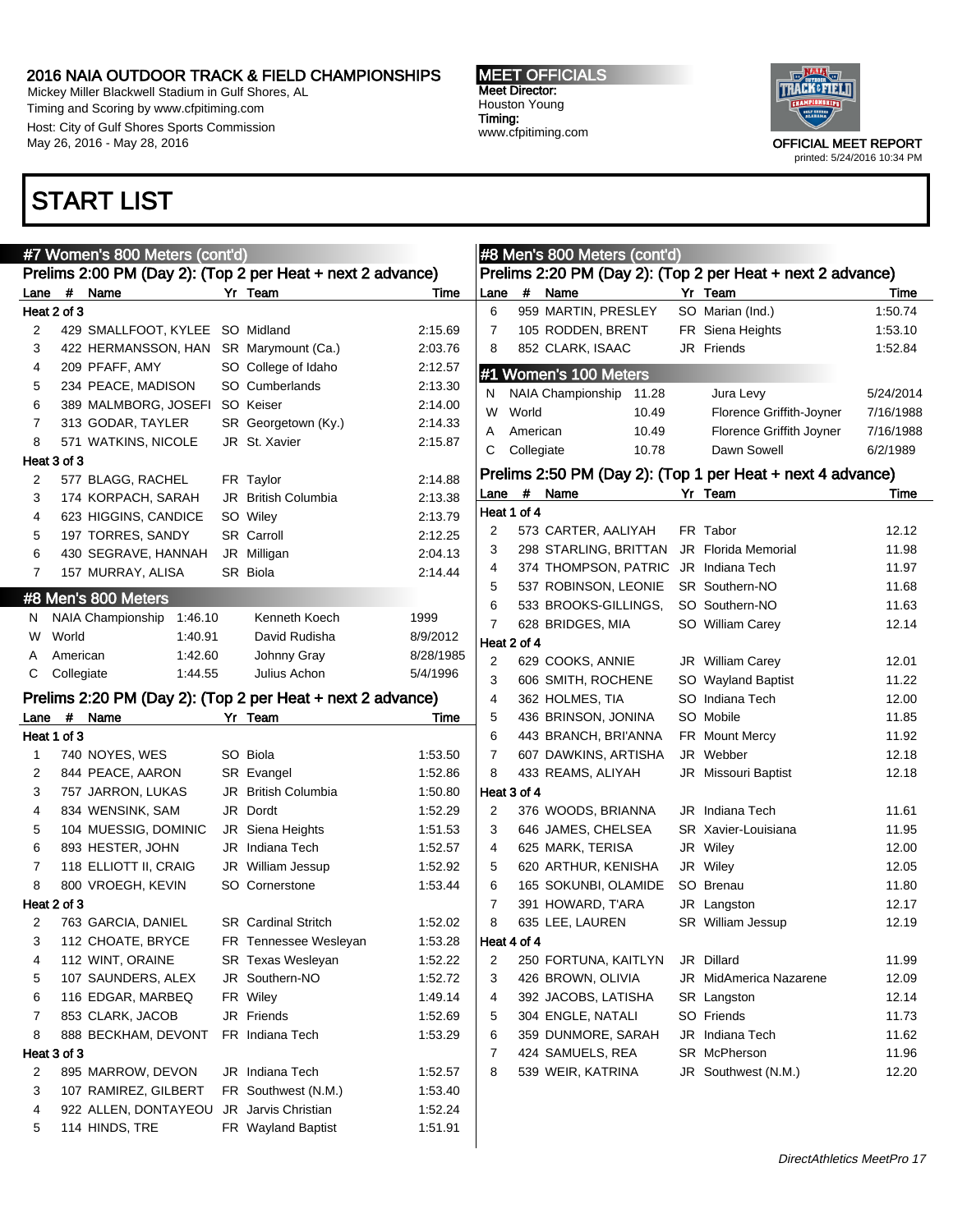## START LIST

### #7 Women's 800 Meters (cont'd)

**Prelims 2:00 PM (Day 2): (Top 2 per Heat + next 2 advance)**

| Lane | # | Name | Yr | Team | Time |
|---|---|---|---|---|---|
| **Heat 2 of 3** | | | | | |
| 2 | 429 | SMALLFOOT, KYLEE | SO | Midland | 2:15.69 |
| 3 | 422 | HERMANSSON, HAN | SR | Marymount (Ca.) | 2:03.76 |
| 4 | 209 | PFAFF, AMY | SO | College of Idaho | 2:12.57 |
| 5 | 234 | PEACE, MADISON | SO | Cumberlands | 2:13.30 |
| 6 | 389 | MALMBORG, JOSEFI | SO | Keiser | 2:14.00 |
| 7 | 313 | GODAR, TAYLER | SR | Georgetown (Ky.) | 2:14.33 |
| 8 | 571 | WATKINS, NICOLE | JR | St. Xavier | 2:15.87 |
| **Heat 3 of 3** | | | | | |
| 2 | 577 | BLAGG, RACHEL | FR | Taylor | 2:14.88 |
| 3 | 174 | KORPACH, SARAH | JR | British Columbia | 2:13.38 |
| 4 | 623 | HIGGINS, CANDICE | SO | Wiley | 2:13.79 |
| 5 | 197 | TORRES, SANDY | SR | Carroll | 2:12.25 |
| 6 | 430 | SEGRAVE, HANNAH | JR | Milligan | 2:04.13 |
| 7 | 157 | MURRAY, ALISA | SR | Biola | 2:14.44 |

### #8 Men's 800 Meters

| | Record | Time | Holder | Date |
|---|---|---|---|---|
| N | NAIA Championship | 1:46.10 | Kenneth Koech | 1999 |
| W | World | 1:40.91 | David Rudisha | 8/9/2012 |
| A | American | 1:42.60 | Johnny Gray | 8/28/1985 |
| C | Collegiate | 1:44.55 | Julius Achon | 5/4/1996 |

**Prelims 2:20 PM (Day 2): (Top 2 per Heat + next 2 advance)**

| Lane | # | Name | Yr | Team | Time |
|---|---|---|---|---|---|
| **Heat 1 of 3** | | | | | |
| 1 | 740 | NOYES, WES | SO | Biola | 1:53.50 |
| 2 | 844 | PEACE, AARON | SR | Evangel | 1:52.86 |
| 3 | 757 | JARRON, LUKAS | JR | British Columbia | 1:50.80 |
| 4 | 834 | WENSINK, SAM | JR | Dordt | 1:52.29 |
| 5 | 104 | MUESSIG, DOMINIC | JR | Siena Heights | 1:51.53 |
| 6 | 893 | HESTER, JOHN | JR | Indiana Tech | 1:52.57 |
| 7 | 118 | ELLIOTT II, CRAIG | JR | William Jessup | 1:52.92 |
| 8 | 800 | VROEGH, KEVIN | SO | Cornerstone | 1:53.44 |
| **Heat 2 of 3** | | | | | |
| 2 | 763 | GARCIA, DANIEL | SR | Cardinal Stritch | 1:52.02 |
| 3 | 112 | CHOATE, BRYCE | FR | Tennessee Wesleyan | 1:53.28 |
| 4 | 112 | WINT, ORAINE | SR | Texas Wesleyan | 1:52.22 |
| 5 | 107 | SAUNDERS, ALEX | JR | Southern-NO | 1:52.72 |
| 6 | 116 | EDGAR, MARBEQ | FR | Wiley | 1:49.14 |
| 7 | 853 | CLARK, JACOB | JR | Friends | 1:52.69 |
| 8 | 888 | BECKHAM, DEVONT | FR | Indiana Tech | 1:53.29 |
| **Heat 3 of 3** | | | | | |
| 2 | 895 | MARROW, DEVON | JR | Indiana Tech | 1:52.57 |
| 3 | 107 | RAMIREZ, GILBERT | FR | Southwest (N.M.) | 1:53.40 |
| 4 | 922 | ALLEN, DONTAYEOU | JR | Jarvis Christian | 1:52.24 |
| 5 | 114 | HINDS, TRE | FR | Wayland Baptist | 1:51.91 |
| 6 | 959 | MARTIN, PRESLEY | SO | Marian (Ind.) | 1:50.74 |
| 7 | 105 | RODDEN, BRENT | FR | Siena Heights | 1:53.10 |
| 8 | 852 | CLARK, ISAAC | JR | Friends | 1:52.84 |

### #1 Women's 100 Meters

| | Record | Time | Holder | Date |
|---|---|---|---|---|
| N | NAIA Championship | 11.28 | Jura Levy | 5/24/2014 |
| W | World | 10.49 | Florence Griffith-Joyner | 7/16/1988 |
| A | American | 10.49 | Florence Griffith Joyner | 7/16/1988 |
| C | Collegiate | 10.78 | Dawn Sowell | 6/2/1989 |

**Prelims 2:50 PM (Day 2): (Top 1 per Heat + next 4 advance)**

| Lane | # | Name | Yr | Team | Time |
|---|---|---|---|---|---|
| **Heat 1 of 4** | | | | | |
| 2 | 573 | CARTER, AALIYAH | FR | Tabor | 12.12 |
| 3 | 298 | STARLING, BRITTAN | JR | Florida Memorial | 11.98 |
| 4 | 374 | THOMPSON, PATRIC | JR | Indiana Tech | 11.97 |
| 5 | 537 | ROBINSON, LEONIE | SR | Southern-NO | 11.68 |
| 6 | 533 | BROOKS-GILLINGS, | SO | Southern-NO | 11.63 |
| 7 | 628 | BRIDGES, MIA | SO | William Carey | 12.14 |
| **Heat 2 of 4** | | | | | |
| 2 | 629 | COOKS, ANNIE | JR | William Carey | 12.01 |
| 3 | 606 | SMITH, ROCHENE | SO | Wayland Baptist | 11.22 |
| 4 | 362 | HOLMES, TIA | SO | Indiana Tech | 12.00 |
| 5 | 436 | BRINSON, JONINA | SO | Mobile | 11.85 |
| 6 | 443 | BRANCH, BRI'ANNA | FR | Mount Mercy | 11.92 |
| 7 | 607 | DAWKINS, ARTISHA | JR | Webber | 12.18 |
| 8 | 433 | REAMS, ALIYAH | JR | Missouri Baptist | 12.18 |
| **Heat 3 of 4** | | | | | |
| 2 | 376 | WOODS, BRIANNA | JR | Indiana Tech | 11.61 |
| 3 | 646 | JAMES, CHELSEA | SR | Xavier-Louisiana | 11.95 |
| 4 | 625 | MARK, TERISA | JR | Wiley | 12.00 |
| 5 | 620 | ARTHUR, KENISHA | JR | Wiley | 12.05 |
| 6 | 165 | SOKUNBI, OLAMIDE | SO | Brenau | 11.80 |
| 7 | 391 | HOWARD, T'ARA | JR | Langston | 12.17 |
| 8 | 635 | LEE, LAUREN | SR | William Jessup | 12.19 |
| **Heat 4 of 4** | | | | | |
| 2 | 250 | FORTUNA, KAITLYN | JR | Dillard | 11.99 |
| 3 | 426 | BROWN, OLIVIA | JR | MidAmerica Nazarene | 12.09 |
| 4 | 392 | JACOBS, LATISHA | SR | Langston | 12.14 |
| 5 | 304 | ENGLE, NATALI | SO | Friends | 11.73 |
| 6 | 359 | DUNMORE, SARAH | JR | Indiana Tech | 11.62 |
| 7 | 424 | SAMUELS, REA | SR | McPherson | 11.96 |
| 8 | 539 | WEIR, KATRINA | JR | Southwest (N.M.) | 12.20 |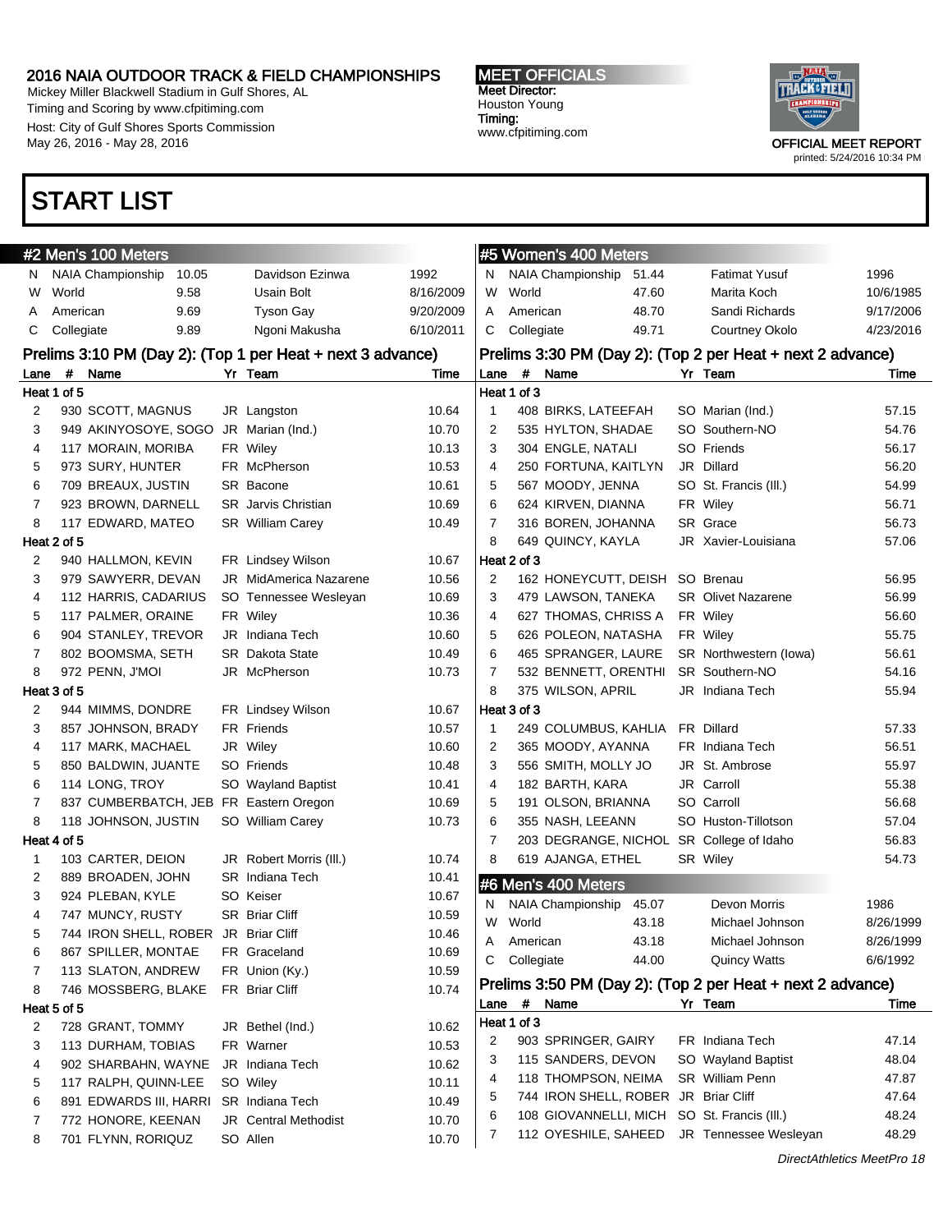# 2016 NAIA OUTDOOR TRACK & FIELD CHAMPIONSHIPS

Mickey Miller Blackwell Stadium in Gulf Shores, AL
Timing and Scoring by www.cfpitiming.com
Host: City of Gulf Shores Sports Commission
May 26, 2016 - May 28, 2016

**MEET OFFICIALS**
Meet Director:
Houston Young
Timing:
www.cfpitiming.com

OFFICIAL MEET REPORT
printed: 5/24/2016 10:34 PM

# START LIST

## #2 Men's 100 Meters

| | | | | |
|---|---|---|---|---|
| N | NAIA Championship | 10.05 | Davidson Ezinwa | 1992 |
| W | World | 9.58 | Usain Bolt | 8/16/2009 |
| A | American | 9.69 | Tyson Gay | 9/20/2009 |
| C | Collegiate | 9.89 | Ngoni Makusha | 6/10/2011 |

### Prelims 3:10 PM (Day 2): (Top 1 per Heat + next 3 advance)

| Lane | # | Name | Yr | Team | Time |
|---|---|---|---|---|---|
| **Heat 1 of 5** | | | | | |
| 2 | 930 | SCOTT, MAGNUS | JR | Langston | 10.64 |
| 3 | 949 | AKINYOSOYE, SOGO | JR | Marian (Ind.) | 10.70 |
| 4 | 117 | MORAIN, MORIBA | FR | Wiley | 10.13 |
| 5 | 973 | SURY, HUNTER | FR | McPherson | 10.53 |
| 6 | 709 | BREAUX, JUSTIN | SR | Bacone | 10.61 |
| 7 | 923 | BROWN, DARNELL | SR | Jarvis Christian | 10.69 |
| 8 | 117 | EDWARD, MATEO | SR | William Carey | 10.49 |
| **Heat 2 of 5** | | | | | |
| 2 | 940 | HALLMON, KEVIN | FR | Lindsey Wilson | 10.67 |
| 3 | 979 | SAWYERR, DEVAN | JR | MidAmerica Nazarene | 10.56 |
| 4 | 112 | HARRIS, CADARIUS | SO | Tennessee Wesleyan | 10.69 |
| 5 | 117 | PALMER, ORAINE | FR | Wiley | 10.36 |
| 6 | 904 | STANLEY, TREVOR | JR | Indiana Tech | 10.60 |
| 7 | 802 | BOOMSMA, SETH | SR | Dakota State | 10.49 |
| 8 | 972 | PENN, J'MOI | JR | McPherson | 10.73 |
| **Heat 3 of 5** | | | | | |
| 2 | 944 | MIMMS, DONDRE | FR | Lindsey Wilson | 10.67 |
| 3 | 857 | JOHNSON, BRADY | FR | Friends | 10.57 |
| 4 | 117 | MARK, MACHAEL | JR | Wiley | 10.60 |
| 5 | 850 | BALDWIN, JUANTE | SO | Friends | 10.48 |
| 6 | 114 | LONG, TROY | SO | Wayland Baptist | 10.41 |
| 7 | 837 | CUMBERBATCH, JEB | FR | Eastern Oregon | 10.69 |
| 8 | 118 | JOHNSON, JUSTIN | SO | William Carey | 10.73 |
| **Heat 4 of 5** | | | | | |
| 1 | 103 | CARTER, DEION | JR | Robert Morris (Ill.) | 10.74 |
| 2 | 889 | BROADEN, JOHN | SR | Indiana Tech | 10.41 |
| 3 | 924 | PLEBAN, KYLE | SO | Keiser | 10.67 |
| 4 | 747 | MUNCY, RUSTY | SR | Briar Cliff | 10.59 |
| 5 | 744 | IRON SHELL, ROBER | JR | Briar Cliff | 10.46 |
| 6 | 867 | SPILLER, MONTAE | FR | Graceland | 10.69 |
| 7 | 113 | SLATON, ANDREW | FR | Union (Ky.) | 10.59 |
| 8 | 746 | MOSSBERG, BLAKE | FR | Briar Cliff | 10.74 |
| **Heat 5 of 5** | | | | | |
| 2 | 728 | GRANT, TOMMY | JR | Bethel (Ind.) | 10.62 |
| 3 | 113 | DURHAM, TOBIAS | FR | Warner | 10.53 |
| 4 | 902 | SHARBAHN, WAYNE | JR | Indiana Tech | 10.62 |
| 5 | 117 | RALPH, QUINN-LEE | SO | Wiley | 10.11 |
| 6 | 891 | EDWARDS III, HARRI | SR | Indiana Tech | 10.49 |
| 7 | 772 | HONORE, KEENAN | JR | Central Methodist | 10.70 |
| 8 | 701 | FLYNN, RORIQUZ | SO | Allen | 10.70 |

## #5 Women's 400 Meters

| | | | | |
|---|---|---|---|---|
| N | NAIA Championship | 51.44 | Fatimat Yusuf | 1996 |
| W | World | 47.60 | Marita Koch | 10/6/1985 |
| A | American | 48.70 | Sandi Richards | 9/17/2006 |
| C | Collegiate | 49.71 | Courtney Okolo | 4/23/2016 |

### Prelims 3:30 PM (Day 2): (Top 2 per Heat + next 2 advance)

| Lane | # | Name | Yr | Team | Time |
|---|---|---|---|---|---|
| **Heat 1 of 3** | | | | | |
| 1 | 408 | BIRKS, LATEEFAH | SO | Marian (Ind.) | 57.15 |
| 2 | 535 | HYLTON, SHADAE | SO | Southern-NO | 54.76 |
| 3 | 304 | ENGLE, NATALI | SO | Friends | 56.17 |
| 4 | 250 | FORTUNA, KAITLYN | JR | Dillard | 56.20 |
| 5 | 567 | MOODY, JENNA | SO | St. Francis (Ill.) | 54.99 |
| 6 | 624 | KIRVEN, DIANNA | FR | Wiley | 56.71 |
| 7 | 316 | BOREN, JOHANNA | SR | Grace | 56.73 |
| 8 | 649 | QUINCY, KAYLA | JR | Xavier-Louisiana | 57.06 |
| **Heat 2 of 3** | | | | | |
| 2 | 162 | HONEYCUTT, DEISH | SO | Brenau | 56.95 |
| 3 | 479 | LAWSON, TANEKA | SR | Olivet Nazarene | 56.99 |
| 4 | 627 | THOMAS, CHRISS A | FR | Wiley | 56.60 |
| 5 | 626 | POLEON, NATASHA | FR | Wiley | 55.75 |
| 6 | 465 | SPRANGER, LAURE | SR | Northwestern (Iowa) | 56.61 |
| 7 | 532 | BENNETT, ORENTHI | SR | Southern-NO | 54.16 |
| 8 | 375 | WILSON, APRIL | JR | Indiana Tech | 55.94 |
| **Heat 3 of 3** | | | | | |
| 1 | 249 | COLUMBUS, KAHLIA | FR | Dillard | 57.33 |
| 2 | 365 | MOODY, AYANNA | FR | Indiana Tech | 56.51 |
| 3 | 556 | SMITH, MOLLY JO | JR | St. Ambrose | 55.97 |
| 4 | 182 | BARTH, KARA | JR | Carroll | 55.38 |
| 5 | 191 | OLSON, BRIANNA | SO | Carroll | 56.68 |
| 6 | 355 | NASH, LEEANN | SO | Huston-Tillotson | 57.04 |
| 7 | 203 | DEGRANGE, NICHOL | SR | College of Idaho | 56.83 |
| 8 | 619 | AJANGA, ETHEL | SR | Wiley | 54.73 |

## #6 Men's 400 Meters

| | | | | |
|---|---|---|---|---|
| N | NAIA Championship | 45.07 | Devon Morris | 1986 |
| W | World | 43.18 | Michael Johnson | 8/26/1999 |
| A | American | 43.18 | Michael Johnson | 8/26/1999 |
| C | Collegiate | 44.00 | Quincy Watts | 6/6/1992 |

### Prelims 3:50 PM (Day 2): (Top 2 per Heat + next 2 advance)

| Lane | # | Name | Yr | Team | Time |
|---|---|---|---|---|---|
| **Heat 1 of 3** | | | | | |
| 2 | 903 | SPRINGER, GAIRY | FR | Indiana Tech | 47.14 |
| 3 | 115 | SANDERS, DEVON | SO | Wayland Baptist | 48.04 |
| 4 | 118 | THOMPSON, NEIMA | SR | William Penn | 47.87 |
| 5 | 744 | IRON SHELL, ROBER | JR | Briar Cliff | 47.64 |
| 6 | 108 | GIOVANNELLI, MICH | SO | St. Francis (Ill.) | 48.24 |
| 7 | 112 | OYESHILE, SAHEED | JR | Tennessee Wesleyan | 48.29 |

*DirectAthletics MeetPro 18*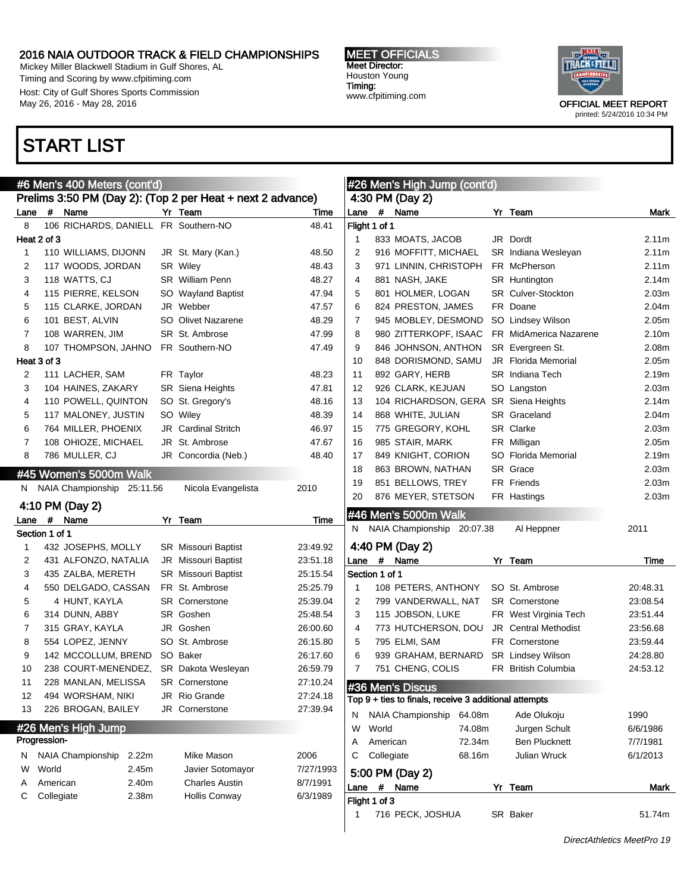# START LIST

## #6 Men's 400 Meters (cont'd)

### Prelims 3:50 PM (Day 2): (Top 2 per Heat + next 2 advance)

| Lane | # | Name | Yr | Team | Time |
|---|---|---|---|---|---|
| 8 | 106 | RICHARDS, DANIELL | FR | Southern-NO | 48.41 |
| **Heat 2 of 3** | | | | | |
| 1 | 110 | WILLIAMS, DIJONN | JR | St. Mary (Kan.) | 48.50 |
| 2 | 117 | WOODS, JORDAN | SR | Wiley | 48.43 |
| 3 | 118 | WATTS, CJ | SR | William Penn | 48.27 |
| 4 | 115 | PIERRE, KELSON | SO | Wayland Baptist | 47.94 |
| 5 | 115 | CLARKE, JORDAN | JR | Webber | 47.57 |
| 6 | 101 | BEST, ALVIN | SO | Olivet Nazarene | 48.29 |
| 7 | 108 | WARREN, JIM | SR | St. Ambrose | 47.99 |
| 8 | 107 | THOMPSON, JAHNO | FR | Southern-NO | 47.49 |
| **Heat 3 of 3** | | | | | |
| 2 | 111 | LACHER, SAM | FR | Taylor | 48.23 |
| 3 | 104 | HAINES, ZAKARY | SR | Siena Heights | 47.81 |
| 4 | 110 | POWELL, QUINTON | SO | St. Gregory's | 48.16 |
| 5 | 117 | MALONEY, JUSTIN | SO | Wiley | 48.39 |
| 6 | 764 | MILLER, PHOENIX | JR | Cardinal Stritch | 46.97 |
| 7 | 108 | OHIOZE, MICHAEL | JR | St. Ambrose | 47.67 |
| 8 | 786 | MULLER, CJ | JR | Concordia (Neb.) | 48.40 |

## #45 Women's 5000m Walk

| | Record | Mark | Holder | Date |
|---|---|---|---|---|
| N | NAIA Championship | 25:11.56 | Nicola Evangelista | 2010 |

### 4:10 PM (Day 2)

| Lane | # | Name | Yr | Team | Time |
|---|---|---|---|---|---|
| **Section 1 of 1** | | | | | |
| 1 | 432 | JOSEPHS, MOLLY | SR | Missouri Baptist | 23:49.92 |
| 2 | 431 | ALFONZO, NATALIA | JR | Missouri Baptist | 23:51.18 |
| 3 | 435 | ZALBA, MERETH | SR | Missouri Baptist | 25:15.54 |
| 4 | 550 | DELGADO, CASSAN | FR | St. Ambrose | 25:25.79 |
| 5 | 4 | HUNT, KAYLA | SR | Cornerstone | 25:39.04 |
| 6 | 314 | DUNN, ABBY | SR | Goshen | 25:48.54 |
| 7 | 315 | GRAY, KAYLA | JR | Goshen | 26:00.60 |
| 8 | 554 | LOPEZ, JENNY | SO | St. Ambrose | 26:15.80 |
| 9 | 142 | MCCOLLUM, BREND | SO | Baker | 26:17.60 |
| 10 | 238 | COURT-MENENDEZ, | SR | Dakota Wesleyan | 26:59.79 |
| 11 | 228 | MANLAN, MELISSA | SR | Cornerstone | 27:10.24 |
| 12 | 494 | WORSHAM, NIKI | JR | Rio Grande | 27:24.18 |
| 13 | 226 | BROGAN, BAILEY | JR | Cornerstone | 27:39.94 |

## #26 Men's High Jump

Progression-

| | Record | Mark | Holder | Date |
|---|---|---|---|---|
| N | NAIA Championship | 2.22m | Mike Mason | 2006 |
| W | World | 2.45m | Javier Sotomayor | 7/27/1993 |
| A | American | 2.40m | Charles Austin | 8/7/1991 |
| C | Collegiate | 2.38m | Hollis Conway | 6/3/1989 |

## #26 Men's High Jump (cont'd)

### 4:30 PM (Day 2)

| Lane | # | Name | Yr | Team | Mark |
|---|---|---|---|---|---|
| **Flight 1 of 1** | | | | | |
| 1 | 833 | MOATS, JACOB | JR | Dordt | 2.11m |
| 2 | 916 | MOFFITT, MICHAEL | SR | Indiana Wesleyan | 2.11m |
| 3 | 971 | LINNIN, CHRISTOPH | FR | McPherson | 2.11m |
| 4 | 881 | NASH, JAKE | SR | Huntington | 2.14m |
| 5 | 801 | HOLMER, LOGAN | SR | Culver-Stockton | 2.03m |
| 6 | 824 | PRESTON, JAMES | FR | Doane | 2.04m |
| 7 | 945 | MOBLEY, DESMOND | SO | Lindsey Wilson | 2.05m |
| 8 | 980 | ZITTERKOPF, ISAAC | FR | MidAmerica Nazarene | 2.10m |
| 9 | 846 | JOHNSON, ANTHON | SR | Evergreen St. | 2.08m |
| 10 | 848 | DORISMOND, SAMU | JR | Florida Memorial | 2.05m |
| 11 | 892 | GARY, HERB | SR | Indiana Tech | 2.19m |
| 12 | 926 | CLARK, KEJUAN | SO | Langston | 2.03m |
| 13 | 104 | RICHARDSON, GERA | SR | Siena Heights | 2.14m |
| 14 | 868 | WHITE, JULIAN | SR | Graceland | 2.04m |
| 15 | 775 | GREGORY, KOHL | SR | Clarke | 2.03m |
| 16 | 985 | STAIR, MARK | FR | Milligan | 2.05m |
| 17 | 849 | KNIGHT, CORION | SO | Florida Memorial | 2.19m |
| 18 | 863 | BROWN, NATHAN | SR | Grace | 2.03m |
| 19 | 851 | BELLOWS, TREY | FR | Friends | 2.03m |
| 20 | 876 | MEYER, STETSON | FR | Hastings | 2.03m |

## #46 Men's 5000m Walk

| | Record | Mark | Holder | Date |
|---|---|---|---|---|
| N | NAIA Championship | 20:07.38 | Al Heppner | 2011 |

### 4:40 PM (Day 2)

| Lane | # | Name | Yr | Team | Time |
|---|---|---|---|---|---|
| **Section 1 of 1** | | | | | |
| 1 | 108 | PETERS, ANTHONY | SO | St. Ambrose | 20:48.31 |
| 2 | 799 | VANDERWALL, NAT | SR | Cornerstone | 23:08.54 |
| 3 | 115 | JOBSON, LUKE | FR | West Virginia Tech | 23:51.44 |
| 4 | 773 | HUTCHERSON, DOU | JR | Central Methodist | 23:56.68 |
| 5 | 795 | ELMI, SAM | FR | Cornerstone | 23:59.44 |
| 6 | 939 | GRAHAM, BERNARD | SR | Lindsey Wilson | 24:28.80 |
| 7 | 751 | CHENG, COLIS | FR | British Columbia | 24:53.12 |

## #36 Men's Discus

Top 9 + ties to finals, receive 3 additional attempts

| | Record | Mark | Holder | Date |
|---|---|---|---|---|
| N | NAIA Championship | 64.08m | Ade Olukoju | 1990 |
| W | World | 74.08m | Jurgen Schult | 6/6/1986 |
| A | American | 72.34m | Ben Plucknett | 7/7/1981 |
| C | Collegiate | 68.16m | Julian Wruck | 6/1/2013 |

### 5:00 PM (Day 2)

| Lane | # | Name | Yr | Team | Mark |
|---|---|---|---|---|---|
| **Flight 1 of 3** | | | | | |
| 1 | 716 | PECK, JOSHUA | SR | Baker | 51.74m |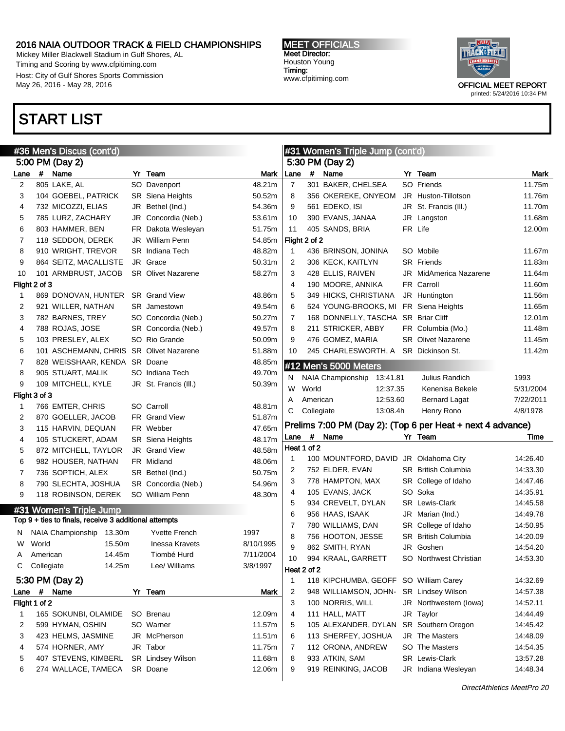## 2016 NAIA OUTDOOR TRACK & FIELD CHAMPIONSHIPS

Mickey Miller Blackwell Stadium in Gulf Shores, AL
Timing and Scoring by www.cfpitiming.com
Host: City of Gulf Shores Sports Commission
May 26, 2016 - May 28, 2016

**MEET OFFICIALS**
Meet Director:
Houston Young
Timing:
www.cfpitiming.com

OFFICIAL MEET REPORT
printed: 5/24/2016 10:34 PM

# START LIST

## #36 Men's Discus (cont'd)

5:00 PM (Day 2)

| Lane | # | Name | Yr | Team | Mark |
|---|---|---|---|---|---|
| 2 | 805 | LAKE, AL | SO | Davenport | 48.21m |
| 3 | 104 | GOEBEL, PATRICK | SR | Siena Heights | 50.52m |
| 4 | 732 | MICOZZI, ELIAS | JR | Bethel (Ind.) | 54.36m |
| 5 | 785 | LURZ, ZACHARY | JR | Concordia (Neb.) | 53.61m |
| 6 | 803 | HAMMER, BEN | FR | Dakota Wesleyan | 51.75m |
| 7 | 118 | SEDDON, DEREK | JR | William Penn | 54.85m |
| 8 | 910 | WRIGHT, TREVOR | SR | Indiana Tech | 48.82m |
| 9 | 864 | SEITZ, MACALLISTE | JR | Grace | 50.31m |
| 10 | 101 | ARMBRUST, JACOB | SR | Olivet Nazarene | 58.27m |
| **Flight 2 of 3** | | | | | |
| 1 | 869 | DONOVAN, HUNTER | SR | Grand View | 48.86m |
| 2 | 921 | WILLER, NATHAN | SR | Jamestown | 49.54m |
| 3 | 782 | BARNES, TREY | SO | Concordia (Neb.) | 50.27m |
| 4 | 788 | ROJAS, JOSE | SR | Concordia (Neb.) | 49.57m |
| 5 | 103 | PRESLEY, ALEX | SO | Rio Grande | 50.09m |
| 6 | 101 | ASCHEMANN, CHRIS | SR | Olivet Nazarene | 51.88m |
| 7 | 828 | WEISSHAAR, KENDA | SR | Doane | 48.85m |
| 8 | 905 | STUART, MALIK | SO | Indiana Tech | 49.70m |
| 9 | 109 | MITCHELL, KYLE | JR | St. Francis (Ill.) | 50.39m |
| **Flight 3 of 3** | | | | | |
| 1 | 766 | EMTER, CHRIS | SO | Carroll | 48.81m |
| 2 | 870 | GOELLER, JACOB | FR | Grand View | 51.87m |
| 3 | 115 | HARVIN, DEQUAN | FR | Webber | 47.65m |
| 4 | 105 | STUCKERT, ADAM | SR | Siena Heights | 48.17m |
| 5 | 872 | MITCHELL, TAYLOR | JR | Grand View | 48.58m |
| 6 | 982 | HOUSER, NATHAN | FR | Midland | 48.06m |
| 7 | 736 | SOPTICH, ALEX | SR | Bethel (Ind.) | 50.75m |
| 8 | 790 | SLECHTA, JOSHUA | SR | Concordia (Neb.) | 54.96m |
| 9 | 118 | ROBINSON, DEREK | SO | William Penn | 48.30m |

## #31 Women's Triple Jump

Top 9 + ties to finals, receive 3 additional attempts

| | | | | |
|---|---|---|---|---|
| N | NAIA Championship | 13.30m | Yvette French | 1997 |
| W | World | 15.50m | Inessa Kravets | 8/10/1995 |
| A | American | 14.45m | Tiombé Hurd | 7/11/2004 |
| C | Collegiate | 14.25m | Lee/ Williams | 3/8/1997 |

5:30 PM (Day 2)

| Lane | # | Name | Yr | Team | Mark |
|---|---|---|---|---|---|
| **Flight 1 of 2** | | | | | |
| 1 | 165 | SOKUNBI, OLAMIDE | SO | Brenau | 12.09m |
| 2 | 599 | HYMAN, OSHIN | SO | Warner | 11.57m |
| 3 | 423 | HELMS, JASMINE | JR | McPherson | 11.51m |
| 4 | 574 | HORNER, AMY | JR | Tabor | 11.75m |
| 5 | 407 | STEVENS, KIMBERL | SR | Lindsey Wilson | 11.68m |
| 6 | 274 | WALLACE, TAMECA | SR | Doane | 12.06m |

## #31 Women's Triple Jump (cont'd)

5:30 PM (Day 2)

| Lane | # | Name | Yr | Team | Mark |
|---|---|---|---|---|---|
| 7 | 301 | BAKER, CHELSEA | SO | Friends | 11.75m |
| 8 | 356 | OKEREKE, ONYEOM | JR | Huston-Tillotson | 11.76m |
| 9 | 561 | EDEKO, ISI | JR | St. Francis (Ill.) | 11.70m |
| 10 | 390 | EVANS, JANAA | JR | Langston | 11.68m |
| 11 | 405 | SANDS, BRIA | FR | Life | 12.00m |
| **Flight 2 of 2** | | | | | |
| 1 | 436 | BRINSON, JONINA | SO | Mobile | 11.67m |
| 2 | 306 | KECK, KAITLYN | SR | Friends | 11.83m |
| 3 | 428 | ELLIS, RAIVEN | JR | MidAmerica Nazarene | 11.64m |
| 4 | 190 | MOORE, ANNIKA | FR | Carroll | 11.60m |
| 5 | 349 | HICKS, CHRISTIANA | JR | Huntington | 11.56m |
| 6 | 524 | YOUNG-BROOKS, MI | FR | Siena Heights | 11.65m |
| 7 | 168 | DONNELLY, TASCHA | SR | Briar Cliff | 12.01m |
| 8 | 211 | STRICKER, ABBY | FR | Columbia (Mo.) | 11.48m |
| 9 | 476 | GOMEZ, MARIA | SR | Olivet Nazarene | 11.45m |
| 10 | 245 | CHARLESWORTH, A | SR | Dickinson St. | 11.42m |

## #12 Men's 5000 Meters

| | | | | |
|---|---|---|---|---|
| N | NAIA Championship | 13:41.81 | Julius Randich | 1993 |
| W | World | 12:37.35 | Kenenisa Bekele | 5/31/2004 |
| A | American | 12:53.60 | Bernard Lagat | 7/22/2011 |
| C | Collegiate | 13:08.4h | Henry Rono | 4/8/1978 |

Prelims 7:00 PM (Day 2): (Top 6 per Heat + next 4 advance)

| Lane | # | Name | Yr | Team | Time |
|---|---|---|---|---|---|
| **Heat 1 of 2** | | | | | |
| 1 | 100 | MOUNTFORD, DAVID | JR | Oklahoma City | 14:26.40 |
| 2 | 752 | ELDER, EVAN | SR | British Columbia | 14:33.30 |
| 3 | 778 | HAMPTON, MAX | SR | College of Idaho | 14:47.46 |
| 4 | 105 | EVANS, JACK | SO | Soka | 14:35.91 |
| 5 | 934 | CREVELT, DYLAN | SR | Lewis-Clark | 14:45.58 |
| 6 | 956 | HAAS, ISAAK | JR | Marian (Ind.) | 14:49.78 |
| 7 | 780 | WILLIAMS, DAN | SR | College of Idaho | 14:50.95 |
| 8 | 756 | HOOTON, JESSE | SR | British Columbia | 14:20.09 |
| 9 | 862 | SMITH, RYAN | JR | Goshen | 14:54.20 |
| 10 | 994 | KRAAL, GARRETT | SO | Northwest Christian | 14:53.30 |
| **Heat 2 of 2** | | | | | |
| 1 | 118 | KIPCHUMBA, GEOFF | SO | William Carey | 14:32.69 |
| 2 | 948 | WILLIAMSON, JOHN- | SR | Lindsey Wilson | 14:57.38 |
| 3 | 100 | NORRIS, WILL | JR | Northwestern (Iowa) | 14:52.11 |
| 4 | 111 | HALL, MATT | JR | Taylor | 14:44.49 |
| 5 | 105 | ALEXANDER, DYLAN | SR | Southern Oregon | 14:45.42 |
| 6 | 113 | SHERFEY, JOSHUA | JR | The Masters | 14:48.09 |
| 7 | 112 | ORONA, ANDREW | SO | The Masters | 14:54.35 |
| 8 | 933 | ATKIN, SAM | SR | Lewis-Clark | 13:57.28 |
| 9 | 919 | REINKING, JACOB | JR | Indiana Wesleyan | 14:48.34 |

*DirectAthletics MeetPro 20*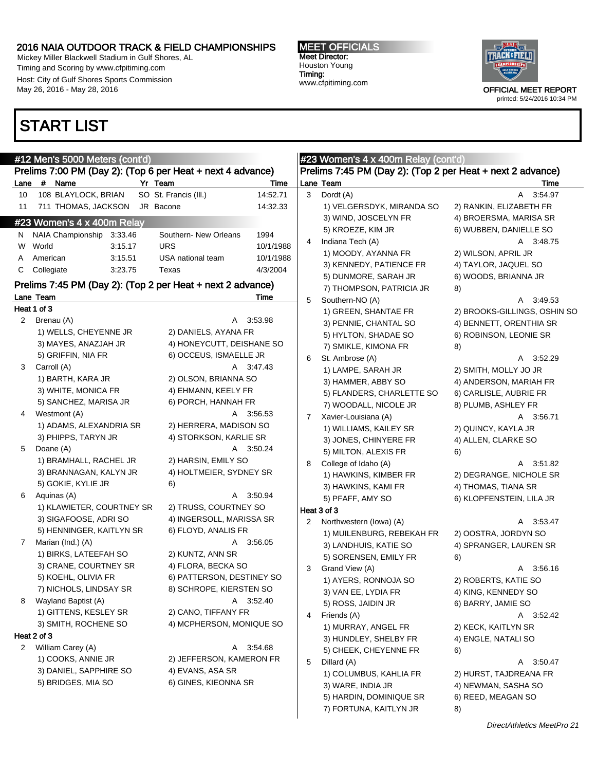# START LIST

## #12 Men's 5000 Meters (cont'd)

### Prelims 7:00 PM (Day 2): (Top 6 per Heat + next 4 advance)

| Lane | # | Name | Yr | Team | Time |
|---|---|---|---|---|---|
| 10 | 108 | BLAYLOCK, BRIAN | SO | St. Francis (Ill.) | 14:52.71 |
| 11 | 711 | THOMAS, JACKSON | JR | Bacone | 14:32.33 |

## #23 Women's 4 x 400m Relay

| | | | | |
|---|---|---|---|---|
| N | NAIA Championship | 3:33.46 | Southern- New Orleans | 1994 |
| W | World | 3:15.17 | URS | 10/1/1988 |
| A | American | 3:15.51 | USA national team | 10/1/1988 |
| C | Collegiate | 3:23.75 | Texas | 4/3/2004 |

### Prelims 7:45 PM (Day 2): (Top 2 per Heat + next 2 advance)

**Heat 1 of 3**

| Lane | Team | | Time |
|---|---|---|---|
| 2 | Brenau (A) | | A 3:53.98 |
| | 1) WELLS, CHEYENNE JR | 2) DANIELS, AYANA FR | |
| | 3) MAYES, ANAZJAH JR | 4) HONEYCUTT, DEISHANE SO | |
| | 5) GRIFFIN, NIA FR | 6) OCCEUS, ISMAELLE JR | |
| 3 | Carroll (A) | | A 3:47.43 |
| | 1) BARTH, KARA JR | 2) OLSON, BRIANNA SO | |
| | 3) WHITE, MONICA FR | 4) EHMANN, KEELY FR | |
| | 5) SANCHEZ, MARISA JR | 6) PORCH, HANNAH FR | |
| 4 | Westmont (A) | | A 3:56.53 |
| | 1) ADAMS, ALEXANDRIA SR | 2) HERRERA, MADISON SO | |
| | 3) PHIPPS, TARYN JR | 4) STORKSON, KARLIE SR | |
| 5 | Doane (A) | | A 3:50.24 |
| | 1) BRAMHALL, RACHEL JR | 2) HARSIN, EMILY SO | |
| | 3) BRANNAGAN, KALYN JR | 4) HOLTMEIER, SYDNEY SR | |
| | 5) GOKIE, KYLIE JR | 6) | |
| 6 | Aquinas (A) | | A 3:50.94 |
| | 1) KLAWIETER, COURTNEY SR | 2) TRUSS, COURTNEY SO | |
| | 3) SIGAFOOSE, ADRI SO | 4) INGERSOLL, MARISSA SR | |
| | 5) HENNINGER, KAITLYN SR | 6) FLOYD, ANALIS FR | |
| 7 | Marian (Ind.) (A) | | A 3:56.05 |
| | 1) BIRKS, LATEEFAH SO | 2) KUNTZ, ANN SR | |
| | 3) CRANE, COURTNEY SR | 4) FLORA, BECKA SO | |
| | 5) KOEHL, OLIVIA FR | 6) PATTERSON, DESTINEY SO | |
| | 7) NICHOLS, LINDSAY SR | 8) SCHROPE, KIERSTEN SO | |
| 8 | Wayland Baptist (A) | | A 3:52.40 |
| | 1) GITTENS, KESLEY SR | 2) CANO, TIFFANY FR | |
| | 3) SMITH, ROCHENE SO | 4) MCPHERSON, MONIQUE SO | |

**Heat 2 of 3**

| Lane | Team | | Time |
|---|---|---|---|
| 2 | William Carey (A) | | A 3:54.68 |
| | 1) COOKS, ANNIE JR | 2) JEFFERSON, KAMERON FR | |
| | 3) DANIEL, SAPPHIRE SO | 4) EVANS, ASA SR | |
| | 5) BRIDGES, MIA SO | 6) GINES, KIEONNA SR | |
| 3 | Dordt (A) | | A 3:54.97 |
| | 1) VELGERSDYK, MIRANDA SO | 2) RANKIN, ELIZABETH FR | |
| | 3) WIND, JOSCELYN FR | 4) BROERSMA, MARISA SR | |
| | 5) KROEZE, KIM JR | 6) WUBBEN, DANIELLE SO | |
| 4 | Indiana Tech (A) | | A 3:48.75 |
| | 1) MOODY, AYANNA FR | 2) WILSON, APRIL JR | |
| | 3) KENNEDY, PATIENCE FR | 4) TAYLOR, JAQUEL SO | |
| | 5) DUNMORE, SARAH JR | 6) WOODS, BRIANNA JR | |
| | 7) THOMPSON, PATRICIA JR | 8) | |
| 5 | Southern-NO (A) | | A 3:49.53 |
| | 1) GREEN, SHANTAE FR | 2) BROOKS-GILLINGS, OSHIN SO | |
| | 3) PENNIE, CHANTAL SO | 4) BENNETT, ORENTHIA SR | |
| | 5) HYLTON, SHADAE SO | 6) ROBINSON, LEONIE SR | |
| | 7) SMIKLE, KIMONA FR | 8) | |
| 6 | St. Ambrose (A) | | A 3:52.29 |
| | 1) LAMPE, SARAH JR | 2) SMITH, MOLLY JO JR | |
| | 3) HAMMER, ABBY SO | 4) ANDERSON, MARIAH FR | |
| | 5) FLANDERS, CHARLETTE SO | 6) CARLISLE, AUBRIE FR | |
| | 7) WOODALL, NICOLE JR | 8) PLUMB, ASHLEY FR | |
| 7 | Xavier-Louisiana (A) | | A 3:56.71 |
| | 1) WILLIAMS, KAILEY SR | 2) QUINCY, KAYLA JR | |
| | 3) JONES, CHINYERE FR | 4) ALLEN, CLARKE SO | |
| | 5) MILTON, ALEXIS FR | 6) | |
| 8 | College of Idaho (A) | | A 3:51.82 |
| | 1) HAWKINS, KIMBER FR | 2) DEGRANGE, NICHOLE SR | |
| | 3) HAWKINS, KAMI FR | 4) THOMAS, TIANA SR | |
| | 5) PFAFF, AMY SO | 6) KLOPFENSTEIN, LILA JR | |

**Heat 3 of 3**

| Lane | Team | | Time |
|---|---|---|---|
| 2 | Northwestern (Iowa) (A) | | A 3:53.47 |
| | 1) MUILENBURG, REBEKAH FR | 2) OOSTRA, JORDYN SO | |
| | 3) LANDHUIS, KATIE SO | 4) SPRANGER, LAUREN SR | |
| | 5) SORENSEN, EMILY FR | 6) | |
| 3 | Grand View (A) | | A 3:56.16 |
| | 1) AYERS, RONNOJA SO | 2) ROBERTS, KATIE SO | |
| | 3) VAN EE, LYDIA FR | 4) KING, KENNEDY SO | |
| | 5) ROSS, JAIDIN JR | 6) BARRY, JAMIE SO | |
| 4 | Friends (A) | | A 3:52.42 |
| | 1) MURRAY, ANGEL FR | 2) KECK, KAITLYN SR | |
| | 3) HUNDLEY, SHELBY FR | 4) ENGLE, NATALI SO | |
| | 5) CHEEK, CHEYENNE FR | 6) | |
| 5 | Dillard (A) | | A 3:50.47 |
| | 1) COLUMBUS, KAHLIA FR | 2) HURST, TAJDREANA FR | |
| | 3) WARE, INDIA JR | 4) NEWMAN, SASHA SO | |
| | 5) HARDIN, DOMINIQUE SR | 6) REED, MEAGAN SO | |
| | 7) FORTUNA, KAITLYN JR | 8) | |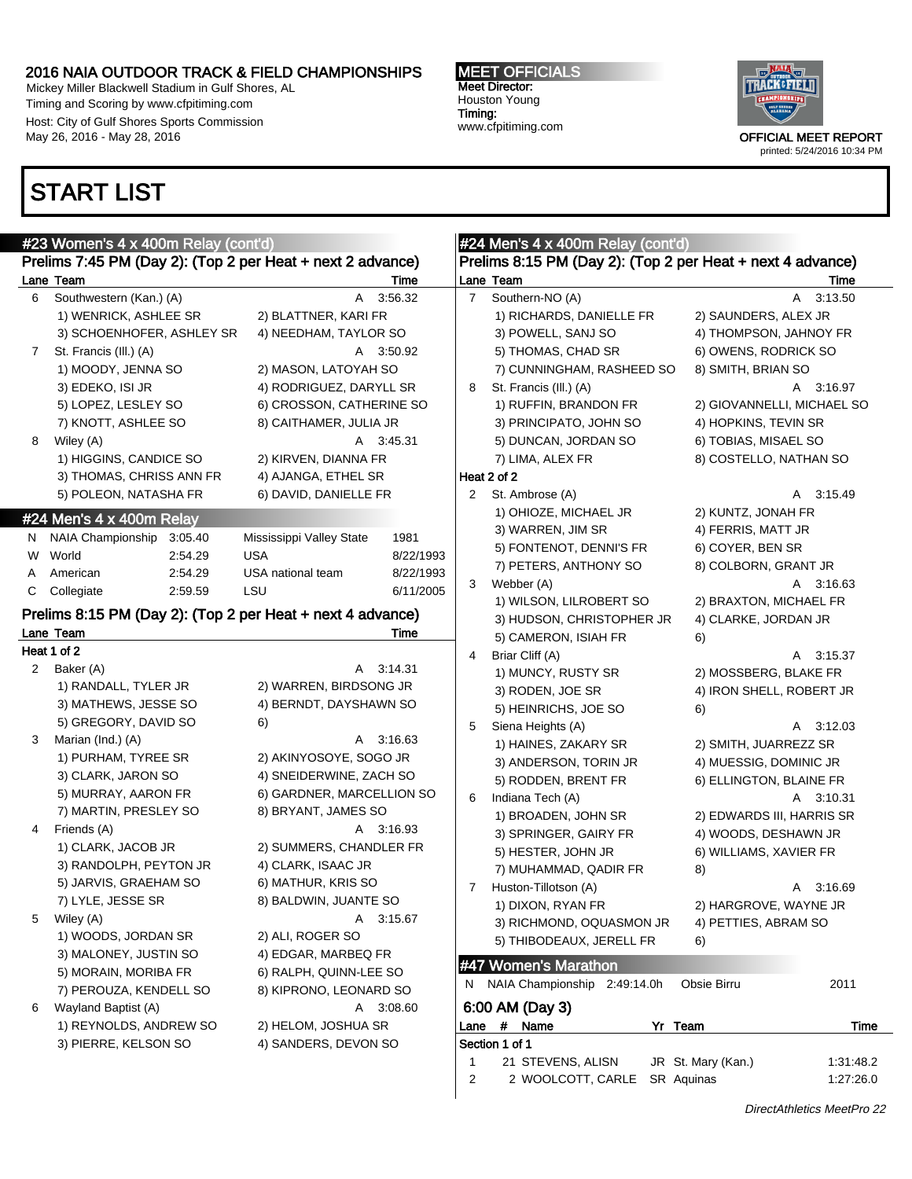# START LIST

## #23 Women's 4 x 400m Relay (cont'd)

### Prelims 7:45 PM (Day 2): (Top 2 per Heat + next 2 advance)

| Lane | Team | | Time |
|---|---|---|---|
| 6 | Southwestern (Kan.) (A) | A | 3:56.32 |
| | 1) WENRICK, ASHLEE SR | 2) BLATTNER, KARI FR | |
| | 3) SCHOENHOFER, ASHLEY SR | 4) NEEDHAM, TAYLOR SO | |
| 7 | St. Francis (Ill.) (A) | A | 3:50.92 |
| | 1) MOODY, JENNA SO | 2) MASON, LATOYAH SO | |
| | 3) EDEKO, ISI JR | 4) RODRIGUEZ, DARYLL SR | |
| | 5) LOPEZ, LESLEY SO | 6) CROSSON, CATHERINE SO | |
| | 7) KNOTT, ASHLEE SO | 8) CAITHAMER, JULIA JR | |
| 8 | Wiley (A) | A | 3:45.31 |
| | 1) HIGGINS, CANDICE SO | 2) KIRVEN, DIANNA FR | |
| | 3) THOMAS, CHRISS ANN FR | 4) AJANGA, ETHEL SR | |
| | 5) POLEON, NATASHA FR | 6) DAVID, DANIELLE FR | |

## #24 Men's 4 x 400m Relay

| | | | | |
|---|---|---|---|---|
| N | NAIA Championship | 3:05.40 | Mississippi Valley State | 1981 |
| W | World | 2:54.29 | USA | 8/22/1993 |
| A | American | 2:54.29 | USA national team | 8/22/1993 |
| C | Collegiate | 2:59.59 | LSU | 6/11/2005 |

### Prelims 8:15 PM (Day 2): (Top 2 per Heat + next 4 advance)

**Heat 1 of 2**

| Lane | Team | | Time |
|---|---|---|---|
| 2 | Baker (A) | A | 3:14.31 |
| | 1) RANDALL, TYLER JR | 2) WARREN, BIRDSONG JR | |
| | 3) MATHEWS, JESSE SO | 4) BERNDT, DAYSHAWN SO | |
| | 5) GREGORY, DAVID SO | 6) | |
| 3 | Marian (Ind.) (A) | A | 3:16.63 |
| | 1) PURHAM, TYREE SR | 2) AKINYOSOYE, SOGO JR | |
| | 3) CLARK, JARON SO | 4) SNEIDERWINE, ZACH SO | |
| | 5) MURRAY, AARON FR | 6) GARDNER, MARCELLION SO | |
| | 7) MARTIN, PRESLEY SO | 8) BRYANT, JAMES SO | |
| 4 | Friends (A) | A | 3:16.93 |
| | 1) CLARK, JACOB JR | 2) SUMMERS, CHANDLER FR | |
| | 3) RANDOLPH, PEYTON JR | 4) CLARK, ISAAC JR | |
| | 5) JARVIS, GRAEHAM SO | 6) MATHUR, KRIS SO | |
| | 7) LYLE, JESSE SR | 8) BALDWIN, JUANTE SO | |
| 5 | Wiley (A) | A | 3:15.67 |
| | 1) WOODS, JORDAN SR | 2) ALI, ROGER SO | |
| | 3) MALONEY, JUSTIN SO | 4) EDGAR, MARBEQ FR | |
| | 5) MORAIN, MORIBA FR | 6) RALPH, QUINN-LEE SO | |
| | 7) PEROUZA, KENDELL SO | 8) KIPRONO, LEONARD SO | |
| 6 | Wayland Baptist (A) | A | 3:08.60 |
| | 1) REYNOLDS, ANDREW SO | 2) HELOM, JOSHUA SR | |
| | 3) PIERRE, KELSON SO | 4) SANDERS, DEVON SO | |
| 7 | Southern-NO (A) | A | 3:13.50 |
| | 1) RICHARDS, DANIELLE FR | 2) SAUNDERS, ALEX JR | |
| | 3) POWELL, SANJ SO | 4) THOMPSON, JAHNOY FR | |
| | 5) THOMAS, CHAD SR | 6) OWENS, RODRICK SO | |
| | 7) CUNNINGHAM, RASHEED SO | 8) SMITH, BRIAN SO | |
| 8 | St. Francis (Ill.) (A) | A | 3:16.97 |
| | 1) RUFFIN, BRANDON FR | 2) GIOVANNELLI, MICHAEL SO | |
| | 3) PRINCIPATO, JOHN SO | 4) HOPKINS, TEVIN SR | |
| | 5) DUNCAN, JORDAN SO | 6) TOBIAS, MISAEL SO | |
| | 7) LIMA, ALEX FR | 8) COSTELLO, NATHAN SO | |

**Heat 2 of 2**

| Lane | Team | | Time |
|---|---|---|---|
| 2 | St. Ambrose (A) | A | 3:15.49 |
| | 1) OHIOZE, MICHAEL JR | 2) KUNTZ, JONAH FR | |
| | 3) WARREN, JIM SR | 4) FERRIS, MATT JR | |
| | 5) FONTENOT, DENNI'S FR | 6) COYER, BEN SR | |
| | 7) PETERS, ANTHONY SO | 8) COLBORN, GRANT JR | |
| 3 | Webber (A) | A | 3:16.63 |
| | 1) WILSON, LILROBERT SO | 2) BRAXTON, MICHAEL FR | |
| | 3) HUDSON, CHRISTOPHER JR | 4) CLARKE, JORDAN JR | |
| | 5) CAMERON, ISIAH FR | 6) | |
| 4 | Briar Cliff (A) | A | 3:15.37 |
| | 1) MUNCY, RUSTY SR | 2) MOSSBERG, BLAKE FR | |
| | 3) RODEN, JOE SR | 4) IRON SHELL, ROBERT JR | |
| | 5) HEINRICHS, JOE SO | 6) | |
| 5 | Siena Heights (A) | A | 3:12.03 |
| | 1) HAINES, ZAKARY SR | 2) SMITH, JUARREZZ SR | |
| | 3) ANDERSON, TORIN JR | 4) MUESSIG, DOMINIC JR | |
| | 5) RODDEN, BRENT FR | 6) ELLINGTON, BLAINE FR | |
| 6 | Indiana Tech (A) | A | 3:10.31 |
| | 1) BROADEN, JOHN SR | 2) EDWARDS III, HARRIS SR | |
| | 3) SPRINGER, GAIRY FR | 4) WOODS, DESHAWN JR | |
| | 5) HESTER, JOHN JR | 6) WILLIAMS, XAVIER FR | |
| | 7) MUHAMMAD, QADIR FR | 8) | |
| 7 | Huston-Tillotson (A) | A | 3:16.69 |
| | 1) DIXON, RYAN FR | 2) HARGROVE, WAYNE JR | |
| | 3) RICHMOND, OQUASMON JR | 4) PETTIES, ABRAM SO | |
| | 5) THIBODEAUX, JERELL FR | 6) | |

## #47 Women's Marathon

| | | | | |
|---|---|---|---|---|
| N | NAIA Championship | 2:49:14.0h | Obsie Birru | 2011 |

### 6:00 AM (Day 3)

**Section 1 of 1**

| Lane | # | Name | Yr | Team | Time |
|---|---|---|---|---|---|
| 1 | 21 | STEVENS, ALISN | JR | St. Mary (Kan.) | 1:31:48.2 |
| 2 | 2 | WOOLCOTT, CARLE | SR | Aquinas | 1:27:26.0 |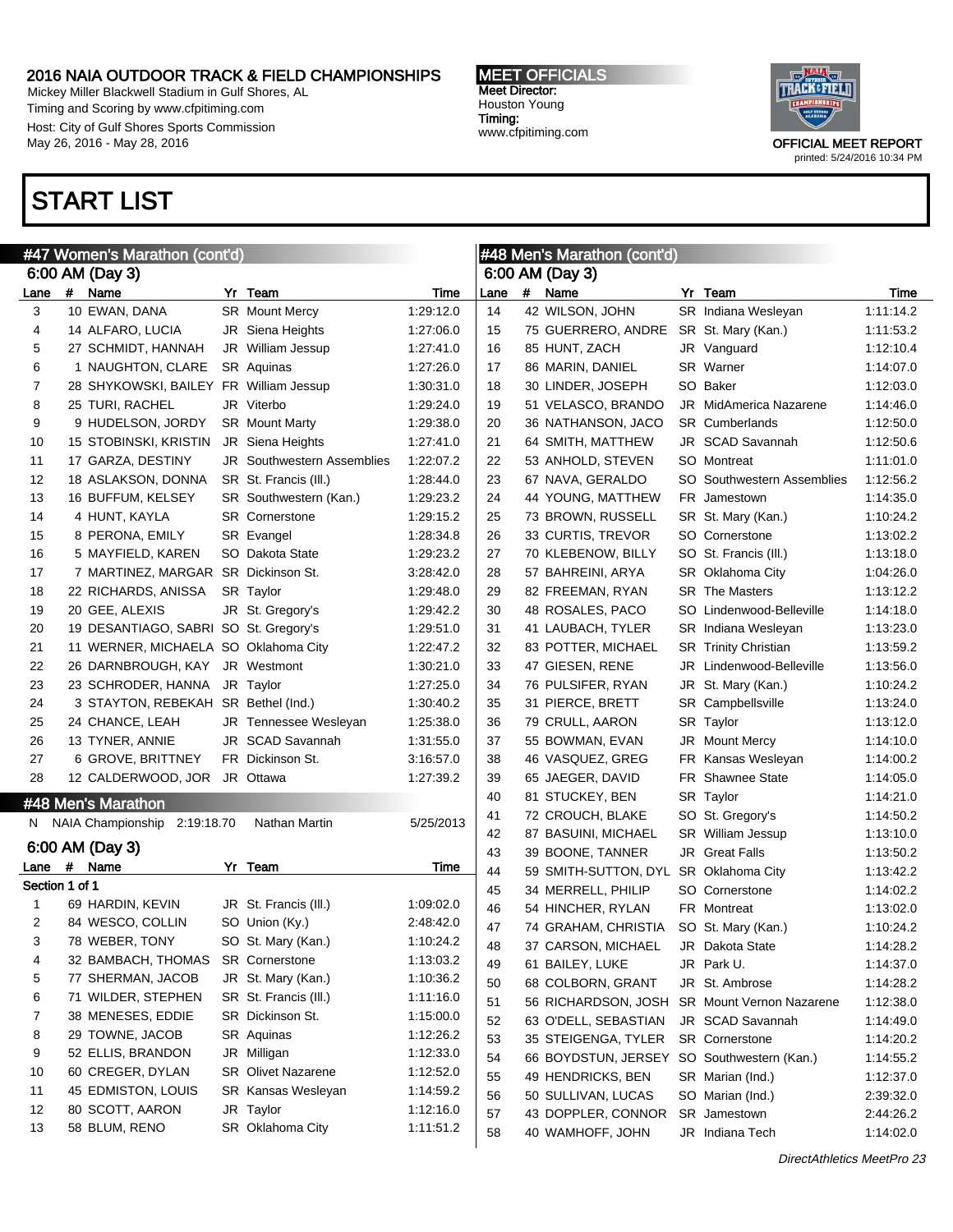# 2016 NAIA OUTDOOR TRACK & FIELD CHAMPIONSHIPS

Mickey Miller Blackwell Stadium in Gulf Shores, AL
Timing and Scoring by www.cfpitiming.com
Host: City of Gulf Shores Sports Commission
May 26, 2016 - May 28, 2016

**MEET OFFICIALS**
Meet Director:
Houston Young
Timing:
www.cfpitiming.com

OFFICIAL MEET REPORT
printed: 5/24/2016 10:34 PM

# START LIST

## #47 Women's Marathon (cont'd)

### 6:00 AM (Day 3)

| Lane | # | Name | Yr | Team | Time |
|---|---|---|---|---|---|
| 3 | 10 | EWAN, DANA | SR | Mount Mercy | 1:29:12.0 |
| 4 | 14 | ALFARO, LUCIA | JR | Siena Heights | 1:27:06.0 |
| 5 | 27 | SCHMIDT, HANNAH | JR | William Jessup | 1:27:41.0 |
| 6 | 1 | NAUGHTON, CLARE | SR | Aquinas | 1:27:26.0 |
| 7 | 28 | SHYKOWSKI, BAILEY | FR | William Jessup | 1:30:31.0 |
| 8 | 25 | TURI, RACHEL | JR | Viterbo | 1:29:24.0 |
| 9 | 9 | HUDELSON, JORDY | SR | Mount Marty | 1:29:38.0 |
| 10 | 15 | STOBINSKI, KRISTIN | JR | Siena Heights | 1:27:41.0 |
| 11 | 17 | GARZA, DESTINY | JR | Southwestern Assemblies | 1:22:07.2 |
| 12 | 18 | ASLAKSON, DONNA | SR | St. Francis (Ill.) | 1:28:44.0 |
| 13 | 16 | BUFFUM, KELSEY | SR | Southwestern (Kan.) | 1:29:23.2 |
| 14 | 4 | HUNT, KAYLA | SR | Cornerstone | 1:29:15.2 |
| 15 | 8 | PERONA, EMILY | SR | Evangel | 1:28:34.8 |
| 16 | 5 | MAYFIELD, KAREN | SO | Dakota State | 1:29:23.2 |
| 17 | 7 | MARTINEZ, MARGAR | SR | Dickinson St. | 3:28:42.0 |
| 18 | 22 | RICHARDS, ANISSA | SR | Taylor | 1:29:48.0 |
| 19 | 20 | GEE, ALEXIS | JR | St. Gregory's | 1:29:42.2 |
| 20 | 19 | DESANTIAGO, SABRI | SO | St. Gregory's | 1:29:51.0 |
| 21 | 11 | WERNER, MICHAELA | SO | Oklahoma City | 1:22:47.2 |
| 22 | 26 | DARNBROUGH, KAY | JR | Westmont | 1:30:21.0 |
| 23 | 23 | SCHRODER, HANNA | JR | Taylor | 1:27:25.0 |
| 24 | 3 | STAYTON, REBEKAH | SR | Bethel (Ind.) | 1:30:40.2 |
| 25 | 24 | CHANCE, LEAH | JR | Tennessee Wesleyan | 1:25:38.0 |
| 26 | 13 | TYNER, ANNIE | JR | SCAD Savannah | 1:31:55.0 |
| 27 | 6 | GROVE, BRITTNEY | FR | Dickinson St. | 3:16:57.0 |
| 28 | 12 | CALDERWOOD, JOR | JR | Ottawa | 1:27:39.2 |

## #48 Men's Marathon

N NAIA Championship 2:19:18.70 Nathan Martin 5/25/2013

### 6:00 AM (Day 3)

Section 1 of 1

| Lane | # | Name | Yr | Team | Time |
|---|---|---|---|---|---|
| 1 | 69 | HARDIN, KEVIN | JR | St. Francis (Ill.) | 1:09:02.0 |
| 2 | 84 | WESCO, COLLIN | SO | Union (Ky.) | 2:48:42.0 |
| 3 | 78 | WEBER, TONY | SO | St. Mary (Kan.) | 1:10:24.2 |
| 4 | 32 | BAMBACH, THOMAS | SR | Cornerstone | 1:13:03.2 |
| 5 | 77 | SHERMAN, JACOB | JR | St. Mary (Kan.) | 1:10:36.2 |
| 6 | 71 | WILDER, STEPHEN | SR | St. Francis (Ill.) | 1:11:16.0 |
| 7 | 38 | MENESES, EDDIE | SR | Dickinson St. | 1:15:00.0 |
| 8 | 29 | TOWNE, JACOB | SR | Aquinas | 1:12:26.2 |
| 9 | 52 | ELLIS, BRANDON | JR | Milligan | 1:12:33.0 |
| 10 | 60 | CREGER, DYLAN | SR | Olivet Nazarene | 1:12:52.0 |
| 11 | 45 | EDMISTON, LOUIS | SR | Kansas Wesleyan | 1:14:59.2 |
| 12 | 80 | SCOTT, AARON | JR | Taylor | 1:12:16.0 |
| 13 | 58 | BLUM, RENO | SR | Oklahoma City | 1:11:51.2 |

## #48 Men's Marathon (cont'd)

### 6:00 AM (Day 3)

| Lane | # | Name | Yr | Team | Time |
|---|---|---|---|---|---|
| 14 | 42 | WILSON, JOHN | SR | Indiana Wesleyan | 1:11:14.2 |
| 15 | 75 | GUERRERO, ANDRE | SR | St. Mary (Kan.) | 1:11:53.2 |
| 16 | 85 | HUNT, ZACH | JR | Vanguard | 1:12:10.4 |
| 17 | 86 | MARIN, DANIEL | SR | Warner | 1:14:07.0 |
| 18 | 30 | LINDER, JOSEPH | SO | Baker | 1:12:03.0 |
| 19 | 51 | VELASCO, BRANDO | JR | MidAmerica Nazarene | 1:14:46.0 |
| 20 | 36 | NATHANSON, JACO | SR | Cumberlands | 1:12:50.0 |
| 21 | 64 | SMITH, MATTHEW | JR | SCAD Savannah | 1:12:50.6 |
| 22 | 53 | ANHOLD, STEVEN | SO | Montreat | 1:11:01.0 |
| 23 | 67 | NAVA, GERALDO | SO | Southwestern Assemblies | 1:12:56.2 |
| 24 | 44 | YOUNG, MATTHEW | FR | Jamestown | 1:14:35.0 |
| 25 | 73 | BROWN, RUSSELL | SR | St. Mary (Kan.) | 1:10:24.2 |
| 26 | 33 | CURTIS, TREVOR | SO | Cornerstone | 1:13:02.2 |
| 27 | 70 | KLEBENOW, BILLY | SO | St. Francis (Ill.) | 1:13:18.0 |
| 28 | 57 | BAHREINI, ARYA | SR | Oklahoma City | 1:04:26.0 |
| 29 | 82 | FREEMAN, RYAN | SR | The Masters | 1:13:12.2 |
| 30 | 48 | ROSALES, PACO | SO | Lindenwood-Belleville | 1:14:18.0 |
| 31 | 41 | LAUBACH, TYLER | SR | Indiana Wesleyan | 1:13:23.0 |
| 32 | 83 | POTTER, MICHAEL | SR | Trinity Christian | 1:13:59.2 |
| 33 | 47 | GIESEN, RENE | JR | Lindenwood-Belleville | 1:13:56.0 |
| 34 | 76 | PULSIFER, RYAN | JR | St. Mary (Kan.) | 1:10:24.2 |
| 35 | 31 | PIERCE, BRETT | SR | Campbellsville | 1:13:24.0 |
| 36 | 79 | CRULL, AARON | SR | Taylor | 1:13:12.0 |
| 37 | 55 | BOWMAN, EVAN | JR | Mount Mercy | 1:14:10.0 |
| 38 | 46 | VASQUEZ, GREG | FR | Kansas Wesleyan | 1:14:00.2 |
| 39 | 65 | JAEGER, DAVID | FR | Shawnee State | 1:14:05.0 |
| 40 | 81 | STUCKEY, BEN | SR | Taylor | 1:14:21.0 |
| 41 | 72 | CROUCH, BLAKE | SO | St. Gregory's | 1:14:50.2 |
| 42 | 87 | BASUINI, MICHAEL | SR | William Jessup | 1:13:10.0 |
| 43 | 39 | BOONE, TANNER | JR | Great Falls | 1:13:50.2 |
| 44 | 59 | SMITH-SUTTON, DYL | SR | Oklahoma City | 1:13:42.2 |
| 45 | 34 | MERRELL, PHILIP | SO | Cornerstone | 1:14:02.2 |
| 46 | 54 | HINCHER, RYLAN | FR | Montreat | 1:13:02.0 |
| 47 | 74 | GRAHAM, CHRISTIA | SO | St. Mary (Kan.) | 1:10:24.2 |
| 48 | 37 | CARSON, MICHAEL | JR | Dakota State | 1:14:28.2 |
| 49 | 61 | BAILEY, LUKE | JR | Park U. | 1:14:37.0 |
| 50 | 68 | COLBORN, GRANT | JR | St. Ambrose | 1:14:28.2 |
| 51 | 56 | RICHARDSON, JOSH | SR | Mount Vernon Nazarene | 1:12:38.0 |
| 52 | 63 | O'DELL, SEBASTIAN | JR | SCAD Savannah | 1:14:49.0 |
| 53 | 35 | STEIGENGA, TYLER | SR | Cornerstone | 1:14:20.2 |
| 54 | 66 | BOYDSTUN, JERSEY | SO | Southwestern (Kan.) | 1:14:55.2 |
| 55 | 49 | HENDRICKS, BEN | SR | Marian (Ind.) | 1:12:37.0 |
| 56 | 50 | SULLIVAN, LUCAS | SO | Marian (Ind.) | 2:39:32.0 |
| 57 | 43 | DOPPLER, CONNOR | SR | Jamestown | 2:44:26.2 |
| 58 | 40 | WAMHOFF, JOHN | JR | Indiana Tech | 1:14:02.0 |

DirectAthletics MeetPro 23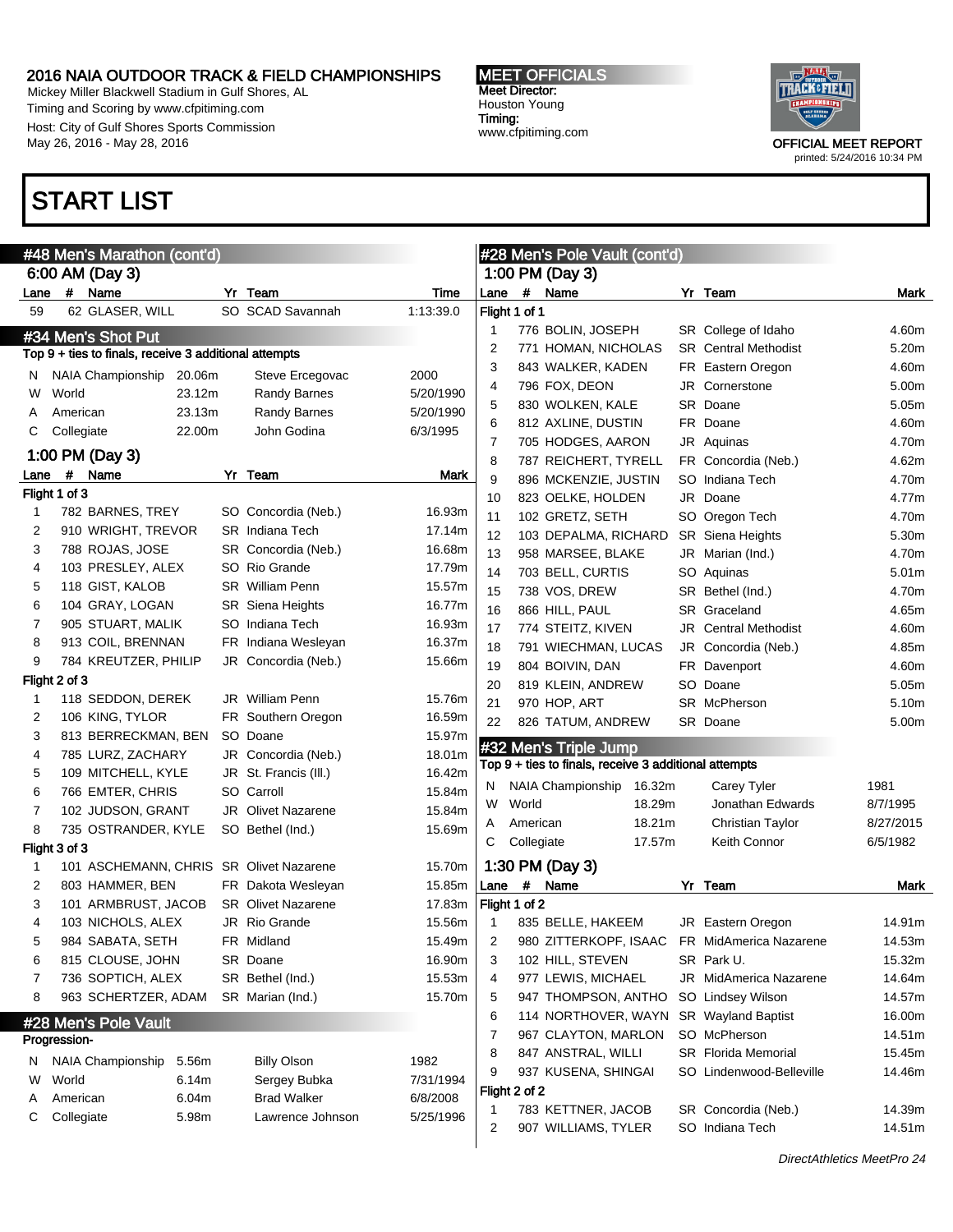# START LIST

## #48 Men's Marathon (cont'd)

### 6:00 AM (Day 3)

| Lane | # | Name | Yr | Team | Time |
|---|---|---|---|---|---|
| 59 | 62 | GLASER, WILL | SO | SCAD Savannah | 1:13:39.0 |

## #34 Men's Shot Put

Top 9 + ties to finals, receive 3 additional attempts

| | | | | |
|---|---|---|---|---|
| N | NAIA Championship | 20.06m | Steve Ercegovac | 2000 |
| W | World | 23.12m | Randy Barnes | 5/20/1990 |
| A | American | 23.13m | Randy Barnes | 5/20/1990 |
| C | Collegiate | 22.00m | John Godina | 6/3/1995 |

### 1:00 PM (Day 3)

| Lane | # | Name | Yr | Team | Mark |
|---|---|---|---|---|---|
| **Flight 1 of 3** | | | | | |
| 1 | 782 | BARNES, TREY | SO | Concordia (Neb.) | 16.93m |
| 2 | 910 | WRIGHT, TREVOR | SR | Indiana Tech | 17.14m |
| 3 | 788 | ROJAS, JOSE | SR | Concordia (Neb.) | 16.68m |
| 4 | 103 | PRESLEY, ALEX | SO | Rio Grande | 17.79m |
| 5 | 118 | GIST, KALOB | SR | William Penn | 15.57m |
| 6 | 104 | GRAY, LOGAN | SR | Siena Heights | 16.77m |
| 7 | 905 | STUART, MALIK | SO | Indiana Tech | 16.93m |
| 8 | 913 | COIL, BRENNAN | FR | Indiana Wesleyan | 16.37m |
| 9 | 784 | KREUTZER, PHILIP | JR | Concordia (Neb.) | 15.66m |
| **Flight 2 of 3** | | | | | |
| 1 | 118 | SEDDON, DEREK | JR | William Penn | 15.76m |
| 2 | 106 | KING, TYLOR | FR | Southern Oregon | 16.59m |
| 3 | 813 | BERRECKMAN, BEN | SO | Doane | 15.97m |
| 4 | 785 | LURZ, ZACHARY | JR | Concordia (Neb.) | 18.01m |
| 5 | 109 | MITCHELL, KYLE | JR | St. Francis (Ill.) | 16.42m |
| 6 | 766 | EMTER, CHRIS | SO | Carroll | 15.84m |
| 7 | 102 | JUDSON, GRANT | JR | Olivet Nazarene | 15.84m |
| 8 | 735 | OSTRANDER, KYLE | SO | Bethel (Ind.) | 15.69m |
| **Flight 3 of 3** | | | | | |
| 1 | 101 | ASCHEMANN, CHRIS | SR | Olivet Nazarene | 15.70m |
| 2 | 803 | HAMMER, BEN | FR | Dakota Wesleyan | 15.85m |
| 3 | 101 | ARMBRUST, JACOB | SR | Olivet Nazarene | 17.83m |
| 4 | 103 | NICHOLS, ALEX | JR | Rio Grande | 15.56m |
| 5 | 984 | SABATA, SETH | FR | Midland | 15.49m |
| 6 | 815 | CLOUSE, JOHN | SR | Doane | 16.90m |
| 7 | 736 | SOPTICH, ALEX | SR | Bethel (Ind.) | 15.53m |
| 8 | 963 | SCHERTZER, ADAM | SR | Marian (Ind.) | 15.70m |

## #28 Men's Pole Vault

Progression-

| | | | | |
|---|---|---|---|---|
| N | NAIA Championship | 5.56m | Billy Olson | 1982 |
| W | World | 6.14m | Sergey Bubka | 7/31/1994 |
| A | American | 6.04m | Brad Walker | 6/8/2008 |
| C | Collegiate | 5.98m | Lawrence Johnson | 5/25/1996 |

## #28 Men's Pole Vault (cont'd)

### 1:00 PM (Day 3)

| Lane | # | Name | Yr | Team | Mark |
|---|---|---|---|---|---|
| **Flight 1 of 1** | | | | | |
| 1 | 776 | BOLIN, JOSEPH | SR | College of Idaho | 4.60m |
| 2 | 771 | HOMAN, NICHOLAS | SR | Central Methodist | 5.20m |
| 3 | 843 | WALKER, KADEN | FR | Eastern Oregon | 4.60m |
| 4 | 796 | FOX, DEON | JR | Cornerstone | 5.00m |
| 5 | 830 | WOLKEN, KALE | SR | Doane | 5.05m |
| 6 | 812 | AXLINE, DUSTIN | FR | Doane | 4.60m |
| 7 | 705 | HODGES, AARON | JR | Aquinas | 4.70m |
| 8 | 787 | REICHERT, TYRELL | FR | Concordia (Neb.) | 4.62m |
| 9 | 896 | MCKENZIE, JUSTIN | SO | Indiana Tech | 4.70m |
| 10 | 823 | OELKE, HOLDEN | JR | Doane | 4.77m |
| 11 | 102 | GRETZ, SETH | SO | Oregon Tech | 4.70m |
| 12 | 103 | DEPALMA, RICHARD | SR | Siena Heights | 5.30m |
| 13 | 958 | MARSEE, BLAKE | JR | Marian (Ind.) | 4.70m |
| 14 | 703 | BELL, CURTIS | SO | Aquinas | 5.01m |
| 15 | 738 | VOS, DREW | SR | Bethel (Ind.) | 4.70m |
| 16 | 866 | HILL, PAUL | SR | Graceland | 4.65m |
| 17 | 774 | STEITZ, KIVEN | JR | Central Methodist | 4.60m |
| 18 | 791 | WIECHMAN, LUCAS | JR | Concordia (Neb.) | 4.85m |
| 19 | 804 | BOIVIN, DAN | FR | Davenport | 4.60m |
| 20 | 819 | KLEIN, ANDREW | SO | Doane | 5.05m |
| 21 | 970 | HOP, ART | SR | McPherson | 5.10m |
| 22 | 826 | TATUM, ANDREW | SR | Doane | 5.00m |

## #32 Men's Triple Jump

Top 9 + ties to finals, receive 3 additional attempts

| | | | | |
|---|---|---|---|---|
| N | NAIA Championship | 16.32m | Carey Tyler | 1981 |
| W | World | 18.29m | Jonathan Edwards | 8/7/1995 |
| A | American | 18.21m | Christian Taylor | 8/27/2015 |
| C | Collegiate | 17.57m | Keith Connor | 6/5/1982 |

### 1:30 PM (Day 3)

| Lane | # | Name | Yr | Team | Mark |
|---|---|---|---|---|---|
| **Flight 1 of 2** | | | | | |
| 1 | 835 | BELLE, HAKEEM | JR | Eastern Oregon | 14.91m |
| 2 | 980 | ZITTERKOPF, ISAAC | FR | MidAmerica Nazarene | 14.53m |
| 3 | 102 | HILL, STEVEN | SR | Park U. | 15.32m |
| 4 | 977 | LEWIS, MICHAEL | JR | MidAmerica Nazarene | 14.64m |
| 5 | 947 | THOMPSON, ANTHO | SO | Lindsey Wilson | 14.57m |
| 6 | 114 | NORTHOVER, WAYN | SR | Wayland Baptist | 16.00m |
| 7 | 967 | CLAYTON, MARLON | SO | McPherson | 14.51m |
| 8 | 847 | ANSTRAL, WILLI | SR | Florida Memorial | 15.45m |
| 9 | 937 | KUSENA, SHINGAI | SO | Lindenwood-Belleville | 14.46m |
| **Flight 2 of 2** | | | | | |
| 1 | 783 | KETTNER, JACOB | SR | Concordia (Neb.) | 14.39m |
| 2 | 907 | WILLIAMS, TYLER | SO | Indiana Tech | 14.51m |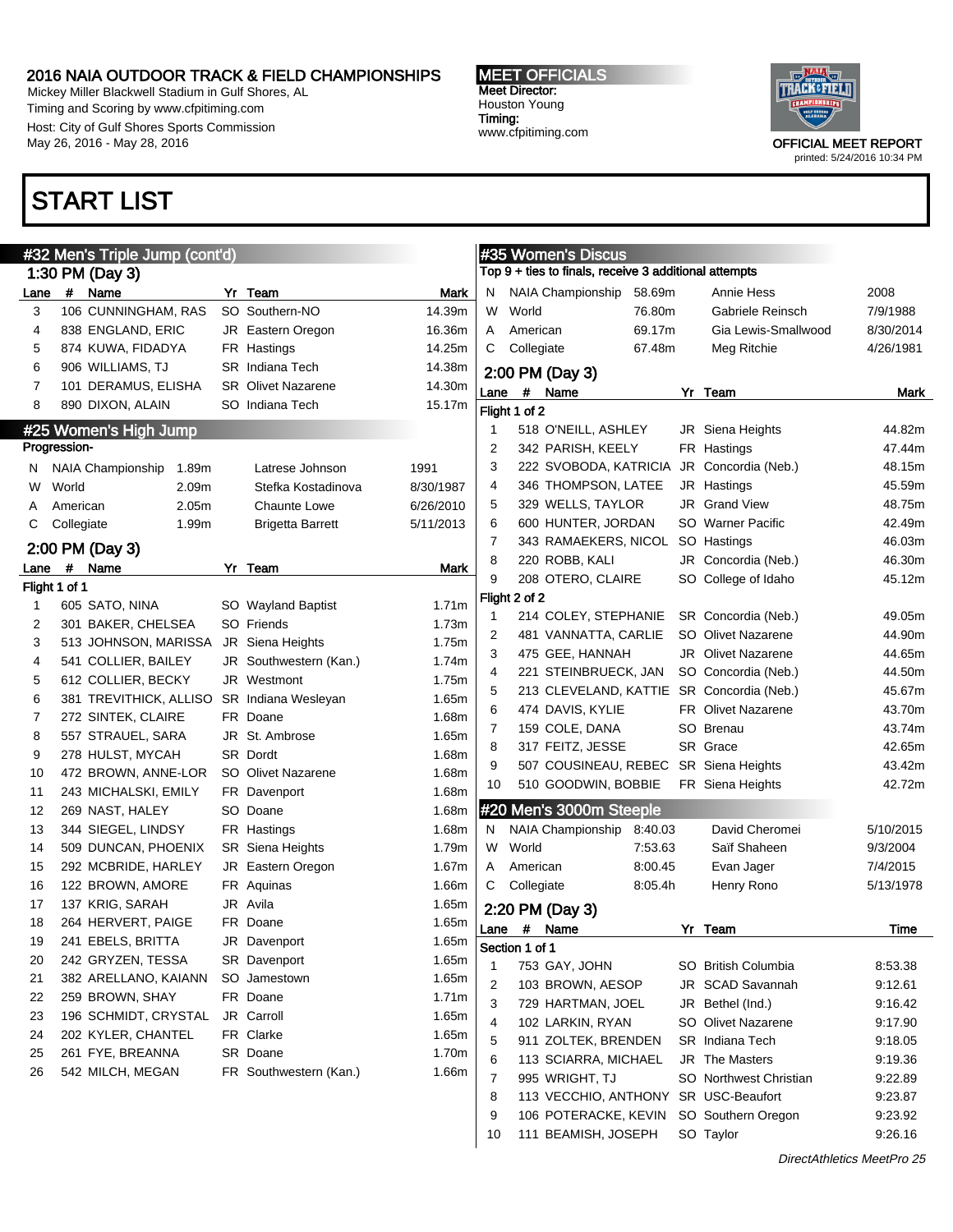# START LIST

## #32 Men's Triple Jump (cont'd)

### 1:30 PM (Day 3)

| Lane | # | Name | Yr | Team | Mark |
|---|---|---|---|---|---|
| 3 | 106 | CUNNINGHAM, RAS | SO | Southern-NO | 14.39m |
| 4 | 838 | ENGLAND, ERIC | JR | Eastern Oregon | 16.36m |
| 5 | 874 | KUWA, FIDADYA | FR | Hastings | 14.25m |
| 6 | 906 | WILLIAMS, TJ | SR | Indiana Tech | 14.38m |
| 7 | 101 | DERAMUS, ELISHA | SR | Olivet Nazarene | 14.30m |
| 8 | 890 | DIXON, ALAIN | SO | Indiana Tech | 15.17m |

## #25 Women's High Jump

Progression-

| | | Mark | Name | Date |
|---|---|---|---|---|
| N | NAIA Championship | 1.89m | Latrese Johnson | 1991 |
| W | World | 2.09m | Stefka Kostadinova | 8/30/1987 |
| A | American | 2.05m | Chaunte Lowe | 6/26/2010 |
| C | Collegiate | 1.99m | Brigetta Barrett | 5/11/2013 |

### 2:00 PM (Day 3)

Flight 1 of 1

| Lane | # | Name | Yr | Team | Mark |
|---|---|---|---|---|---|
| 1 | 605 | SATO, NINA | SO | Wayland Baptist | 1.71m |
| 2 | 301 | BAKER, CHELSEA | SO | Friends | 1.73m |
| 3 | 513 | JOHNSON, MARISSA | JR | Siena Heights | 1.75m |
| 4 | 541 | COLLIER, BAILEY | JR | Southwestern (Kan.) | 1.74m |
| 5 | 612 | COLLIER, BECKY | JR | Westmont | 1.75m |
| 6 | 381 | TREVITHICK, ALLISO | SR | Indiana Wesleyan | 1.65m |
| 7 | 272 | SINTEK, CLAIRE | FR | Doane | 1.68m |
| 8 | 557 | STRAUEL, SARA | JR | St. Ambrose | 1.65m |
| 9 | 278 | HULST, MYCAH | SR | Dordt | 1.68m |
| 10 | 472 | BROWN, ANNE-LOR | SO | Olivet Nazarene | 1.68m |
| 11 | 243 | MICHALSKI, EMILY | FR | Davenport | 1.68m |
| 12 | 269 | NAST, HALEY | SO | Doane | 1.68m |
| 13 | 344 | SIEGEL, LINDSY | FR | Hastings | 1.68m |
| 14 | 509 | DUNCAN, PHOENIX | SR | Siena Heights | 1.79m |
| 15 | 292 | MCBRIDE, HARLEY | JR | Eastern Oregon | 1.67m |
| 16 | 122 | BROWN, AMORE | FR | Aquinas | 1.66m |
| 17 | 137 | KRIG, SARAH | JR | Avila | 1.65m |
| 18 | 264 | HERVERT, PAIGE | FR | Doane | 1.65m |
| 19 | 241 | EBELS, BRITTA | JR | Davenport | 1.65m |
| 20 | 242 | GRYZEN, TESSA | SR | Davenport | 1.65m |
| 21 | 382 | ARELLANO, KAIANN | SO | Jamestown | 1.65m |
| 22 | 259 | BROWN, SHAY | FR | Doane | 1.71m |
| 23 | 196 | SCHMIDT, CRYSTAL | JR | Carroll | 1.65m |
| 24 | 202 | KYLER, CHANTEL | FR | Clarke | 1.65m |
| 25 | 261 | FYE, BREANNA | SR | Doane | 1.70m |
| 26 | 542 | MILCH, MEGAN | FR | Southwestern (Kan.) | 1.66m |

## #35 Women's Discus

Top 9 + ties to finals, receive 3 additional attempts

| | | Mark | Name | Date |
|---|---|---|---|---|
| N | NAIA Championship | 58.69m | Annie Hess | 2008 |
| W | World | 76.80m | Gabriele Reinsch | 7/9/1988 |
| A | American | 69.17m | Gia Lewis-Smallwood | 8/30/2014 |
| C | Collegiate | 67.48m | Meg Ritchie | 4/26/1981 |

### 2:00 PM (Day 3)

Flight 1 of 2

| Lane | # | Name | Yr | Team | Mark |
|---|---|---|---|---|---|
| 1 | 518 | O'NEILL, ASHLEY | JR | Siena Heights | 44.82m |
| 2 | 342 | PARISH, KEELY | FR | Hastings | 47.44m |
| 3 | 222 | SVOBODA, KATRICIA | JR | Concordia (Neb.) | 48.15m |
| 4 | 346 | THOMPSON, LATEE | JR | Hastings | 45.59m |
| 5 | 329 | WELLS, TAYLOR | JR | Grand View | 48.75m |
| 6 | 600 | HUNTER, JORDAN | SO | Warner Pacific | 42.49m |
| 7 | 343 | RAMAEKERS, NICOL | SO | Hastings | 46.03m |
| 8 | 220 | ROBB, KALI | JR | Concordia (Neb.) | 46.30m |
| 9 | 208 | OTERO, CLAIRE | SO | College of Idaho | 45.12m |

Flight 2 of 2

| Lane | # | Name | Yr | Team | Mark |
|---|---|---|---|---|---|
| 1 | 214 | COLEY, STEPHANIE | SR | Concordia (Neb.) | 49.05m |
| 2 | 481 | VANNATTA, CARLIE | SO | Olivet Nazarene | 44.90m |
| 3 | 475 | GEE, HANNAH | JR | Olivet Nazarene | 44.65m |
| 4 | 221 | STEINBRUECK, JAN | SO | Concordia (Neb.) | 44.50m |
| 5 | 213 | CLEVELAND, KATTIE | SR | Concordia (Neb.) | 45.67m |
| 6 | 474 | DAVIS, KYLIE | FR | Olivet Nazarene | 43.70m |
| 7 | 159 | COLE, DANA | SO | Brenau | 43.74m |
| 8 | 317 | FEITZ, JESSE | SR | Grace | 42.65m |
| 9 | 507 | COUSINEAU, REBEC | SR | Siena Heights | 43.42m |
| 10 | 510 | GOODWIN, BOBBIE | FR | Siena Heights | 42.72m |

## #20 Men's 3000m Steeple

| | | Time | Name | Date |
|---|---|---|---|---|
| N | NAIA Championship | 8:40.03 | David Cheromei | 5/10/2015 |
| W | World | 7:53.63 | Saïf Shaheen | 9/3/2004 |
| A | American | 8:00.45 | Evan Jager | 7/4/2015 |
| C | Collegiate | 8:05.4h | Henry Rono | 5/13/1978 |

### 2:20 PM (Day 3)

Section 1 of 1

| Lane | # | Name | Yr | Team | Time |
|---|---|---|---|---|---|
| 1 | 753 | GAY, JOHN | SO | British Columbia | 8:53.38 |
| 2 | 103 | BROWN, AESOP | JR | SCAD Savannah | 9:12.61 |
| 3 | 729 | HARTMAN, JOEL | JR | Bethel (Ind.) | 9:16.42 |
| 4 | 102 | LARKIN, RYAN | SO | Olivet Nazarene | 9:17.90 |
| 5 | 911 | ZOLTEK, BRENDEN | SR | Indiana Tech | 9:18.05 |
| 6 | 113 | SCIARRA, MICHAEL | JR | The Masters | 9:19.36 |
| 7 | 995 | WRIGHT, TJ | SO | Northwest Christian | 9:22.89 |
| 8 | 113 | VECCHIO, ANTHONY | SR | USC-Beaufort | 9:23.87 |
| 9 | 106 | POTERACKE, KEVIN | SO | Southern Oregon | 9:23.92 |
| 10 | 111 | BEAMISH, JOSEPH | SO | Taylor | 9:26.16 |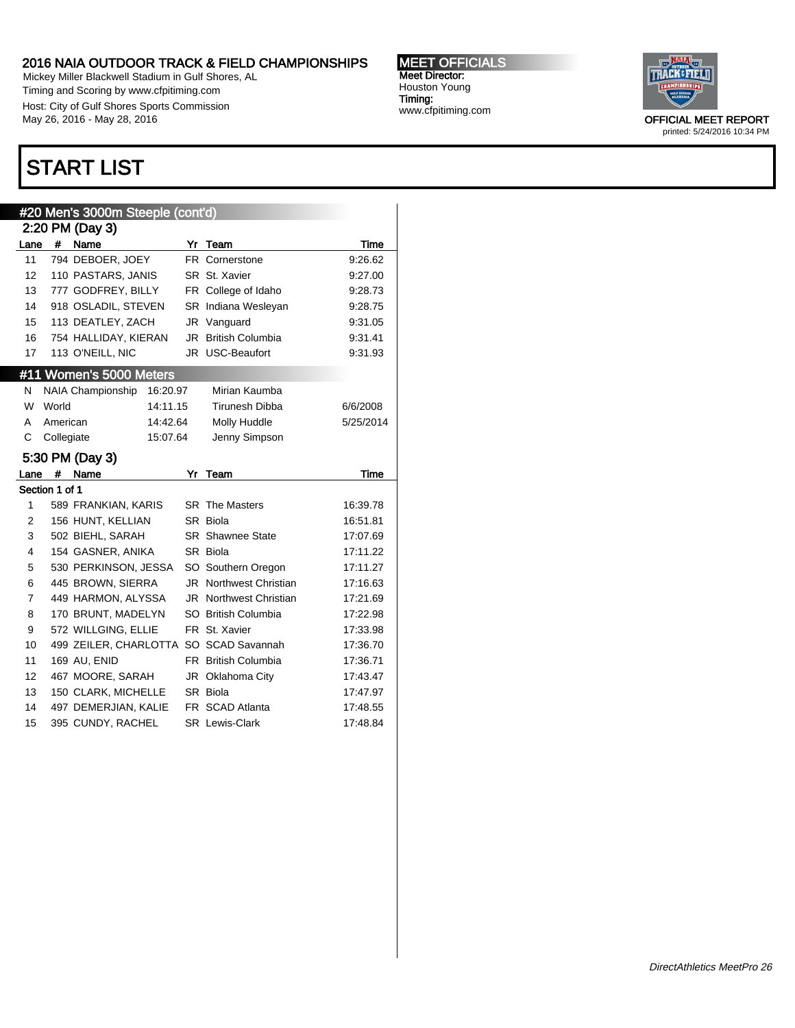# START LIST

## #20 Men's 3000m Steeple (cont'd)

### 2:20 PM (Day 3)

| Lane | # | Name | Yr | Team | Time |
|---|---|---|---|---|---|
| 11 | 794 | DEBOER, JOEY | FR | Cornerstone | 9:26.62 |
| 12 | 110 | PASTARS, JANIS | SR | St. Xavier | 9:27.00 |
| 13 | 777 | GODFREY, BILLY | FR | College of Idaho | 9:28.73 |
| 14 | 918 | OSLADIL, STEVEN | SR | Indiana Wesleyan | 9:28.75 |
| 15 | 113 | DEATLEY, ZACH | JR | Vanguard | 9:31.05 |
| 16 | 754 | HALLIDAY, KIERAN | JR | British Columbia | 9:31.41 |
| 17 | 113 | O'NEILL, NIC | JR | USC-Beaufort | 9:31.93 |

## #11 Women's 5000 Meters

| | | | | |
|---|---|---|---|---|
| N | NAIA Championship | 16:20.97 | Mirian Kaumba | |
| W | World | 14:11.15 | Tirunesh Dibba | 6/6/2008 |
| A | American | 14:42.64 | Molly Huddle | 5/25/2014 |
| C | Collegiate | 15:07.64 | Jenny Simpson | |

### 5:30 PM (Day 3)

Section 1 of 1

| Lane | # | Name | Yr | Team | Time |
|---|---|---|---|---|---|
| 1 | 589 | FRANKIAN, KARIS | SR | The Masters | 16:39.78 |
| 2 | 156 | HUNT, KELLIAN | SR | Biola | 16:51.81 |
| 3 | 502 | BIEHL, SARAH | SR | Shawnee State | 17:07.69 |
| 4 | 154 | GASNER, ANIKA | SR | Biola | 17:11.22 |
| 5 | 530 | PERKINSON, JESSA | SO | Southern Oregon | 17:11.27 |
| 6 | 445 | BROWN, SIERRA | JR | Northwest Christian | 17:16.63 |
| 7 | 449 | HARMON, ALYSSA | JR | Northwest Christian | 17:21.69 |
| 8 | 170 | BRUNT, MADELYN | SO | British Columbia | 17:22.98 |
| 9 | 572 | WILLGING, ELLIE | FR | St. Xavier | 17:33.98 |
| 10 | 499 | ZEILER, CHARLOTTA | SO | SCAD Savannah | 17:36.70 |
| 11 | 169 | AU, ENID | FR | British Columbia | 17:36.71 |
| 12 | 467 | MOORE, SARAH | JR | Oklahoma City | 17:43.47 |
| 13 | 150 | CLARK, MICHELLE | SR | Biola | 17:47.97 |
| 14 | 497 | DEMERJIAN, KALIE | FR | SCAD Atlanta | 17:48.55 |
| 15 | 395 | CUNDY, RACHEL | SR | Lewis-Clark | 17:48.84 |